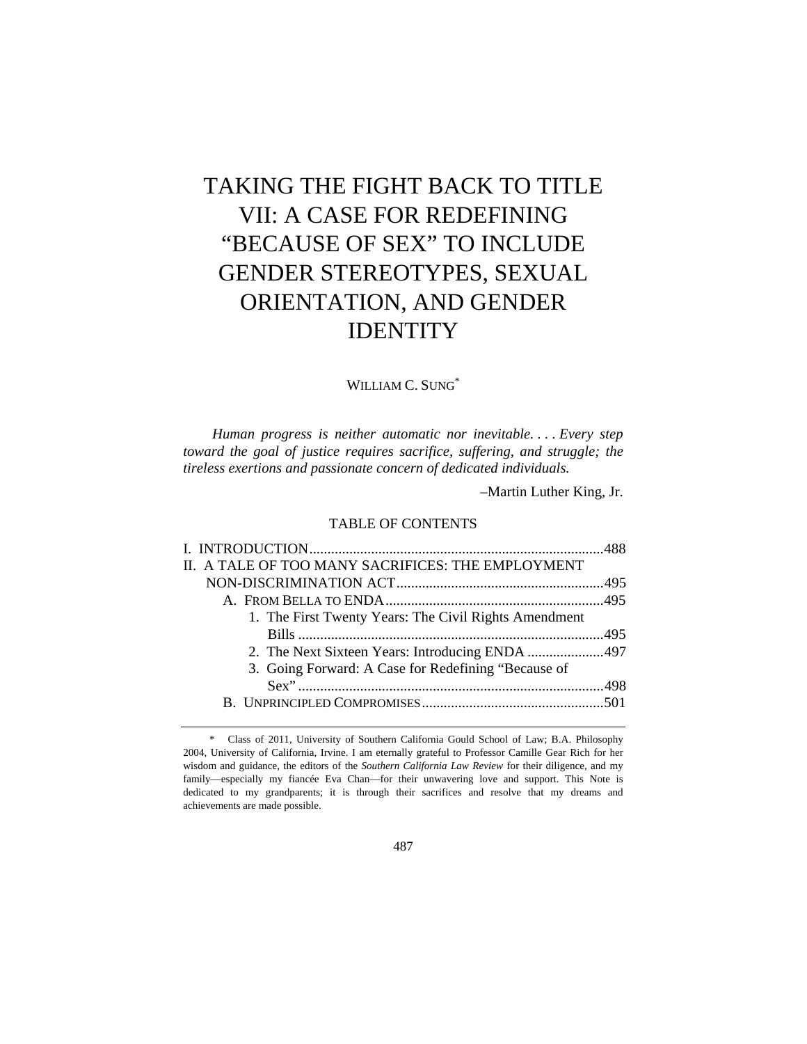# TAKING THE FIGHT BACK TO TITLE VII: A CASE FOR REDEFINING "BECAUSE OF SEX" TO INCLUDE GENDER STEREOTYPES, SEXUAL ORIENTATION, AND GENDER IDENTITY

WILLIAM C. SUNG[*]

> *Human progress is neither automatic nor inevitable. . . . Every step toward the goal of justice requires sacrifice, suffering, and struggle; the tireless exertions and passionate concern of dedicated individuals.*
>
> –Martin Luther King, Jr.

TABLE OF CONTENTS

I. INTRODUCTION....................................................................................488
II. A TALE OF TOO MANY SACRIFICES: THE EMPLOYMENT NON-DISCRIMINATION ACT.........................................................495
  A. FROM BELLA TO ENDA............................................................495
    1. The First Twenty Years: The Civil Rights Amendment Bills ....................................................................................495
    2. The Next Sixteen Years: Introducing ENDA .....................497
    3. Going Forward: A Case for Redefining "Because of Sex" .....................................................................................498
  B. UNPRINCIPLED COMPROMISES..................................................501

---

[*] Class of 2011, University of Southern California Gould School of Law; B.A. Philosophy 2004, University of California, Irvine. I am eternally grateful to Professor Camille Gear Rich for her wisdom and guidance, the editors of the *Southern California Law Review* for their diligence, and my family—especially my fiancée Eva Chan—for their unwavering love and support. This Note is dedicated to my grandparents; it is through their sacrifices and resolve that my dreams and achievements are made possible.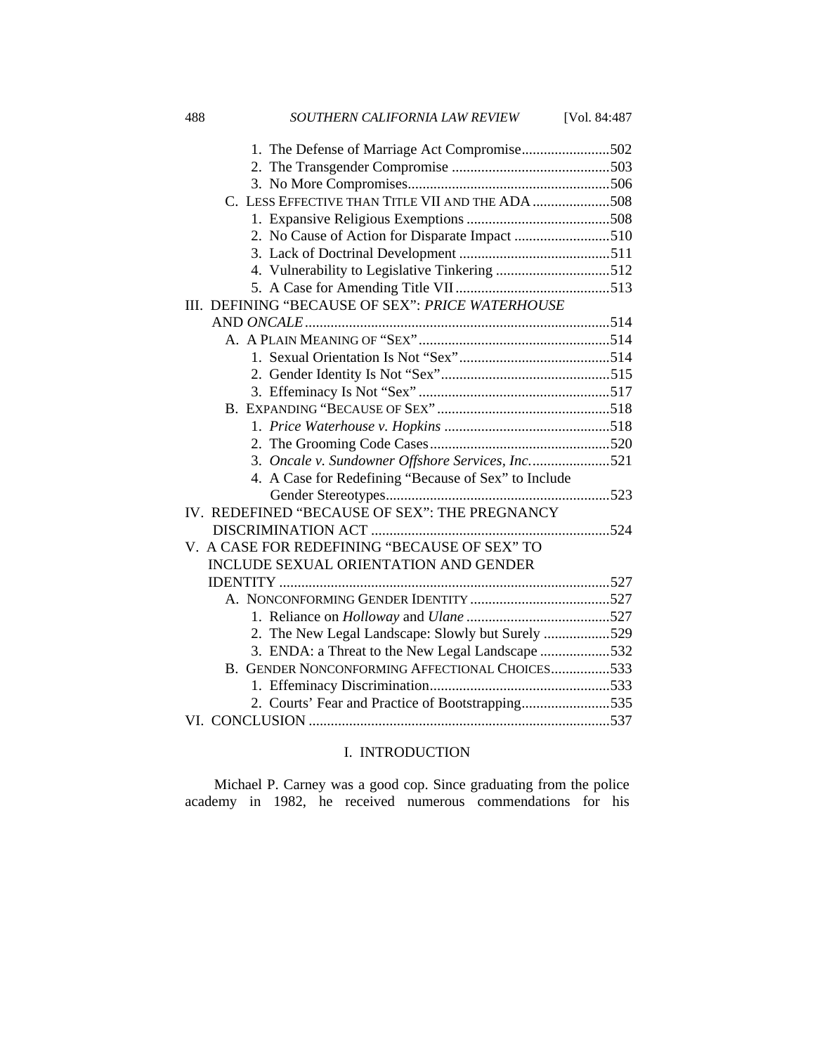1. The Defense of Marriage Act Compromise........................502
2. The Transgender Compromise ...........................................503
3. No More Compromises.......................................................506

C. LESS EFFECTIVE THAN TITLE VII AND THE ADA .....................508

1. Expansive Religious Exemptions .......................................508
2. No Cause of Action for Disparate Impact ..........................510
3. Lack of Doctrinal Development .........................................511
4. Vulnerability to Legislative Tinkering ...............................512
5. A Case for Amending Title VII ..........................................513

III. DEFINING "BECAUSE OF SEX": *PRICE WATERHOUSE* AND *ONCALE* ..................................................................................514

A. A PLAIN MEANING OF "SEX" ...................................................514

1. Sexual Orientation Is Not "Sex" .........................................514
2. Gender Identity Is Not "Sex" ..............................................515
3. Effeminacy Is Not "Sex" ....................................................517

B. EXPANDING "BECAUSE OF SEX" ...............................................518

1. *Price Waterhouse v. Hopkins* .............................................518
2. The Grooming Code Cases .................................................520
3. *Oncale v. Sundowner Offshore Services, Inc.* ......................521
4. A Case for Redefining "Because of Sex" to Include Gender Stereotypes .............................................................523

IV. REDEFINED "BECAUSE OF SEX": THE PREGNANCY DISCRIMINATION ACT .................................................................524

V. A CASE FOR REDEFINING "BECAUSE OF SEX" TO INCLUDE SEXUAL ORIENTATION AND GENDER IDENTITY .........................................................................................527

A. NONCONFORMING GENDER IDENTITY ......................................527

1. Reliance on *Holloway* and *Ulane* .......................................527
2. The New Legal Landscape: Slowly but Surely ..................529
3. ENDA: a Threat to the New Legal Landscape ...................532

B. GENDER NONCONFORMING AFFECTIONAL CHOICES ................533

1. Effeminacy Discrimination .................................................533
2. Courts' Fear and Practice of Bootstrapping ........................535

VI. CONCLUSION .................................................................................537

# I. INTRODUCTION

Michael P. Carney was a good cop. Since graduating from the police academy in 1982, he received numerous commendations for his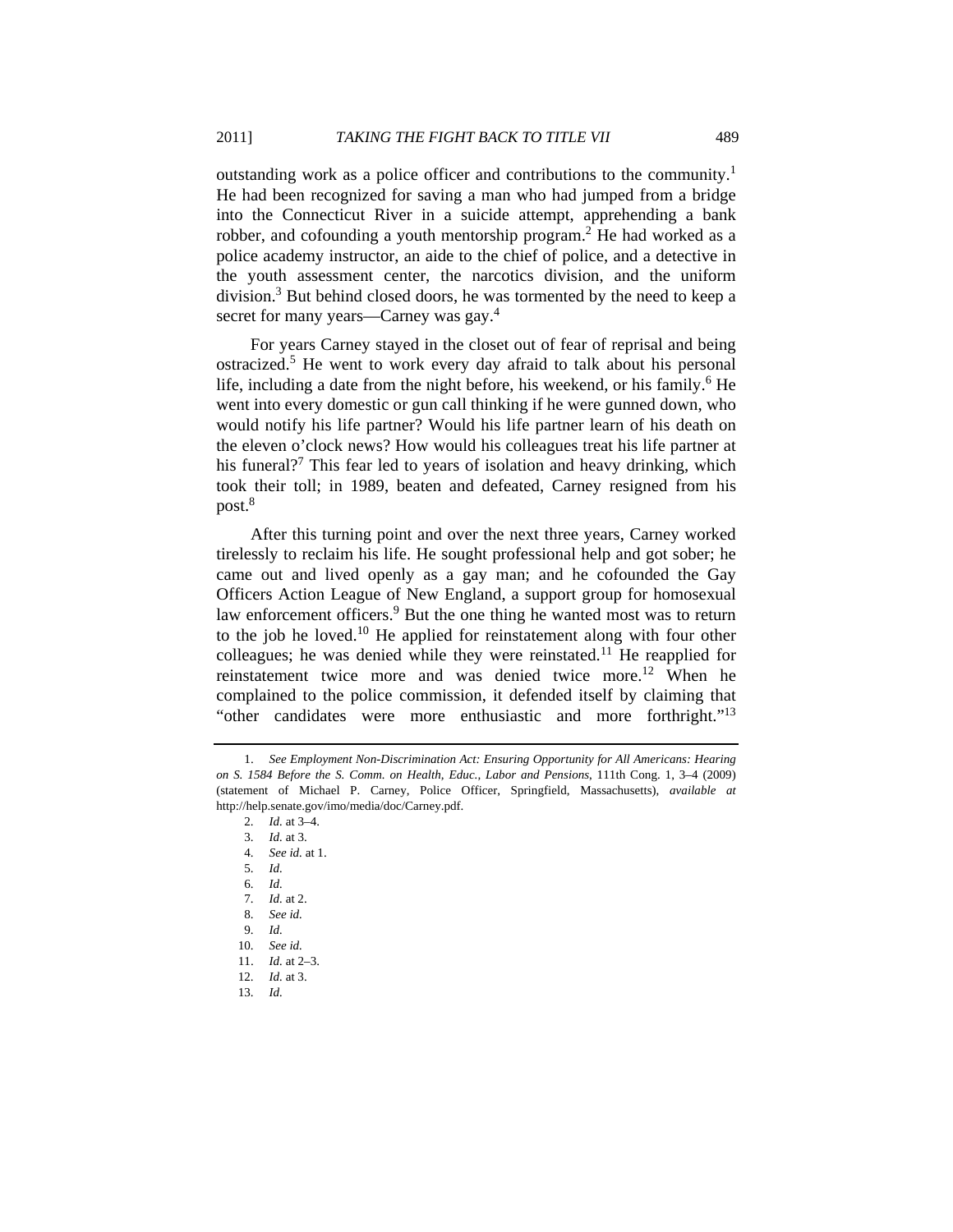outstanding work as a police officer and contributions to the community.[1] He had been recognized for saving a man who had jumped from a bridge into the Connecticut River in a suicide attempt, apprehending a bank robber, and cofounding a youth mentorship program.[2] He had worked as a police academy instructor, an aide to the chief of police, and a detective in the youth assessment center, the narcotics division, and the uniform division.[3] But behind closed doors, he was tormented by the need to keep a secret for many years—Carney was gay.[4]

For years Carney stayed in the closet out of fear of reprisal and being ostracized.[5] He went to work every day afraid to talk about his personal life, including a date from the night before, his weekend, or his family.[6] He went into every domestic or gun call thinking if he were gunned down, who would notify his life partner? Would his life partner learn of his death on the eleven o'clock news? How would his colleagues treat his life partner at his funeral?[7] This fear led to years of isolation and heavy drinking, which took their toll; in 1989, beaten and defeated, Carney resigned from his post.[8]

After this turning point and over the next three years, Carney worked tirelessly to reclaim his life. He sought professional help and got sober; he came out and lived openly as a gay man; and he cofounded the Gay Officers Action League of New England, a support group for homosexual law enforcement officers.[9] But the one thing he wanted most was to return to the job he loved.[10] He applied for reinstatement along with four other colleagues; he was denied while they were reinstated.[11] He reapplied for reinstatement twice more and was denied twice more.[12] When he complained to the police commission, it defended itself by claiming that "other candidates were more enthusiastic and more forthright."[13]

---

1. *See Employment Non-Discrimination Act: Ensuring Opportunity for All Americans: Hearing on S. 1584 Before the S. Comm. on Health, Educ., Labor and Pensions*, 111th Cong. 1, 3–4 (2009) (statement of Michael P. Carney, Police Officer, Springfield, Massachusetts), *available at* http://help.senate.gov/imo/media/doc/Carney.pdf.
2. *Id.* at 3–4.
3. *Id.* at 3.
4. *See id.* at 1.
5. *Id.*
6. *Id.*
7. *Id.* at 2.
8. *See id.*
9. *Id.*
10. *See id.*
11. *Id.* at 2–3.
12. *Id.* at 3.
13. *Id.*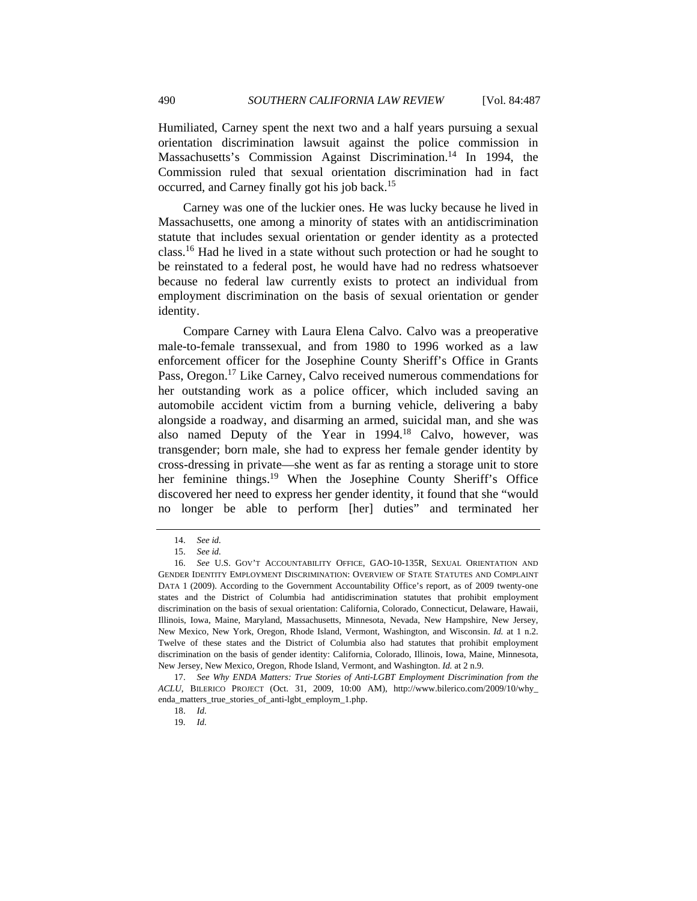Humiliated, Carney spent the next two and a half years pursuing a sexual orientation discrimination lawsuit against the police commission in Massachusetts's Commission Against Discrimination.[14] In 1994, the Commission ruled that sexual orientation discrimination had in fact occurred, and Carney finally got his job back.[15]

Carney was one of the luckier ones. He was lucky because he lived in Massachusetts, one among a minority of states with an antidiscrimination statute that includes sexual orientation or gender identity as a protected class.[16] Had he lived in a state without such protection or had he sought to be reinstated to a federal post, he would have had no redress whatsoever because no federal law currently exists to protect an individual from employment discrimination on the basis of sexual orientation or gender identity.

Compare Carney with Laura Elena Calvo. Calvo was a preoperative male-to-female transsexual, and from 1980 to 1996 worked as a law enforcement officer for the Josephine County Sheriff's Office in Grants Pass, Oregon.[17] Like Carney, Calvo received numerous commendations for her outstanding work as a police officer, which included saving an automobile accident victim from a burning vehicle, delivering a baby alongside a roadway, and disarming an armed, suicidal man, and she was also named Deputy of the Year in 1994.[18] Calvo, however, was transgender; born male, she had to express her female gender identity by cross-dressing in private—she went as far as renting a storage unit to store her feminine things.[19] When the Josephine County Sheriff's Office discovered her need to express her gender identity, it found that she "would no longer be able to perform [her] duties" and terminated her

---

14. *See id.*

15. *See id.*

16. *See* U.S. GOV'T ACCOUNTABILITY OFFICE, GAO-10-135R, SEXUAL ORIENTATION AND GENDER IDENTITY EMPLOYMENT DISCRIMINATION: OVERVIEW OF STATE STATUTES AND COMPLAINT DATA 1 (2009). According to the Government Accountability Office's report, as of 2009 twenty-one states and the District of Columbia had antidiscrimination statutes that prohibit employment discrimination on the basis of sexual orientation: California, Colorado, Connecticut, Delaware, Hawaii, Illinois, Iowa, Maine, Maryland, Massachusetts, Minnesota, Nevada, New Hampshire, New Jersey, New Mexico, New York, Oregon, Rhode Island, Vermont, Washington, and Wisconsin. *Id.* at 1 n.2. Twelve of these states and the District of Columbia also had statutes that prohibit employment discrimination on the basis of gender identity: California, Colorado, Illinois, Iowa, Maine, Minnesota, New Jersey, New Mexico, Oregon, Rhode Island, Vermont, and Washington. *Id.* at 2 n.9.

17. *See Why ENDA Matters: True Stories of Anti-LGBT Employment Discrimination from the ACLU*, BILERICO PROJECT (Oct. 31, 2009, 10:00 AM), http://www.bilerico.com/2009/10/why_enda_matters_true_stories_of_anti-lgbt_employm_1.php.

18. *Id.*

19. *Id.*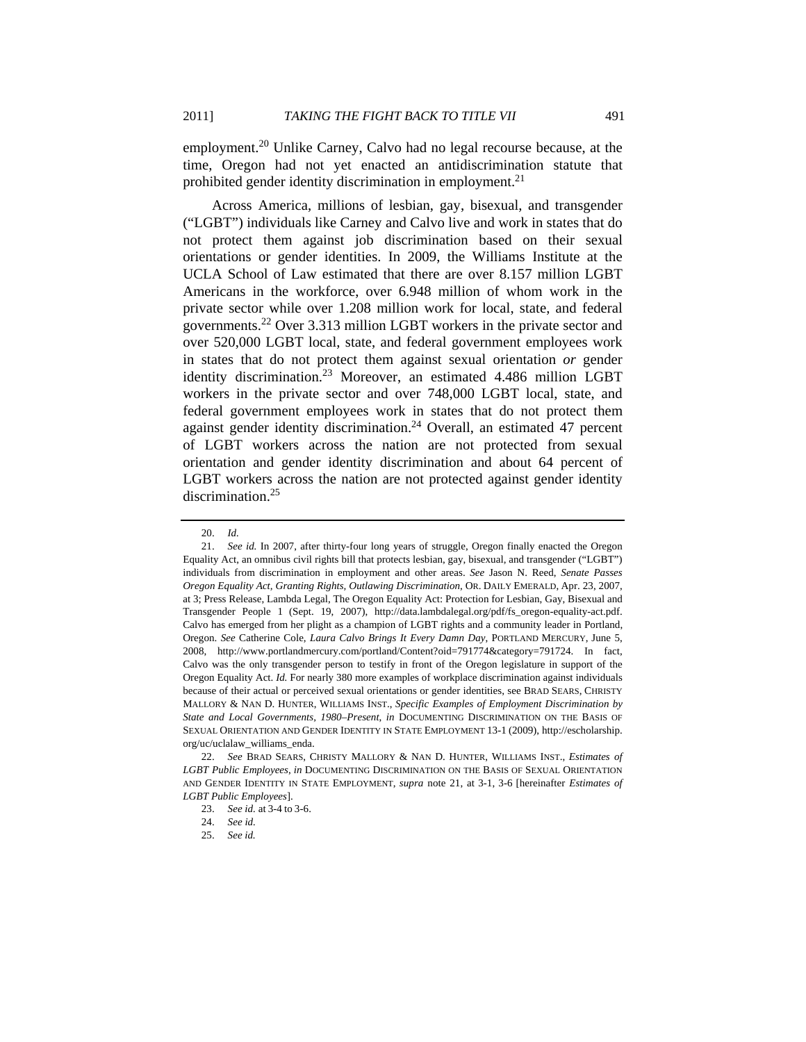employment.[20] Unlike Carney, Calvo had no legal recourse because, at the time, Oregon had not yet enacted an antidiscrimination statute that prohibited gender identity discrimination in employment.[21]

Across America, millions of lesbian, gay, bisexual, and transgender ("LGBT") individuals like Carney and Calvo live and work in states that do not protect them against job discrimination based on their sexual orientations or gender identities. In 2009, the Williams Institute at the UCLA School of Law estimated that there are over 8.157 million LGBT Americans in the workforce, over 6.948 million of whom work in the private sector while over 1.208 million work for local, state, and federal governments.[22] Over 3.313 million LGBT workers in the private sector and over 520,000 LGBT local, state, and federal government employees work in states that do not protect them against sexual orientation *or* gender identity discrimination.[23] Moreover, an estimated 4.486 million LGBT workers in the private sector and over 748,000 LGBT local, state, and federal government employees work in states that do not protect them against gender identity discrimination.[24] Overall, an estimated 47 percent of LGBT workers across the nation are not protected from sexual orientation and gender identity discrimination and about 64 percent of LGBT workers across the nation are not protected against gender identity discrimination.[25]

---

20. *Id.*

21. *See id.* In 2007, after thirty-four long years of struggle, Oregon finally enacted the Oregon Equality Act, an omnibus civil rights bill that protects lesbian, gay, bisexual, and transgender ("LGBT") individuals from discrimination in employment and other areas. *See* Jason N. Reed, *Senate Passes Oregon Equality Act, Granting Rights, Outlawing Discrimination*, OR. DAILY EMERALD, Apr. 23, 2007, at 3; Press Release, Lambda Legal, The Oregon Equality Act: Protection for Lesbian, Gay, Bisexual and Transgender People 1 (Sept. 19, 2007), http://data.lambdalegal.org/pdf/fs_oregon-equality-act.pdf. Calvo has emerged from her plight as a champion of LGBT rights and a community leader in Portland, Oregon. *See* Catherine Cole, *Laura Calvo Brings It Every Damn Day*, PORTLAND MERCURY, June 5, 2008, http://www.portlandmercury.com/portland/Content?oid=791774&category=791724. In fact, Calvo was the only transgender person to testify in front of the Oregon legislature in support of the Oregon Equality Act. *Id.* For nearly 380 more examples of workplace discrimination against individuals because of their actual or perceived sexual orientations or gender identities, see BRAD SEARS, CHRISTY MALLORY & NAN D. HUNTER, WILLIAMS INST., *Specific Examples of Employment Discrimination by State and Local Governments, 1980–Present*, *in* DOCUMENTING DISCRIMINATION ON THE BASIS OF SEXUAL ORIENTATION AND GENDER IDENTITY IN STATE EMPLOYMENT 13-1 (2009), http://escholarship.org/uc/uclalaw_williams_enda.

22. *See* BRAD SEARS, CHRISTY MALLORY & NAN D. HUNTER, WILLIAMS INST., *Estimates of LGBT Public Employees*, *in* DOCUMENTING DISCRIMINATION ON THE BASIS OF SEXUAL ORIENTATION AND GENDER IDENTITY IN STATE EMPLOYMENT, *supra* note 21, at 3-1, 3-6 [hereinafter *Estimates of LGBT Public Employees*].

23. *See id.* at 3-4 to 3-6.

24. *See id.*

25. *See id.*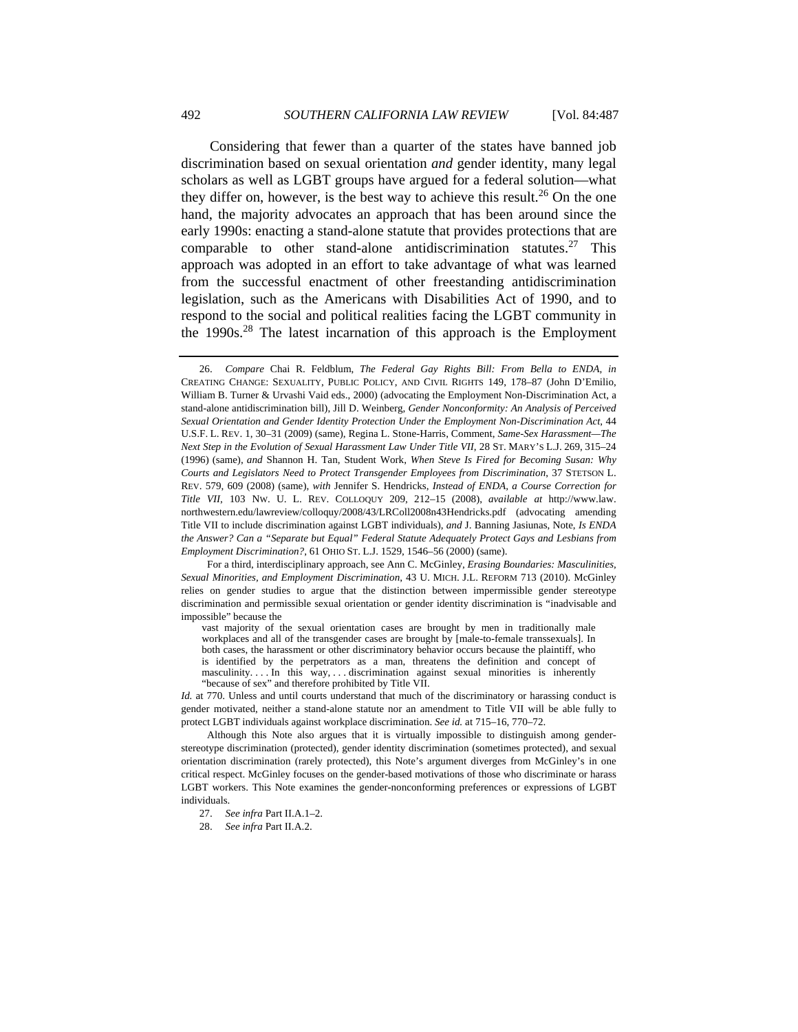Considering that fewer than a quarter of the states have banned job discrimination based on sexual orientation *and* gender identity, many legal scholars as well as LGBT groups have argued for a federal solution—what they differ on, however, is the best way to achieve this result.[26] On the one hand, the majority advocates an approach that has been around since the early 1990s: enacting a stand-alone statute that provides protections that are comparable to other stand-alone antidiscrimination statutes.[27] This approach was adopted in an effort to take advantage of what was learned from the successful enactment of other freestanding antidiscrimination legislation, such as the Americans with Disabilities Act of 1990, and to respond to the social and political realities facing the LGBT community in the 1990s.[28] The latest incarnation of this approach is the Employment

---

26. *Compare* Chai R. Feldblum, *The Federal Gay Rights Bill: From Bella to ENDA*, *in* CREATING CHANGE: SEXUALITY, PUBLIC POLICY, AND CIVIL RIGHTS 149, 178–87 (John D'Emilio, William B. Turner & Urvashi Vaid eds., 2000) (advocating the Employment Non-Discrimination Act, a stand-alone antidiscrimination bill), Jill D. Weinberg, *Gender Nonconformity: An Analysis of Perceived Sexual Orientation and Gender Identity Protection Under the Employment Non-Discrimination Act*, 44 U.S.F. L. REV. 1, 30–31 (2009) (same), Regina L. Stone-Harris, Comment, *Same-Sex Harassment—The Next Step in the Evolution of Sexual Harassment Law Under Title VII*, 28 ST. MARY'S L.J. 269, 315–24 (1996) (same), *and* Shannon H. Tan, Student Work, *When Steve Is Fired for Becoming Susan: Why Courts and Legislators Need to Protect Transgender Employees from Discrimination*, 37 STETSON L. REV. 579, 609 (2008) (same), *with* Jennifer S. Hendricks, *Instead of ENDA, a Course Correction for Title VII*, 103 NW. U. L. REV. COLLOQUY 209, 212–15 (2008), *available at* http://www.law.northwestern.edu/lawreview/colloquy/2008/43/LRColl2008n43Hendricks.pdf (advocating amending Title VII to include discrimination against LGBT individuals), *and* J. Banning Jasiunas, Note, *Is ENDA the Answer? Can a "Separate but Equal" Federal Statute Adequately Protect Gays and Lesbians from Employment Discrimination?*, 61 OHIO ST. L.J. 1529, 1546–56 (2000) (same).

For a third, interdisciplinary approach, see Ann C. McGinley, *Erasing Boundaries: Masculinities, Sexual Minorities, and Employment Discrimination*, 43 U. MICH. J.L. REFORM 713 (2010). McGinley relies on gender studies to argue that the distinction between impermissible gender stereotype discrimination and permissible sexual orientation or gender identity discrimination is "inadvisable and impossible" because the

> vast majority of the sexual orientation cases are brought by men in traditionally male workplaces and all of the transgender cases are brought by [male-to-female transsexuals]. In both cases, the harassment or other discriminatory behavior occurs because the plaintiff, who is identified by the perpetrators as a man, threatens the definition and concept of masculinity. . . . In this way, . . . discrimination against sexual minorities is inherently "because of sex" and therefore prohibited by Title VII.

*Id.* at 770. Unless and until courts understand that much of the discriminatory or harassing conduct is gender motivated, neither a stand-alone statute nor an amendment to Title VII will be able fully to protect LGBT individuals against workplace discrimination. *See id.* at 715–16, 770–72.

Although this Note also argues that it is virtually impossible to distinguish among gender-stereotype discrimination (protected), gender identity discrimination (sometimes protected), and sexual orientation discrimination (rarely protected), this Note's argument diverges from McGinley's in one critical respect. McGinley focuses on the gender-based motivations of those who discriminate or harass LGBT workers. This Note examines the gender-nonconforming preferences or expressions of LGBT individuals.

27. *See infra* Part II.A.1–2.

28. *See infra* Part II.A.2.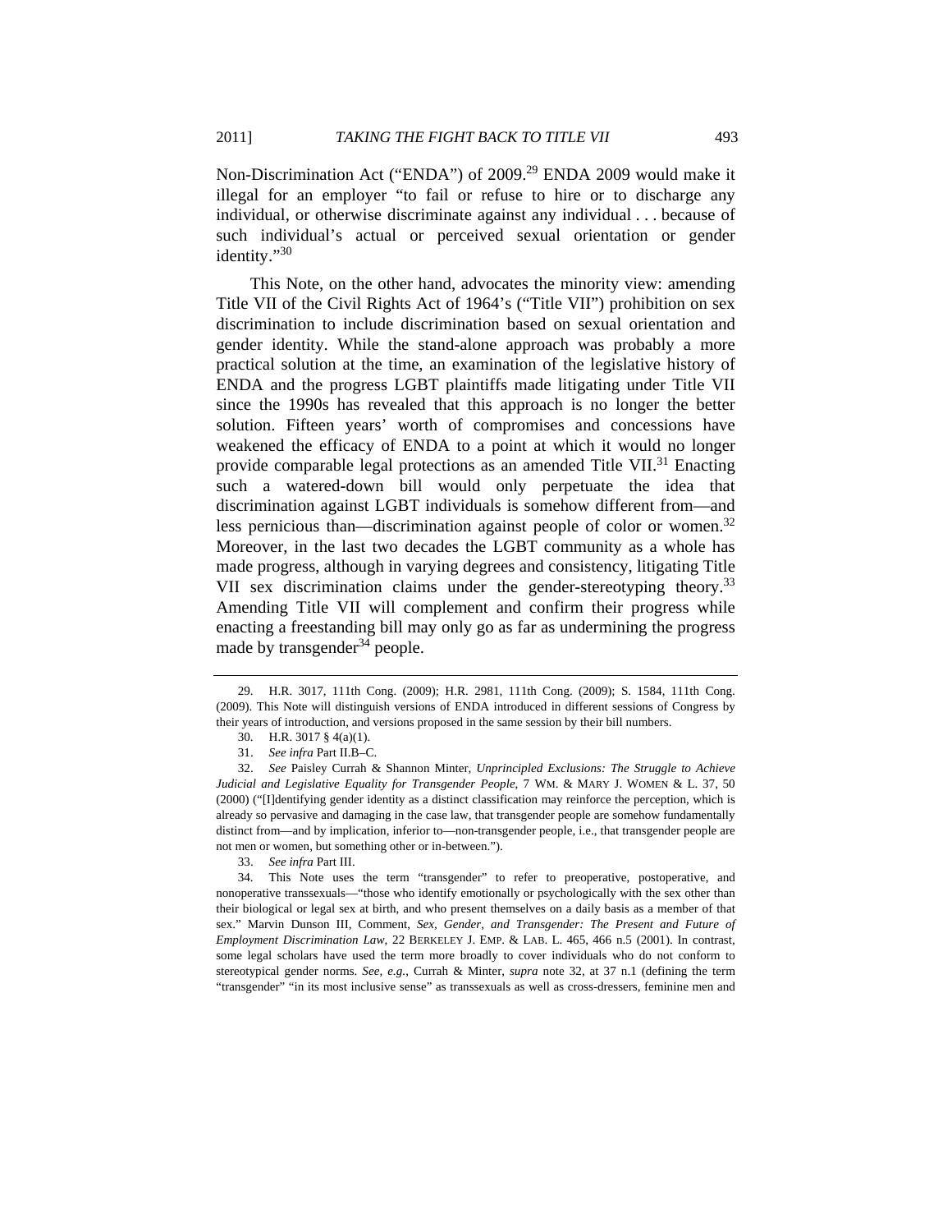Non-Discrimination Act ("ENDA") of 2009.[29] ENDA 2009 would make it illegal for an employer "to fail or refuse to hire or to discharge any individual, or otherwise discriminate against any individual . . . because of such individual's actual or perceived sexual orientation or gender identity."[30]

This Note, on the other hand, advocates the minority view: amending Title VII of the Civil Rights Act of 1964's ("Title VII") prohibition on sex discrimination to include discrimination based on sexual orientation and gender identity. While the stand-alone approach was probably a more practical solution at the time, an examination of the legislative history of ENDA and the progress LGBT plaintiffs made litigating under Title VII since the 1990s has revealed that this approach is no longer the better solution. Fifteen years' worth of compromises and concessions have weakened the efficacy of ENDA to a point at which it would no longer provide comparable legal protections as an amended Title VII.[31] Enacting such a watered-down bill would only perpetuate the idea that discrimination against LGBT individuals is somehow different from—and less pernicious than—discrimination against people of color or women.[32] Moreover, in the last two decades the LGBT community as a whole has made progress, although in varying degrees and consistency, litigating Title VII sex discrimination claims under the gender-stereotyping theory.[33] Amending Title VII will complement and confirm their progress while enacting a freestanding bill may only go as far as undermining the progress made by transgender[34] people.

---

29. H.R. 3017, 111th Cong. (2009); H.R. 2981, 111th Cong. (2009); S. 1584, 111th Cong. (2009). This Note will distinguish versions of ENDA introduced in different sessions of Congress by their years of introduction, and versions proposed in the same session by their bill numbers.

30. H.R. 3017 § 4(a)(1).

31. *See infra* Part II.B–C.

32. *See* Paisley Currah & Shannon Minter, *Unprincipled Exclusions: The Struggle to Achieve Judicial and Legislative Equality for Transgender People*, 7 WM. & MARY J. WOMEN & L. 37, 50 (2000) ("[I]dentifying gender identity as a distinct classification may reinforce the perception, which is already so pervasive and damaging in the case law, that transgender people are somehow fundamentally distinct from—and by implication, inferior to—non-transgender people, i.e., that transgender people are not men or women, but something other or in-between.").

33. *See infra* Part III.

34. This Note uses the term "transgender" to refer to preoperative, postoperative, and nonoperative transsexuals—"those who identify emotionally or psychologically with the sex other than their biological or legal sex at birth, and who present themselves on a daily basis as a member of that sex." Marvin Dunson III, Comment, *Sex, Gender, and Transgender: The Present and Future of Employment Discrimination Law*, 22 BERKELEY J. EMP. & LAB. L. 465, 466 n.5 (2001). In contrast, some legal scholars have used the term more broadly to cover individuals who do not conform to stereotypical gender norms. *See, e.g.*, Currah & Minter, *supra* note 32, at 37 n.1 (defining the term "transgender" "in its most inclusive sense" as transsexuals as well as cross-dressers, feminine men and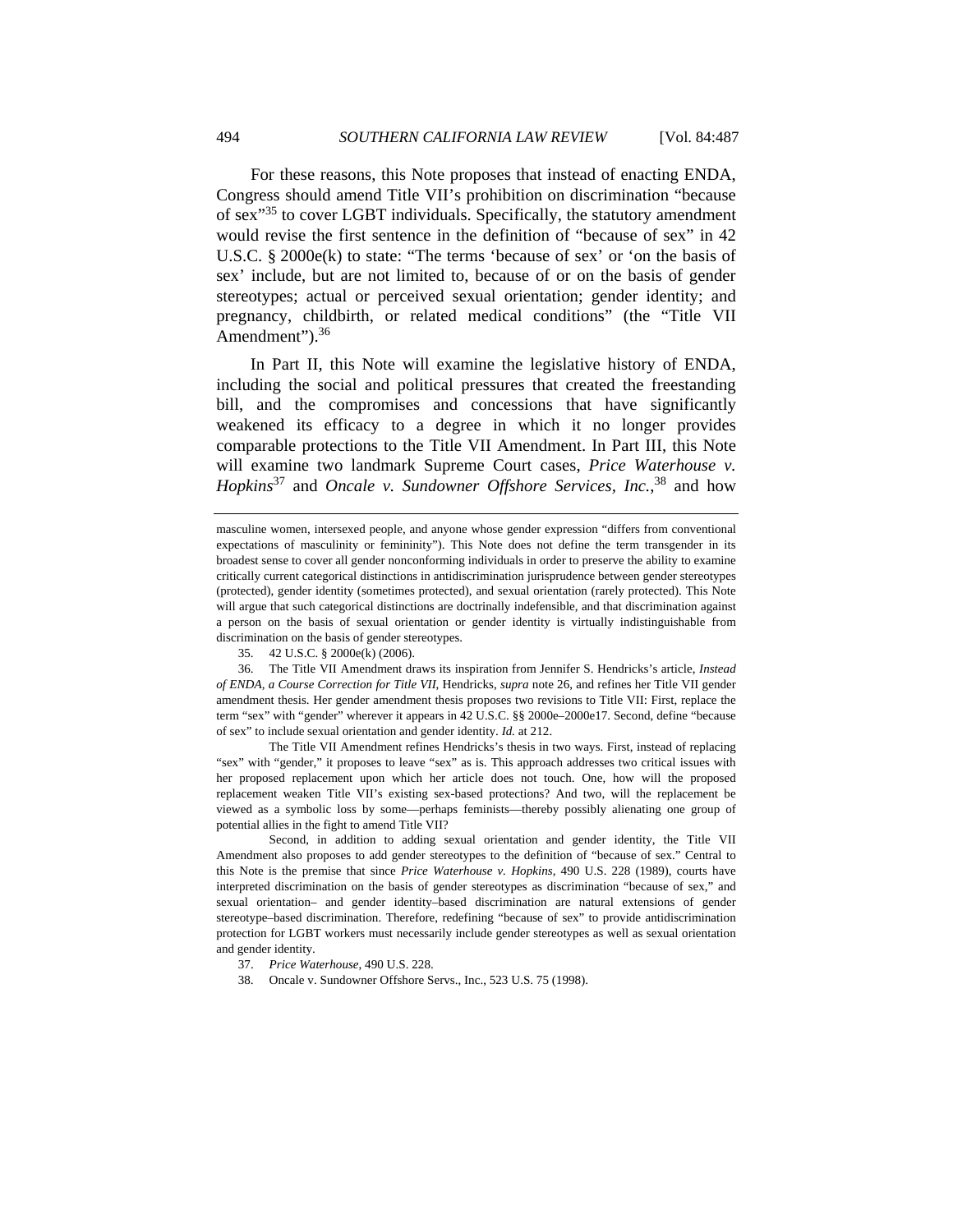For these reasons, this Note proposes that instead of enacting ENDA, Congress should amend Title VII's prohibition on discrimination "because of sex"[35] to cover LGBT individuals. Specifically, the statutory amendment would revise the first sentence in the definition of "because of sex" in 42 U.S.C. § 2000e(k) to state: "The terms 'because of sex' or 'on the basis of sex' include, but are not limited to, because of or on the basis of gender stereotypes; actual or perceived sexual orientation; gender identity; and pregnancy, childbirth, or related medical conditions" (the "Title VII Amendment").[36]

In Part II, this Note will examine the legislative history of ENDA, including the social and political pressures that created the freestanding bill, and the compromises and concessions that have significantly weakened its efficacy to a degree in which it no longer provides comparable protections to the Title VII Amendment. In Part III, this Note will examine two landmark Supreme Court cases, *Price Waterhouse v. Hopkins*[37] and *Oncale v. Sundowner Offshore Services, Inc.*,[38] and how

---

masculine women, intersexed people, and anyone whose gender expression "differs from conventional expectations of masculinity or femininity"). This Note does not define the term transgender in its broadest sense to cover all gender nonconforming individuals in order to preserve the ability to examine critically current categorical distinctions in antidiscrimination jurisprudence between gender stereotypes (protected), gender identity (sometimes protected), and sexual orientation (rarely protected). This Note will argue that such categorical distinctions are doctrinally indefensible, and that discrimination against a person on the basis of sexual orientation or gender identity is virtually indistinguishable from discrimination on the basis of gender stereotypes.

35. 42 U.S.C. § 2000e(k) (2006).

36. The Title VII Amendment draws its inspiration from Jennifer S. Hendricks's article, *Instead of ENDA, a Course Correction for Title VII*, Hendricks, *supra* note 26, and refines her Title VII gender amendment thesis. Her gender amendment thesis proposes two revisions to Title VII: First, replace the term "sex" with "gender" wherever it appears in 42 U.S.C. §§ 2000e–2000e17. Second, define "because of sex" to include sexual orientation and gender identity. *Id.* at 212.

The Title VII Amendment refines Hendricks's thesis in two ways. First, instead of replacing "sex" with "gender," it proposes to leave "sex" as is. This approach addresses two critical issues with her proposed replacement upon which her article does not touch. One, how will the proposed replacement weaken Title VII's existing sex-based protections? And two, will the replacement be viewed as a symbolic loss by some—perhaps feminists—thereby possibly alienating one group of potential allies in the fight to amend Title VII?

Second, in addition to adding sexual orientation and gender identity, the Title VII Amendment also proposes to add gender stereotypes to the definition of "because of sex." Central to this Note is the premise that since *Price Waterhouse v. Hopkins*, 490 U.S. 228 (1989), courts have interpreted discrimination on the basis of gender stereotypes as discrimination "because of sex," and sexual orientation– and gender identity–based discrimination are natural extensions of gender stereotype–based discrimination. Therefore, redefining "because of sex" to provide antidiscrimination protection for LGBT workers must necessarily include gender stereotypes as well as sexual orientation and gender identity.

37. *Price Waterhouse*, 490 U.S. 228.

38. Oncale v. Sundowner Offshore Servs., Inc., 523 U.S. 75 (1998).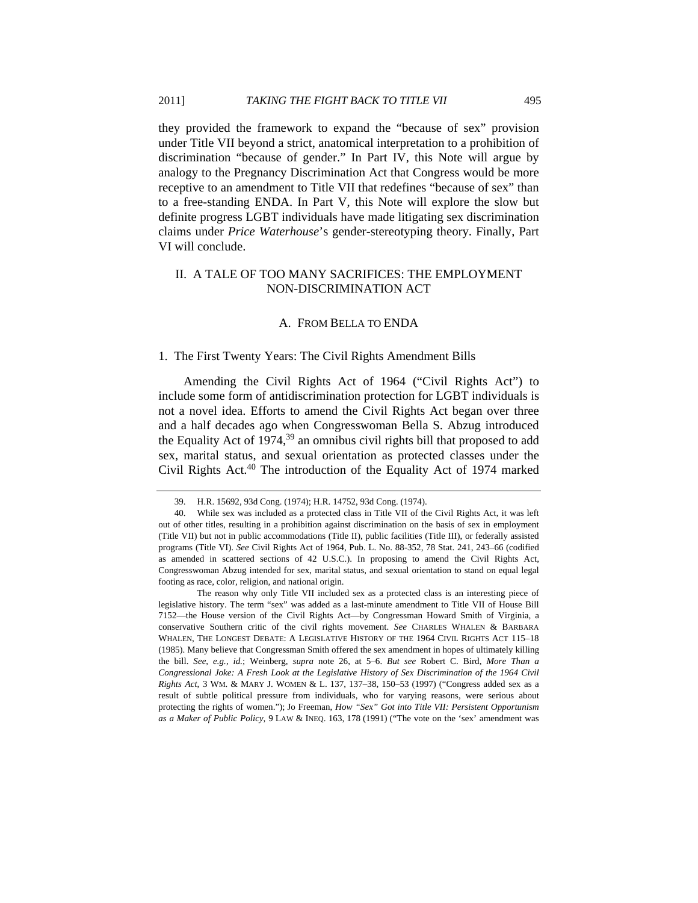they provided the framework to expand the "because of sex" provision under Title VII beyond a strict, anatomical interpretation to a prohibition of discrimination "because of gender." In Part IV, this Note will argue by analogy to the Pregnancy Discrimination Act that Congress would be more receptive to an amendment to Title VII that redefines "because of sex" than to a free-standing ENDA. In Part V, this Note will explore the slow but definite progress LGBT individuals have made litigating sex discrimination claims under *Price Waterhouse*'s gender-stereotyping theory. Finally, Part VI will conclude.

## II. A TALE OF TOO MANY SACRIFICES: THE EMPLOYMENT NON-DISCRIMINATION ACT

### A. FROM BELLA TO ENDA

#### 1. The First Twenty Years: The Civil Rights Amendment Bills

Amending the Civil Rights Act of 1964 ("Civil Rights Act") to include some form of antidiscrimination protection for LGBT individuals is not a novel idea. Efforts to amend the Civil Rights Act began over three and a half decades ago when Congresswoman Bella S. Abzug introduced the Equality Act of 1974,[39] an omnibus civil rights bill that proposed to add sex, marital status, and sexual orientation as protected classes under the Civil Rights Act.[40] The introduction of the Equality Act of 1974 marked

---

39. H.R. 15692, 93d Cong. (1974); H.R. 14752, 93d Cong. (1974).

40. While sex was included as a protected class in Title VII of the Civil Rights Act, it was left out of other titles, resulting in a prohibition against discrimination on the basis of sex in employment (Title VII) but not in public accommodations (Title II), public facilities (Title III), or federally assisted programs (Title VI). *See* Civil Rights Act of 1964, Pub. L. No. 88-352, 78 Stat. 241, 243–66 (codified as amended in scattered sections of 42 U.S.C.). In proposing to amend the Civil Rights Act, Congresswoman Abzug intended for sex, marital status, and sexual orientation to stand on equal legal footing as race, color, religion, and national origin.

The reason why only Title VII included sex as a protected class is an interesting piece of legislative history. The term "sex" was added as a last-minute amendment to Title VII of House Bill 7152—the House version of the Civil Rights Act—by Congressman Howard Smith of Virginia, a conservative Southern critic of the civil rights movement. *See* CHARLES WHALEN & BARBARA WHALEN, THE LONGEST DEBATE: A LEGISLATIVE HISTORY OF THE 1964 CIVIL RIGHTS ACT 115–18 (1985). Many believe that Congressman Smith offered the sex amendment in hopes of ultimately killing the bill. *See, e.g.*, *id.*; Weinberg, *supra* note 26, at 5–6. *But see* Robert C. Bird, *More Than a Congressional Joke: A Fresh Look at the Legislative History of Sex Discrimination of the 1964 Civil Rights Act*, 3 WM. & MARY J. WOMEN & L. 137, 137–38, 150–53 (1997) ("Congress added sex as a result of subtle political pressure from individuals, who for varying reasons, were serious about protecting the rights of women."); Jo Freeman, *How "Sex" Got into Title VII: Persistent Opportunism as a Maker of Public Policy*, 9 LAW & INEQ. 163, 178 (1991) ("The vote on the 'sex' amendment was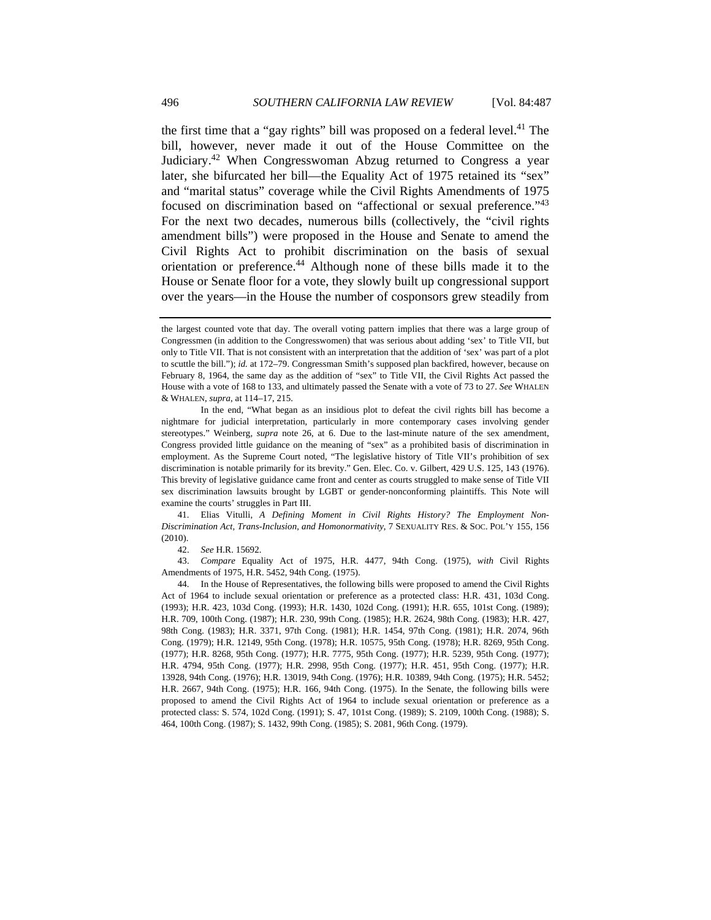the first time that a "gay rights" bill was proposed on a federal level.[41] The bill, however, never made it out of the House Committee on the Judiciary.[42] When Congresswoman Abzug returned to Congress a year later, she bifurcated her bill—the Equality Act of 1975 retained its "sex" and "marital status" coverage while the Civil Rights Amendments of 1975 focused on discrimination based on "affectional or sexual preference."[43] For the next two decades, numerous bills (collectively, the "civil rights amendment bills") were proposed in the House and Senate to amend the Civil Rights Act to prohibit discrimination on the basis of sexual orientation or preference.[44] Although none of these bills made it to the House or Senate floor for a vote, they slowly built up congressional support over the years—in the House the number of cosponsors grew steadily from

---

the largest counted vote that day. The overall voting pattern implies that there was a large group of Congressmen (in addition to the Congresswomen) that was serious about adding 'sex' to Title VII, but only to Title VII. That is not consistent with an interpretation that the addition of 'sex' was part of a plot to scuttle the bill."); *id.* at 172–79. Congressman Smith's supposed plan backfired, however, because on February 8, 1964, the same day as the addition of "sex" to Title VII, the Civil Rights Act passed the House with a vote of 168 to 133, and ultimately passed the Senate with a vote of 73 to 27. *See* WHALEN & WHALEN, *supra*, at 114–17, 215.

In the end, "What began as an insidious plot to defeat the civil rights bill has become a nightmare for judicial interpretation, particularly in more contemporary cases involving gender stereotypes." Weinberg, *supra* note 26, at 6. Due to the last-minute nature of the sex amendment, Congress provided little guidance on the meaning of "sex" as a prohibited basis of discrimination in employment. As the Supreme Court noted, "The legislative history of Title VII's prohibition of sex discrimination is notable primarily for its brevity." Gen. Elec. Co. v. Gilbert, 429 U.S. 125, 143 (1976). This brevity of legislative guidance came front and center as courts struggled to make sense of Title VII sex discrimination lawsuits brought by LGBT or gender-nonconforming plaintiffs. This Note will examine the courts' struggles in Part III.

41. Elias Vitulli, *A Defining Moment in Civil Rights History? The Employment Non-Discrimination Act, Trans-Inclusion, and Homonormativity*, 7 SEXUALITY RES. & SOC. POL'Y 155, 156 (2010).

42. *See* H.R. 15692.

43. *Compare* Equality Act of 1975, H.R. 4477, 94th Cong. (1975), *with* Civil Rights Amendments of 1975, H.R. 5452, 94th Cong. (1975).

44. In the House of Representatives, the following bills were proposed to amend the Civil Rights Act of 1964 to include sexual orientation or preference as a protected class: H.R. 431, 103d Cong. (1993); H.R. 423, 103d Cong. (1993); H.R. 1430, 102d Cong. (1991); H.R. 655, 101st Cong. (1989); H.R. 709, 100th Cong. (1987); H.R. 230, 99th Cong. (1985); H.R. 2624, 98th Cong. (1983); H.R. 427, 98th Cong. (1983); H.R. 3371, 97th Cong. (1981); H.R. 1454, 97th Cong. (1981); H.R. 2074, 96th Cong. (1979); H.R. 12149, 95th Cong. (1978); H.R. 10575, 95th Cong. (1978); H.R. 8269, 95th Cong. (1977); H.R. 8268, 95th Cong. (1977); H.R. 7775, 95th Cong. (1977); H.R. 5239, 95th Cong. (1977); H.R. 4794, 95th Cong. (1977); H.R. 2998, 95th Cong. (1977); H.R. 451, 95th Cong. (1977); H.R. 13928, 94th Cong. (1976); H.R. 13019, 94th Cong. (1976); H.R. 10389, 94th Cong. (1975); H.R. 5452; H.R. 2667, 94th Cong. (1975); H.R. 166, 94th Cong. (1975). In the Senate, the following bills were proposed to amend the Civil Rights Act of 1964 to include sexual orientation or preference as a protected class: S. 574, 102d Cong. (1991); S. 47, 101st Cong. (1989); S. 2109, 100th Cong. (1988); S. 464, 100th Cong. (1987); S. 1432, 99th Cong. (1985); S. 2081, 96th Cong. (1979).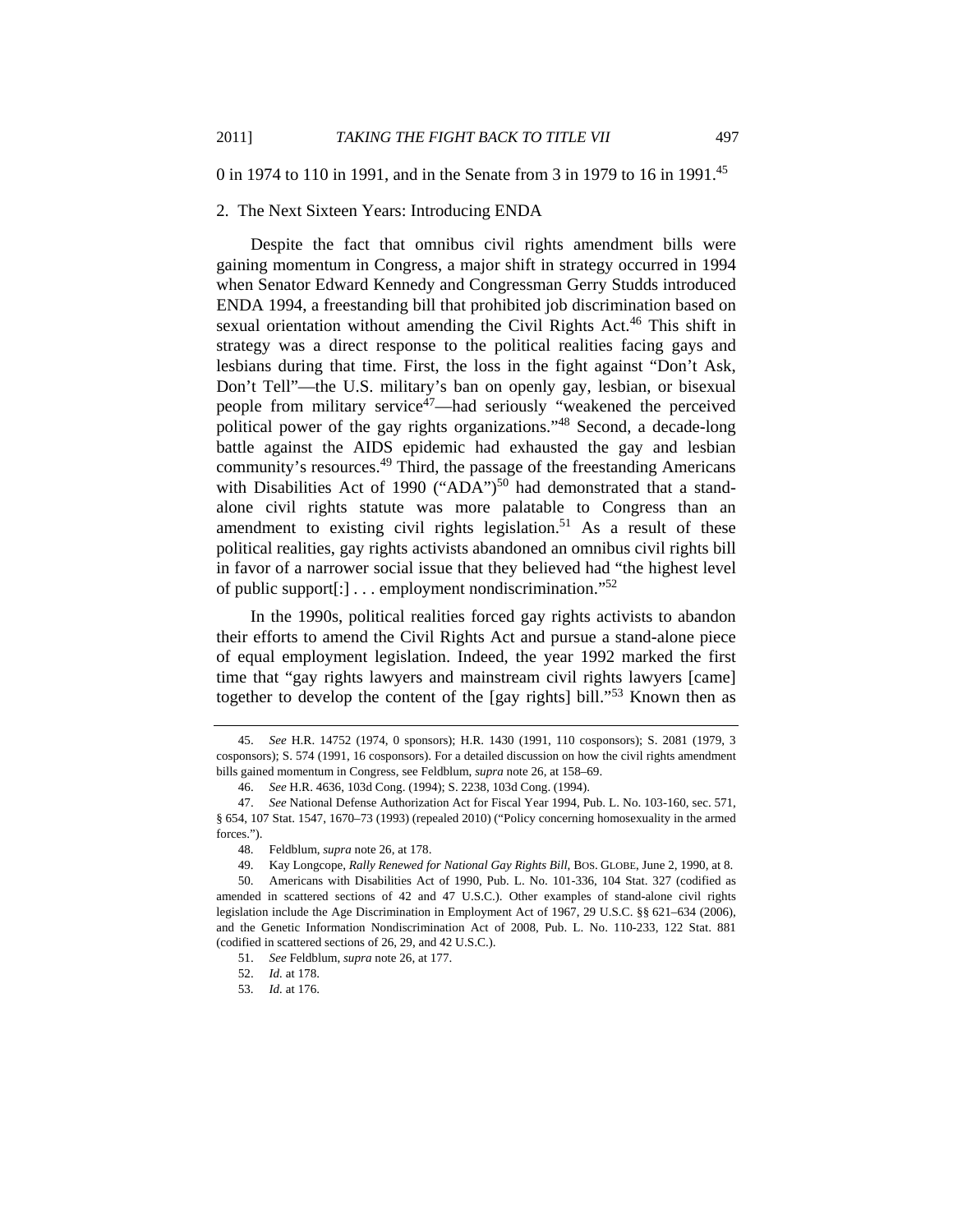0 in 1974 to 110 in 1991, and in the Senate from 3 in 1979 to 16 in 1991.[45]

2. The Next Sixteen Years: Introducing ENDA

Despite the fact that omnibus civil rights amendment bills were gaining momentum in Congress, a major shift in strategy occurred in 1994 when Senator Edward Kennedy and Congressman Gerry Studds introduced ENDA 1994, a freestanding bill that prohibited job discrimination based on sexual orientation without amending the Civil Rights Act.[46] This shift in strategy was a direct response to the political realities facing gays and lesbians during that time. First, the loss in the fight against "Don't Ask, Don't Tell"—the U.S. military's ban on openly gay, lesbian, or bisexual people from military service[47]—had seriously "weakened the perceived political power of the gay rights organizations."[48] Second, a decade-long battle against the AIDS epidemic had exhausted the gay and lesbian community's resources.[49] Third, the passage of the freestanding Americans with Disabilities Act of 1990 ("ADA")[50] had demonstrated that a stand-alone civil rights statute was more palatable to Congress than an amendment to existing civil rights legislation.[51] As a result of these political realities, gay rights activists abandoned an omnibus civil rights bill in favor of a narrower social issue that they believed had "the highest level of public support[:] . . . employment nondiscrimination."[52]

In the 1990s, political realities forced gay rights activists to abandon their efforts to amend the Civil Rights Act and pursue a stand-alone piece of equal employment legislation. Indeed, the year 1992 marked the first time that "gay rights lawyers and mainstream civil rights lawyers [came] together to develop the content of the [gay rights] bill."[53] Known then as

---

45. *See* H.R. 14752 (1974, 0 sponsors); H.R. 1430 (1991, 110 cosponsors); S. 2081 (1979, 3 cosponsors); S. 574 (1991, 16 cosponsors). For a detailed discussion on how the civil rights amendment bills gained momentum in Congress, see Feldblum, *supra* note 26, at 158–69.

46. *See* H.R. 4636, 103d Cong. (1994); S. 2238, 103d Cong. (1994).

47. *See* National Defense Authorization Act for Fiscal Year 1994, Pub. L. No. 103-160, sec. 571, § 654, 107 Stat. 1547, 1670–73 (1993) (repealed 2010) ("Policy concerning homosexuality in the armed forces.").

48. Feldblum, *supra* note 26, at 178.

49. Kay Longcope, *Rally Renewed for National Gay Rights Bill*, BOS. GLOBE, June 2, 1990, at 8.

50. Americans with Disabilities Act of 1990, Pub. L. No. 101-336, 104 Stat. 327 (codified as amended in scattered sections of 42 and 47 U.S.C.). Other examples of stand-alone civil rights legislation include the Age Discrimination in Employment Act of 1967, 29 U.S.C. §§ 621–634 (2006), and the Genetic Information Nondiscrimination Act of 2008, Pub. L. No. 110-233, 122 Stat. 881 (codified in scattered sections of 26, 29, and 42 U.S.C.).

51. *See* Feldblum, *supra* note 26, at 177.

52. *Id.* at 178.

53. *Id.* at 176.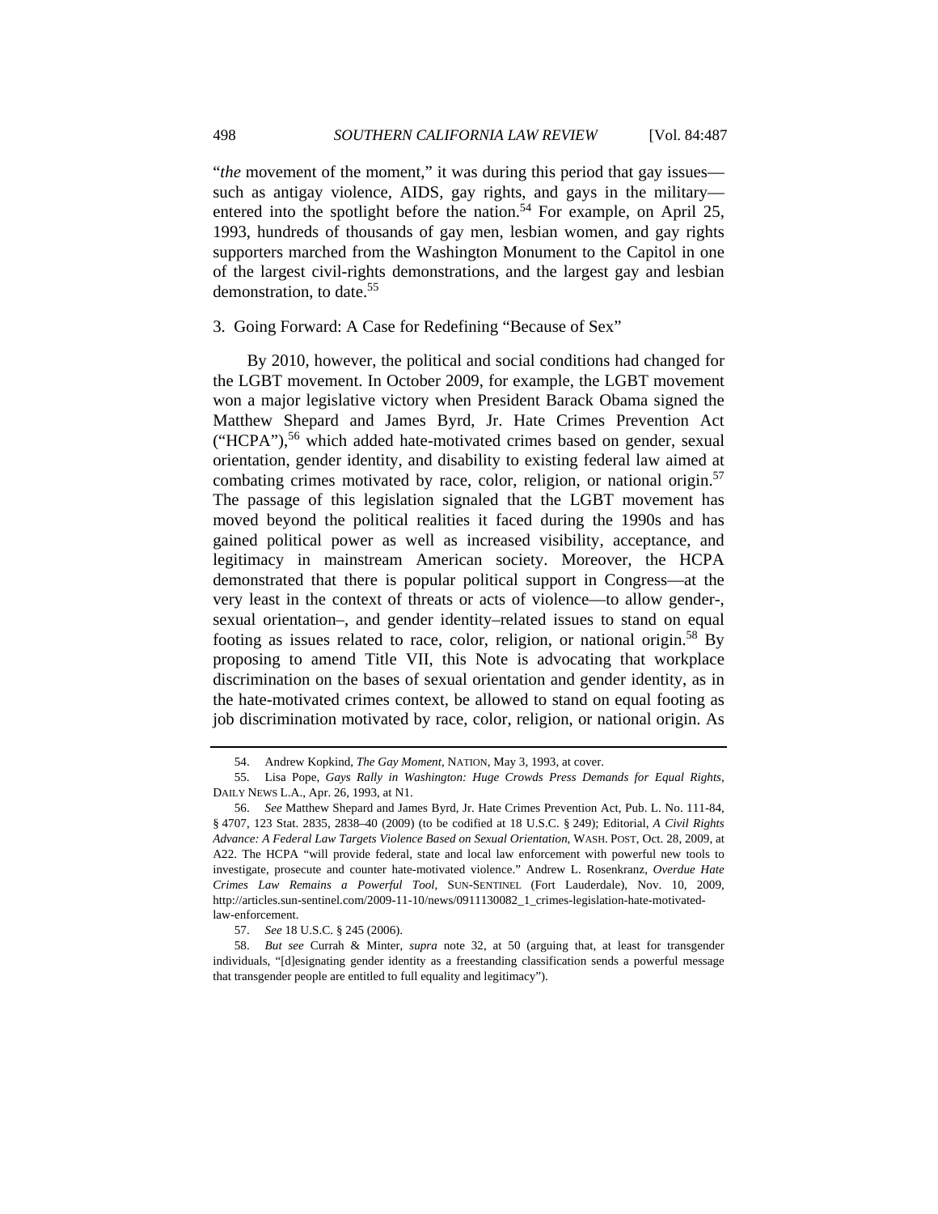"*the* movement of the moment," it was during this period that gay issues—such as antigay violence, AIDS, gay rights, and gays in the military—entered into the spotlight before the nation.[54] For example, on April 25, 1993, hundreds of thousands of gay men, lesbian women, and gay rights supporters marched from the Washington Monument to the Capitol in one of the largest civil-rights demonstrations, and the largest gay and lesbian demonstration, to date.[55]

### 3. Going Forward: A Case for Redefining "Because of Sex"

By 2010, however, the political and social conditions had changed for the LGBT movement. In October 2009, for example, the LGBT movement won a major legislative victory when President Barack Obama signed the Matthew Shepard and James Byrd, Jr. Hate Crimes Prevention Act ("HCPA"),[56] which added hate-motivated crimes based on gender, sexual orientation, gender identity, and disability to existing federal law aimed at combating crimes motivated by race, color, religion, or national origin.[57] The passage of this legislation signaled that the LGBT movement has moved beyond the political realities it faced during the 1990s and has gained political power as well as increased visibility, acceptance, and legitimacy in mainstream American society. Moreover, the HCPA demonstrated that there is popular political support in Congress—at the very least in the context of threats or acts of violence—to allow gender-, sexual orientation–, and gender identity–related issues to stand on equal footing as issues related to race, color, religion, or national origin.[58] By proposing to amend Title VII, this Note is advocating that workplace discrimination on the bases of sexual orientation and gender identity, as in the hate-motivated crimes context, be allowed to stand on equal footing as job discrimination motivated by race, color, religion, or national origin. As

---

54. Andrew Kopkind, *The Gay Moment*, NATION, May 3, 1993, at cover.

55. Lisa Pope, *Gays Rally in Washington: Huge Crowds Press Demands for Equal Rights*, DAILY NEWS L.A., Apr. 26, 1993, at N1.

56. *See* Matthew Shepard and James Byrd, Jr. Hate Crimes Prevention Act, Pub. L. No. 111-84, § 4707, 123 Stat. 2835, 2838–40 (2009) (to be codified at 18 U.S.C. § 249); Editorial, *A Civil Rights Advance: A Federal Law Targets Violence Based on Sexual Orientation*, WASH. POST, Oct. 28, 2009, at A22. The HCPA "will provide federal, state and local law enforcement with powerful new tools to investigate, prosecute and counter hate-motivated violence." Andrew L. Rosenkranz, *Overdue Hate Crimes Law Remains a Powerful Tool*, SUN-SENTINEL (Fort Lauderdale), Nov. 10, 2009, http://articles.sun-sentinel.com/2009-11-10/news/0911130082_1_crimes-legislation-hate-motivated-law-enforcement.

57. *See* 18 U.S.C. § 245 (2006).

58. *But see* Currah & Minter, *supra* note 32, at 50 (arguing that, at least for transgender individuals, "[d]esignating gender identity as a freestanding classification sends a powerful message that transgender people are entitled to full equality and legitimacy").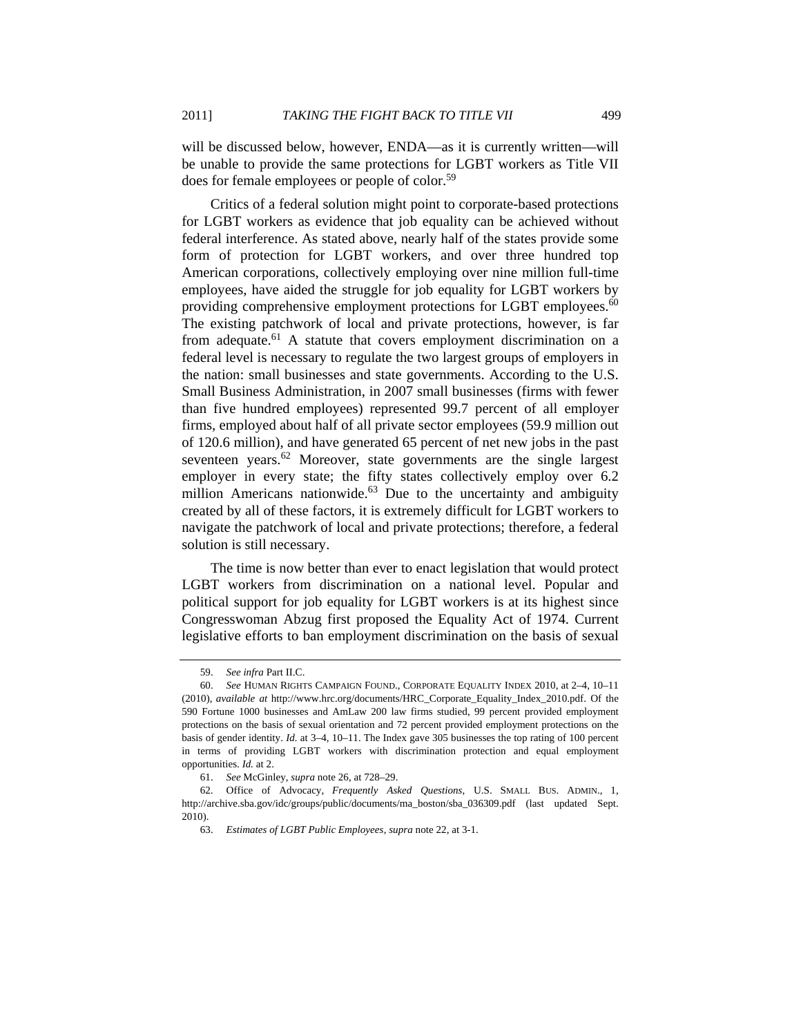will be discussed below, however, ENDA—as it is currently written—will be unable to provide the same protections for LGBT workers as Title VII does for female employees or people of color.[59]

Critics of a federal solution might point to corporate-based protections for LGBT workers as evidence that job equality can be achieved without federal interference. As stated above, nearly half of the states provide some form of protection for LGBT workers, and over three hundred top American corporations, collectively employing over nine million full-time employees, have aided the struggle for job equality for LGBT workers by providing comprehensive employment protections for LGBT employees.[60] The existing patchwork of local and private protections, however, is far from adequate.[61] A statute that covers employment discrimination on a federal level is necessary to regulate the two largest groups of employers in the nation: small businesses and state governments. According to the U.S. Small Business Administration, in 2007 small businesses (firms with fewer than five hundred employees) represented 99.7 percent of all employer firms, employed about half of all private sector employees (59.9 million out of 120.6 million), and have generated 65 percent of net new jobs in the past seventeen years.[62] Moreover, state governments are the single largest employer in every state; the fifty states collectively employ over 6.2 million Americans nationwide.[63] Due to the uncertainty and ambiguity created by all of these factors, it is extremely difficult for LGBT workers to navigate the patchwork of local and private protections; therefore, a federal solution is still necessary.

The time is now better than ever to enact legislation that would protect LGBT workers from discrimination on a national level. Popular and political support for job equality for LGBT workers is at its highest since Congresswoman Abzug first proposed the Equality Act of 1974. Current legislative efforts to ban employment discrimination on the basis of sexual

---

59. *See infra* Part II.C.

60. *See* HUMAN RIGHTS CAMPAIGN FOUND., CORPORATE EQUALITY INDEX 2010, at 2–4, 10–11 (2010), *available at* http://www.hrc.org/documents/HRC_Corporate_Equality_Index_2010.pdf. Of the 590 Fortune 1000 businesses and AmLaw 200 law firms studied, 99 percent provided employment protections on the basis of sexual orientation and 72 percent provided employment protections on the basis of gender identity. *Id.* at 3–4, 10–11. The Index gave 305 businesses the top rating of 100 percent in terms of providing LGBT workers with discrimination protection and equal employment opportunities. *Id.* at 2.

61. *See* McGinley, *supra* note 26, at 728–29.

62. Office of Advocacy, *Frequently Asked Questions*, U.S. SMALL BUS. ADMIN., 1, http://archive.sba.gov/idc/groups/public/documents/ma_boston/sba_036309.pdf (last updated Sept. 2010).

63. *Estimates of LGBT Public Employees*, *supra* note 22, at 3-1.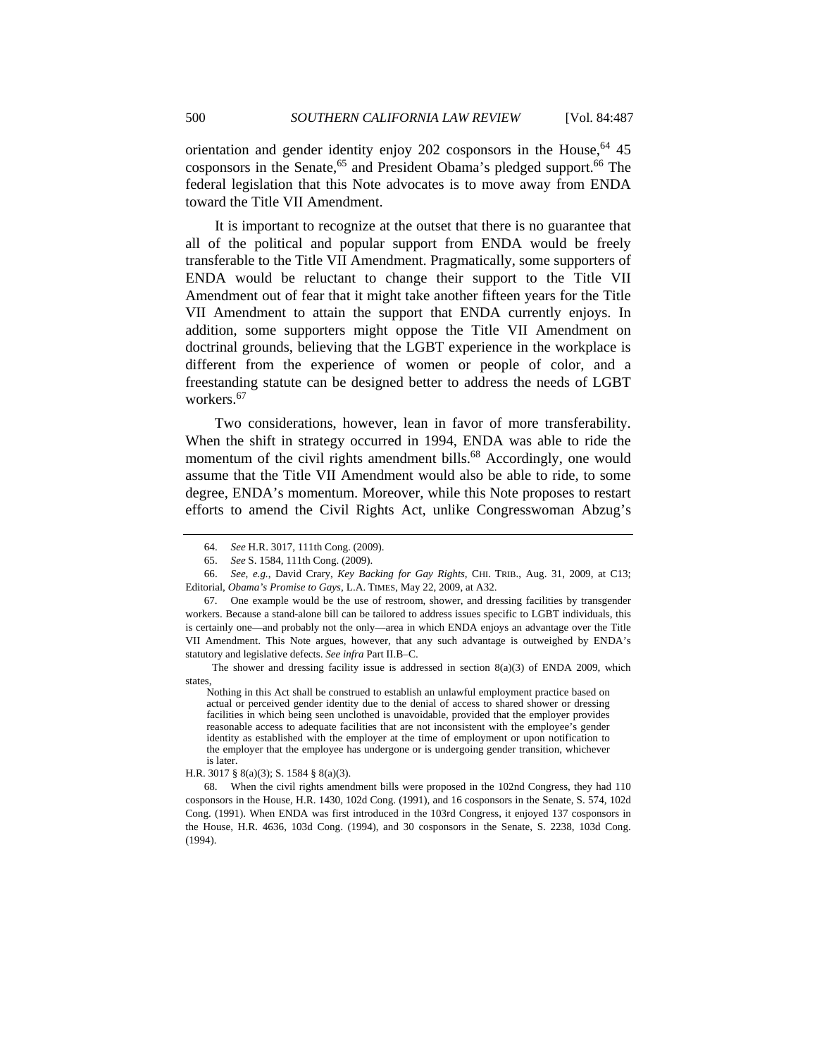orientation and gender identity enjoy 202 cosponsors in the House,[64] 45 cosponsors in the Senate,[65] and President Obama's pledged support.[66] The federal legislation that this Note advocates is to move away from ENDA toward the Title VII Amendment.

It is important to recognize at the outset that there is no guarantee that all of the political and popular support from ENDA would be freely transferable to the Title VII Amendment. Pragmatically, some supporters of ENDA would be reluctant to change their support to the Title VII Amendment out of fear that it might take another fifteen years for the Title VII Amendment to attain the support that ENDA currently enjoys. In addition, some supporters might oppose the Title VII Amendment on doctrinal grounds, believing that the LGBT experience in the workplace is different from the experience of women or people of color, and a freestanding statute can be designed better to address the needs of LGBT workers.[67]

Two considerations, however, lean in favor of more transferability. When the shift in strategy occurred in 1994, ENDA was able to ride the momentum of the civil rights amendment bills.[68] Accordingly, one would assume that the Title VII Amendment would also be able to ride, to some degree, ENDA's momentum. Moreover, while this Note proposes to restart efforts to amend the Civil Rights Act, unlike Congresswoman Abzug's

---

64. *See* H.R. 3017, 111th Cong. (2009).

65. *See* S. 1584, 111th Cong. (2009).

66. *See, e.g.*, David Crary, *Key Backing for Gay Rights*, CHI. TRIB., Aug. 31, 2009, at C13; Editorial, *Obama's Promise to Gays*, L.A. TIMES, May 22, 2009, at A32.

67. One example would be the use of restroom, shower, and dressing facilities by transgender workers. Because a stand-alone bill can be tailored to address issues specific to LGBT individuals, this is certainly one—and probably not the only—area in which ENDA enjoys an advantage over the Title VII Amendment. This Note argues, however, that any such advantage is outweighed by ENDA's statutory and legislative defects. *See infra* Part II.B–C.

The shower and dressing facility issue is addressed in section 8(a)(3) of ENDA 2009, which states,

> Nothing in this Act shall be construed to establish an unlawful employment practice based on actual or perceived gender identity due to the denial of access to shared shower or dressing facilities in which being seen unclothed is unavoidable, provided that the employer provides reasonable access to adequate facilities that are not inconsistent with the employee's gender identity as established with the employer at the time of employment or upon notification to the employer that the employee has undergone or is undergoing gender transition, whichever is later.

H.R. 3017 § 8(a)(3); S. 1584 § 8(a)(3).

68. When the civil rights amendment bills were proposed in the 102nd Congress, they had 110 cosponsors in the House, H.R. 1430, 102d Cong. (1991), and 16 cosponsors in the Senate, S. 574, 102d Cong. (1991). When ENDA was first introduced in the 103rd Congress, it enjoyed 137 cosponsors in the House, H.R. 4636, 103d Cong. (1994), and 30 cosponsors in the Senate, S. 2238, 103d Cong. (1994).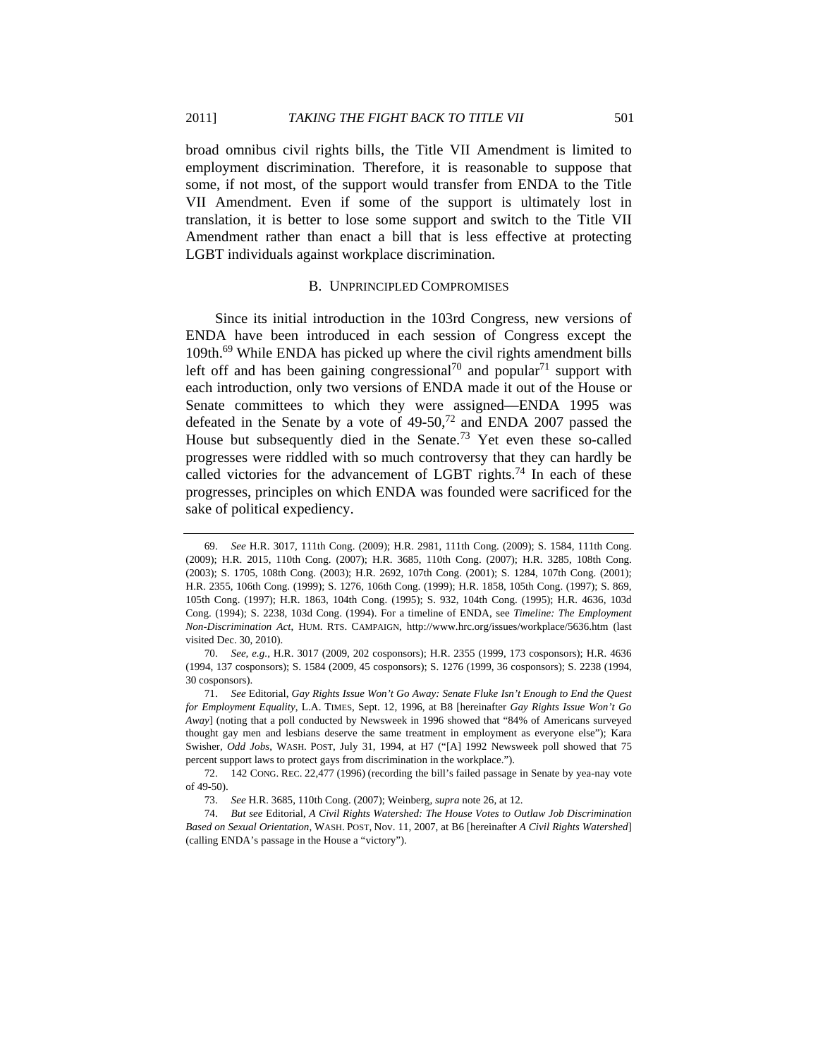broad omnibus civil rights bills, the Title VII Amendment is limited to employment discrimination. Therefore, it is reasonable to suppose that some, if not most, of the support would transfer from ENDA to the Title VII Amendment. Even if some of the support is ultimately lost in translation, it is better to lose some support and switch to the Title VII Amendment rather than enact a bill that is less effective at protecting LGBT individuals against workplace discrimination.

### B. Unprincipled Compromises

Since its initial introduction in the 103rd Congress, new versions of ENDA have been introduced in each session of Congress except the 109th.[69] While ENDA has picked up where the civil rights amendment bills left off and has been gaining congressional[70] and popular[71] support with each introduction, only two versions of ENDA made it out of the House or Senate committees to which they were assigned—ENDA 1995 was defeated in the Senate by a vote of 49-50,[72] and ENDA 2007 passed the House but subsequently died in the Senate.[73] Yet even these so-called progresses were riddled with so much controversy that they can hardly be called victories for the advancement of LGBT rights.[74] In each of these progresses, principles on which ENDA was founded were sacrificed for the sake of political expediency.

---

69. *See* H.R. 3017, 111th Cong. (2009); H.R. 2981, 111th Cong. (2009); S. 1584, 111th Cong. (2009); H.R. 2015, 110th Cong. (2007); H.R. 3685, 110th Cong. (2007); H.R. 3285, 108th Cong. (2003); S. 1705, 108th Cong. (2003); H.R. 2692, 107th Cong. (2001); S. 1284, 107th Cong. (2001); H.R. 2355, 106th Cong. (1999); S. 1276, 106th Cong. (1999); H.R. 1858, 105th Cong. (1997); S. 869, 105th Cong. (1997); H.R. 1863, 104th Cong. (1995); S. 932, 104th Cong. (1995); H.R. 4636, 103d Cong. (1994); S. 2238, 103d Cong. (1994). For a timeline of ENDA, see *Timeline: The Employment Non-Discrimination Act*, HUM. RTS. CAMPAIGN, http://www.hrc.org/issues/workplace/5636.htm (last visited Dec. 30, 2010).

70. *See, e.g.*, H.R. 3017 (2009, 202 cosponsors); H.R. 2355 (1999, 173 cosponsors); H.R. 4636 (1994, 137 cosponsors); S. 1584 (2009, 45 cosponsors); S. 1276 (1999, 36 cosponsors); S. 2238 (1994, 30 cosponsors).

71. *See* Editorial, *Gay Rights Issue Won't Go Away: Senate Fluke Isn't Enough to End the Quest for Employment Equality*, L.A. TIMES, Sept. 12, 1996, at B8 [hereinafter *Gay Rights Issue Won't Go Away*] (noting that a poll conducted by Newsweek in 1996 showed that "84% of Americans surveyed thought gay men and lesbians deserve the same treatment in employment as everyone else"); Kara Swisher, *Odd Jobs*, WASH. POST, July 31, 1994, at H7 ("[A] 1992 Newsweek poll showed that 75 percent support laws to protect gays from discrimination in the workplace.").

72. 142 CONG. REC. 22,477 (1996) (recording the bill's failed passage in Senate by yea-nay vote of 49-50).

73. *See* H.R. 3685, 110th Cong. (2007); Weinberg, *supra* note 26, at 12.

74. *But see* Editorial, *A Civil Rights Watershed: The House Votes to Outlaw Job Discrimination Based on Sexual Orientation*, WASH. POST, Nov. 11, 2007, at B6 [hereinafter *A Civil Rights Watershed*] (calling ENDA's passage in the House a "victory").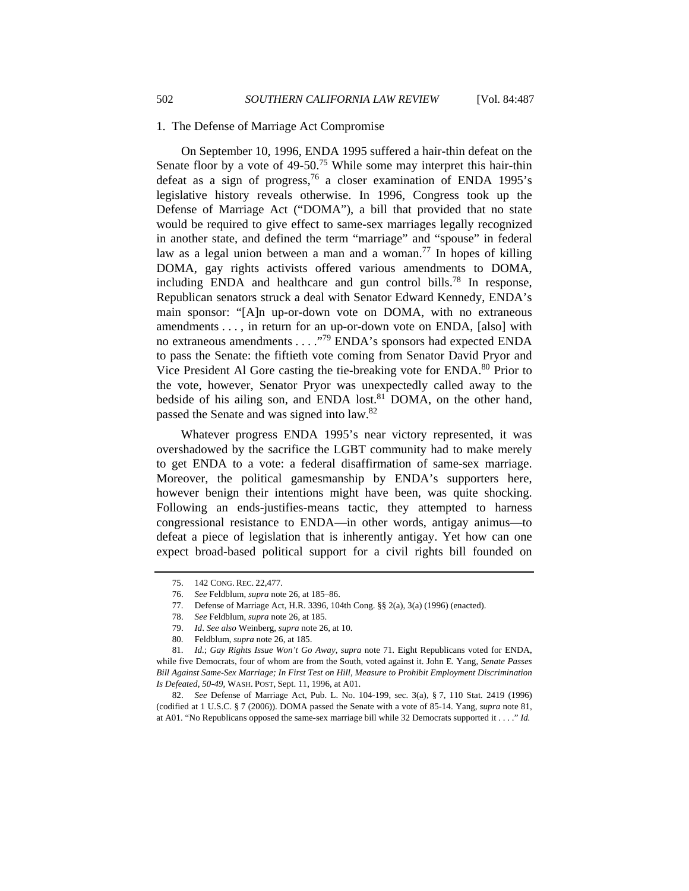### 1. The Defense of Marriage Act Compromise

On September 10, 1996, ENDA 1995 suffered a hair-thin defeat on the Senate floor by a vote of 49-50.[75] While some may interpret this hair-thin defeat as a sign of progress,[76] a closer examination of ENDA 1995's legislative history reveals otherwise. In 1996, Congress took up the Defense of Marriage Act ("DOMA"), a bill that provided that no state would be required to give effect to same-sex marriages legally recognized in another state, and defined the term "marriage" and "spouse" in federal law as a legal union between a man and a woman.[77] In hopes of killing DOMA, gay rights activists offered various amendments to DOMA, including ENDA and healthcare and gun control bills.[78] In response, Republican senators struck a deal with Senator Edward Kennedy, ENDA's main sponsor: "[A]n up-or-down vote on DOMA, with no extraneous amendments . . . , in return for an up-or-down vote on ENDA, [also] with no extraneous amendments . . . ."[79] ENDA's sponsors had expected ENDA to pass the Senate: the fiftieth vote coming from Senator David Pryor and Vice President Al Gore casting the tie-breaking vote for ENDA.[80] Prior to the vote, however, Senator Pryor was unexpectedly called away to the bedside of his ailing son, and ENDA lost.[81] DOMA, on the other hand, passed the Senate and was signed into law.[82]

Whatever progress ENDA 1995's near victory represented, it was overshadowed by the sacrifice the LGBT community had to make merely to get ENDA to a vote: a federal disaffirmation of same-sex marriage. Moreover, the political gamesmanship by ENDA's supporters here, however benign their intentions might have been, was quite shocking. Following an ends-justifies-means tactic, they attempted to harness congressional resistance to ENDA—in other words, antigay animus—to defeat a piece of legislation that is inherently antigay. Yet how can one expect broad-based political support for a civil rights bill founded on

---

75. 142 CONG. REC. 22,477.

76. *See* Feldblum, *supra* note 26, at 185–86.

77. Defense of Marriage Act, H.R. 3396, 104th Cong. §§ 2(a), 3(a) (1996) (enacted).

78. *See* Feldblum, *supra* note 26, at 185.

79. *Id*. *See also* Weinberg, *supra* note 26, at 10.

80. Feldblum, *supra* note 26, at 185.

81. *Id.*; *Gay Rights Issue Won't Go Away*, *supra* note 71. Eight Republicans voted for ENDA, while five Democrats, four of whom are from the South, voted against it. John E. Yang, *Senate Passes Bill Against Same-Sex Marriage; In First Test on Hill, Measure to Prohibit Employment Discrimination Is Defeated, 50-49*, WASH. POST, Sept. 11, 1996, at A01.

82. *See* Defense of Marriage Act, Pub. L. No. 104-199, sec. 3(a), § 7, 110 Stat. 2419 (1996) (codified at 1 U.S.C. § 7 (2006)). DOMA passed the Senate with a vote of 85-14. Yang, *supra* note 81, at A01. "No Republicans opposed the same-sex marriage bill while 32 Democrats supported it . . . ." *Id.*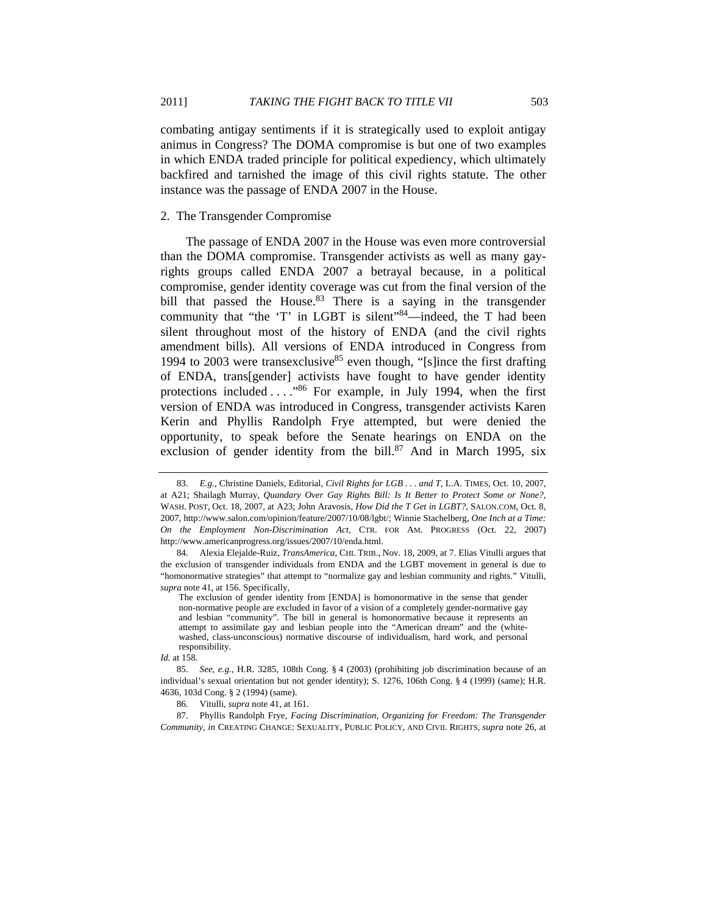combating antigay sentiments if it is strategically used to exploit antigay animus in Congress? The DOMA compromise is but one of two examples in which ENDA traded principle for political expediency, which ultimately backfired and tarnished the image of this civil rights statute. The other instance was the passage of ENDA 2007 in the House.

### 2. The Transgender Compromise

The passage of ENDA 2007 in the House was even more controversial than the DOMA compromise. Transgender activists as well as many gay-rights groups called ENDA 2007 a betrayal because, in a political compromise, gender identity coverage was cut from the final version of the bill that passed the House.[83] There is a saying in the transgender community that "the 'T' in LGBT is silent"[84]—indeed, the T had been silent throughout most of the history of ENDA (and the civil rights amendment bills). All versions of ENDA introduced in Congress from 1994 to 2003 were transexclusive[85] even though, "[s]ince the first drafting of ENDA, trans[gender] activists have fought to have gender identity protections included . . . ."[86] For example, in July 1994, when the first version of ENDA was introduced in Congress, transgender activists Karen Kerin and Phyllis Randolph Frye attempted, but were denied the opportunity, to speak before the Senate hearings on ENDA on the exclusion of gender identity from the bill.[87] And in March 1995, six

---

83. *E.g.*, Christine Daniels, Editorial, *Civil Rights for LGB . . . and T*, L.A. TIMES, Oct. 10, 2007, at A21; Shailagh Murray, *Quandary Over Gay Rights Bill: Is It Better to Protect Some or None?*, WASH. POST, Oct. 18, 2007, at A23; John Aravosis, *How Did the T Get in LGBT?*, SALON.COM, Oct. 8, 2007, http://www.salon.com/opinion/feature/2007/10/08/lgbt/; Winnie Stachelberg, *One Inch at a Time: On the Employment Non-Discrimination Act*, CTR. FOR AM. PROGRESS (Oct. 22, 2007) http://www.americanprogress.org/issues/2007/10/enda.html.

84. Alexia Elejalde-Ruiz, *TransAmerica*, CHI. TRIB., Nov. 18, 2009, at 7. Elias Vitulli argues that the exclusion of transgender individuals from ENDA and the LGBT movement in general is due to "homonormative strategies" that attempt to "normalize gay and lesbian community and rights." Vitulli, *supra* note 41, at 156. Specifically,

> The exclusion of gender identity from [ENDA] is homonormative in the sense that gender non-normative people are excluded in favor of a vision of a completely gender-normative gay and lesbian "community". The bill in general is homonormative because it represents an attempt to assimilate gay and lesbian people into the "American dream" and the (white-washed, class-unconscious) normative discourse of individualism, hard work, and personal responsibility.

*Id.* at 158.

85. *See, e.g.*, H.R. 3285, 108th Cong. § 4 (2003) (prohibiting job discrimination because of an individual's sexual orientation but not gender identity); S. 1276, 106th Cong. § 4 (1999) (same); H.R. 4636, 103d Cong. § 2 (1994) (same).

86. Vitulli, *supra* note 41, at 161.

87. Phyllis Randolph Frye, *Facing Discrimination, Organizing for Freedom: The Transgender Community*, *in* CREATING CHANGE: SEXUALITY, PUBLIC POLICY, AND CIVIL RIGHTS, *supra* note 26, at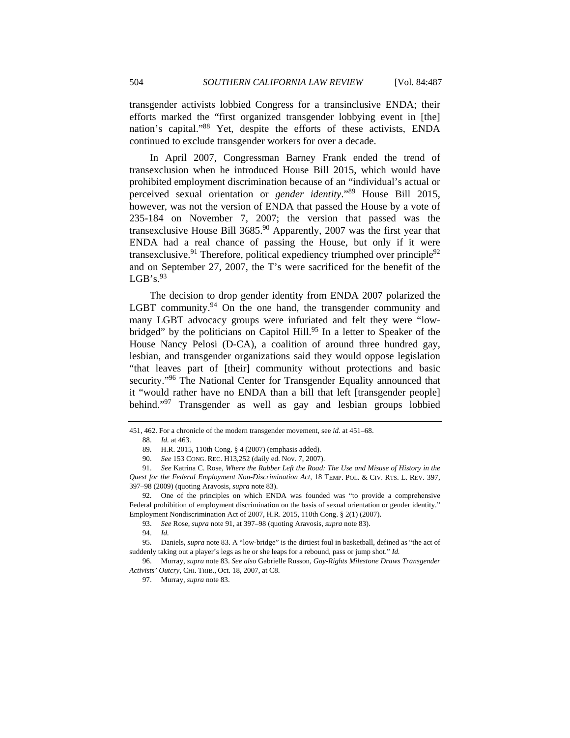transgender activists lobbied Congress for a transinclusive ENDA; their efforts marked the "first organized transgender lobbying event in [the] nation's capital."[88] Yet, despite the efforts of these activists, ENDA continued to exclude transgender workers for over a decade.

In April 2007, Congressman Barney Frank ended the trend of transexclusion when he introduced House Bill 2015, which would have prohibited employment discrimination because of an "individual's actual or perceived sexual orientation or *gender identity*."[89] House Bill 2015, however, was not the version of ENDA that passed the House by a vote of 235-184 on November 7, 2007; the version that passed was the transexclusive House Bill 3685.[90] Apparently, 2007 was the first year that ENDA had a real chance of passing the House, but only if it were transexclusive.[91] Therefore, political expediency triumphed over principle[92] and on September 27, 2007, the T's were sacrificed for the benefit of the LGB's.[93]

The decision to drop gender identity from ENDA 2007 polarized the LGBT community.[94] On the one hand, the transgender community and many LGBT advocacy groups were infuriated and felt they were "low-bridged" by the politicians on Capitol Hill.[95] In a letter to Speaker of the House Nancy Pelosi (D-CA), a coalition of around three hundred gay, lesbian, and transgender organizations said they would oppose legislation "that leaves part of [their] community without protections and basic security."[96] The National Center for Transgender Equality announced that it "would rather have no ENDA than a bill that left [transgender people] behind."[97] Transgender as well as gay and lesbian groups lobbied

---

451, 462. For a chronicle of the modern transgender movement, see *id.* at 451–68.

88. *Id.* at 463.

89. H.R. 2015, 110th Cong. § 4 (2007) (emphasis added).

90. *See* 153 CONG. REC. H13,252 (daily ed. Nov. 7, 2007).

91. *See* Katrina C. Rose, *Where the Rubber Left the Road: The Use and Misuse of History in the Quest for the Federal Employment Non-Discrimination Act*, 18 TEMP. POL. & CIV. RTS. L. REV. 397, 397–98 (2009) (quoting Aravosis, *supra* note 83).

92. One of the principles on which ENDA was founded was "to provide a comprehensive Federal prohibition of employment discrimination on the basis of sexual orientation or gender identity." Employment Nondiscrimination Act of 2007, H.R. 2015, 110th Cong. § 2(1) (2007).

93. *See* Rose, *supra* note 91, at 397–98 (quoting Aravosis, *supra* note 83).

94. *Id.*

95. Daniels, *supra* note 83. A "low-bridge" is the dirtiest foul in basketball, defined as "the act of suddenly taking out a player's legs as he or she leaps for a rebound, pass or jump shot." *Id.*

96. Murray, *supra* note 83. *See also* Gabrielle Russon, *Gay-Rights Milestone Draws Transgender Activists' Outcry*, CHI. TRIB., Oct. 18, 2007, at C8.

97. Murray, *supra* note 83.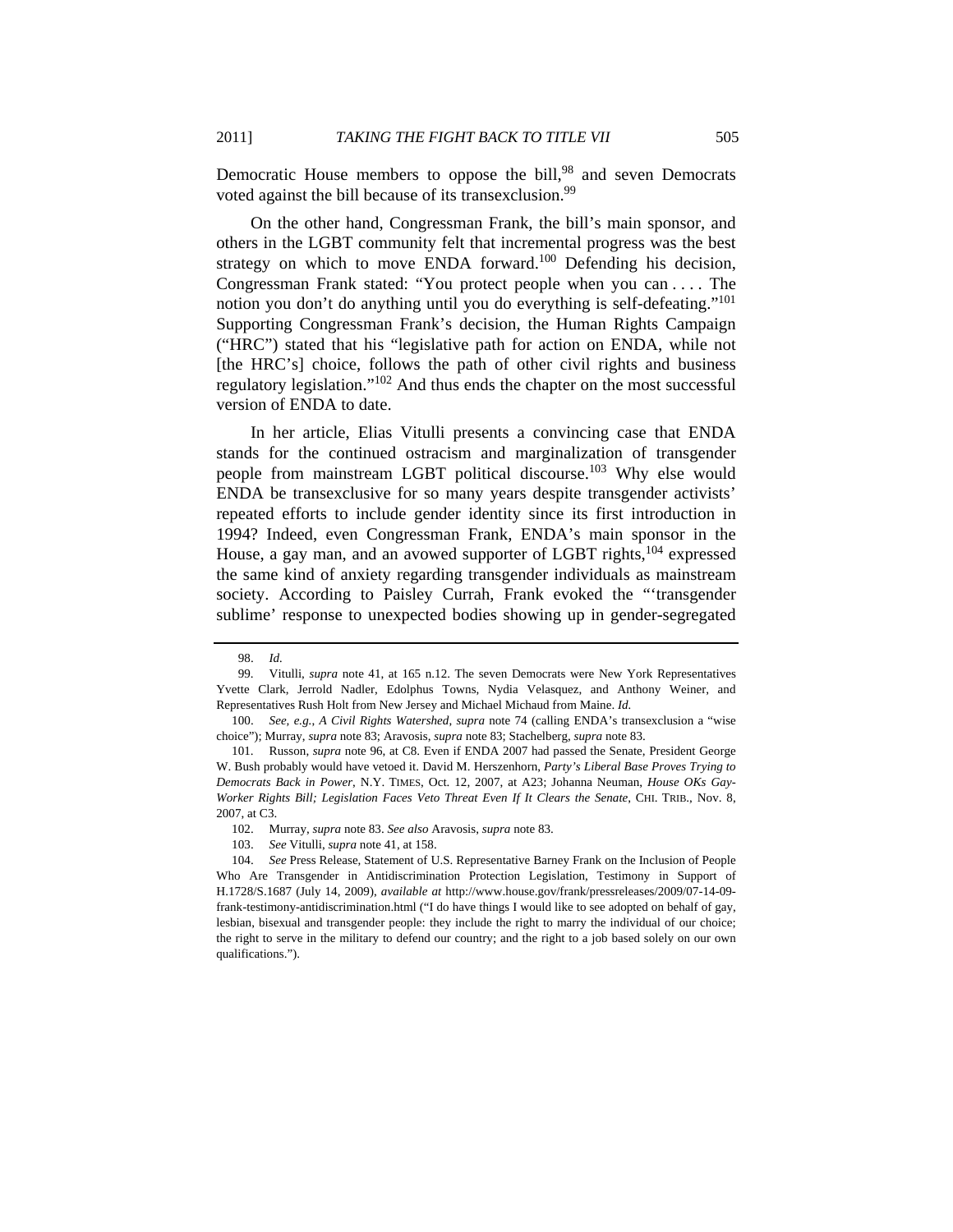Democratic House members to oppose the bill,[98] and seven Democrats voted against the bill because of its transexclusion.[99]

On the other hand, Congressman Frank, the bill's main sponsor, and others in the LGBT community felt that incremental progress was the best strategy on which to move ENDA forward.[100] Defending his decision, Congressman Frank stated: "You protect people when you can . . . . The notion you don't do anything until you do everything is self-defeating."[101] Supporting Congressman Frank's decision, the Human Rights Campaign ("HRC") stated that his "legislative path for action on ENDA, while not [the HRC's] choice, follows the path of other civil rights and business regulatory legislation."[102] And thus ends the chapter on the most successful version of ENDA to date.

In her article, Elias Vitulli presents a convincing case that ENDA stands for the continued ostracism and marginalization of transgender people from mainstream LGBT political discourse.[103] Why else would ENDA be transexclusive for so many years despite transgender activists' repeated efforts to include gender identity since its first introduction in 1994? Indeed, even Congressman Frank, ENDA's main sponsor in the House, a gay man, and an avowed supporter of LGBT rights,[104] expressed the same kind of anxiety regarding transgender individuals as mainstream society. According to Paisley Currah, Frank evoked the "'transgender sublime' response to unexpected bodies showing up in gender-segregated

---

98. *Id.*

99. Vitulli, *supra* note 41, at 165 n.12. The seven Democrats were New York Representatives Yvette Clark, Jerrold Nadler, Edolphus Towns, Nydia Velasquez, and Anthony Weiner, and Representatives Rush Holt from New Jersey and Michael Michaud from Maine. *Id.*

100. *See, e.g.*, *A Civil Rights Watershed*, *supra* note 74 (calling ENDA's transexclusion a "wise choice"); Murray, *supra* note 83; Aravosis, *supra* note 83; Stachelberg, *supra* note 83.

101. Russon, *supra* note 96, at C8. Even if ENDA 2007 had passed the Senate, President George W. Bush probably would have vetoed it. David M. Herszenhorn, *Party's Liberal Base Proves Trying to Democrats Back in Power*, N.Y. TIMES, Oct. 12, 2007, at A23; Johanna Neuman, *House OKs Gay-Worker Rights Bill; Legislation Faces Veto Threat Even If It Clears the Senate*, CHI. TRIB., Nov. 8, 2007, at C3.

102. Murray, *supra* note 83. *See also* Aravosis, *supra* note 83.

103. *See* Vitulli, *supra* note 41, at 158.

104. *See* Press Release, Statement of U.S. Representative Barney Frank on the Inclusion of People Who Are Transgender in Antidiscrimination Protection Legislation, Testimony in Support of H.1728/S.1687 (July 14, 2009), *available at* http://www.house.gov/frank/pressreleases/2009/07-14-09-frank-testimony-antidiscrimination.html ("I do have things I would like to see adopted on behalf of gay, lesbian, bisexual and transgender people: they include the right to marry the individual of our choice; the right to serve in the military to defend our country; and the right to a job based solely on our own qualifications.").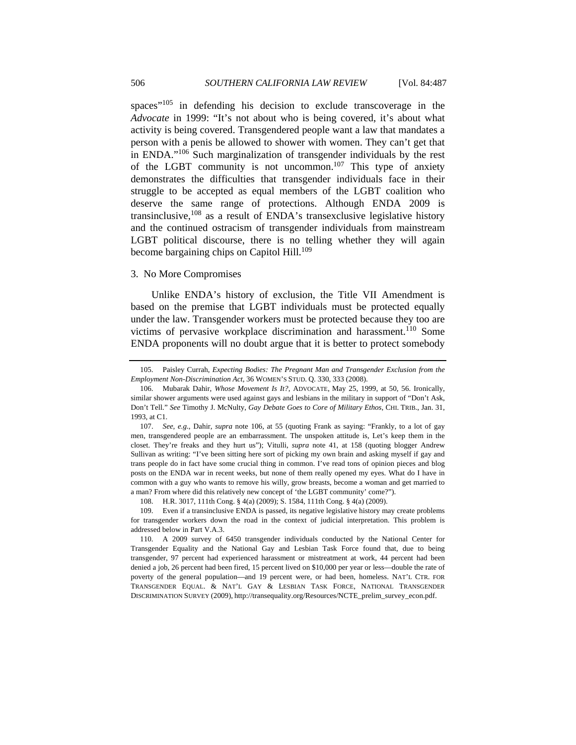spaces"[105] in defending his decision to exclude transcoverage in the *Advocate* in 1999: "It's not about who is being covered, it's about what activity is being covered. Transgendered people want a law that mandates a person with a penis be allowed to shower with women. They can't get that in ENDA."[106] Such marginalization of transgender individuals by the rest of the LGBT community is not uncommon.[107] This type of anxiety demonstrates the difficulties that transgender individuals face in their struggle to be accepted as equal members of the LGBT coalition who deserve the same range of protections. Although ENDA 2009 is transinclusive,[108] as a result of ENDA's transexclusive legislative history and the continued ostracism of transgender individuals from mainstream LGBT political discourse, there is no telling whether they will again become bargaining chips on Capitol Hill.[109]

### 3. No More Compromises

Unlike ENDA's history of exclusion, the Title VII Amendment is based on the premise that LGBT individuals must be protected equally under the law. Transgender workers must be protected because they too are victims of pervasive workplace discrimination and harassment.[110] Some ENDA proponents will no doubt argue that it is better to protect somebody

---

105. Paisley Currah, *Expecting Bodies: The Pregnant Man and Transgender Exclusion from the Employment Non-Discrimination Act*, 36 WOMEN'S STUD. Q. 330, 333 (2008).

106. Mubarak Dahir, *Whose Movement Is It?*, ADVOCATE, May 25, 1999, at 50, 56. Ironically, similar shower arguments were used against gays and lesbians in the military in support of "Don't Ask, Don't Tell." *See* Timothy J. McNulty, *Gay Debate Goes to Core of Military Ethos*, CHI. TRIB., Jan. 31, 1993, at C1.

107. *See, e.g.*, Dahir, *supra* note 106, at 55 (quoting Frank as saying: "Frankly, to a lot of gay men, transgendered people are an embarrassment. The unspoken attitude is, Let's keep them in the closet. They're freaks and they hurt us"); Vitulli, *supra* note 41, at 158 (quoting blogger Andrew Sullivan as writing: "I've been sitting here sort of picking my own brain and asking myself if gay and trans people do in fact have some crucial thing in common. I've read tons of opinion pieces and blog posts on the ENDA war in recent weeks, but none of them really opened my eyes. What do I have in common with a guy who wants to remove his willy, grow breasts, become a woman and get married to a man? From where did this relatively new concept of 'the LGBT community' come?").

108. H.R. 3017, 111th Cong. § 4(a) (2009); S. 1584, 111th Cong. § 4(a) (2009).

109. Even if a transinclusive ENDA is passed, its negative legislative history may create problems for transgender workers down the road in the context of judicial interpretation. This problem is addressed below in Part V.A.3.

110. A 2009 survey of 6450 transgender individuals conducted by the National Center for Transgender Equality and the National Gay and Lesbian Task Force found that, due to being transgender, 97 percent had experienced harassment or mistreatment at work, 44 percent had been denied a job, 26 percent had been fired, 15 percent lived on $10,000 per year or less—double the rate of poverty of the general population—and 19 percent were, or had been, homeless. NAT'L CTR. FOR TRANSGENDER EQUAL. & NAT'L GAY & LESBIAN TASK FORCE, NATIONAL TRANSGENDER DISCRIMINATION SURVEY (2009), http://transequality.org/Resources/NCTE_prelim_survey_econ.pdf.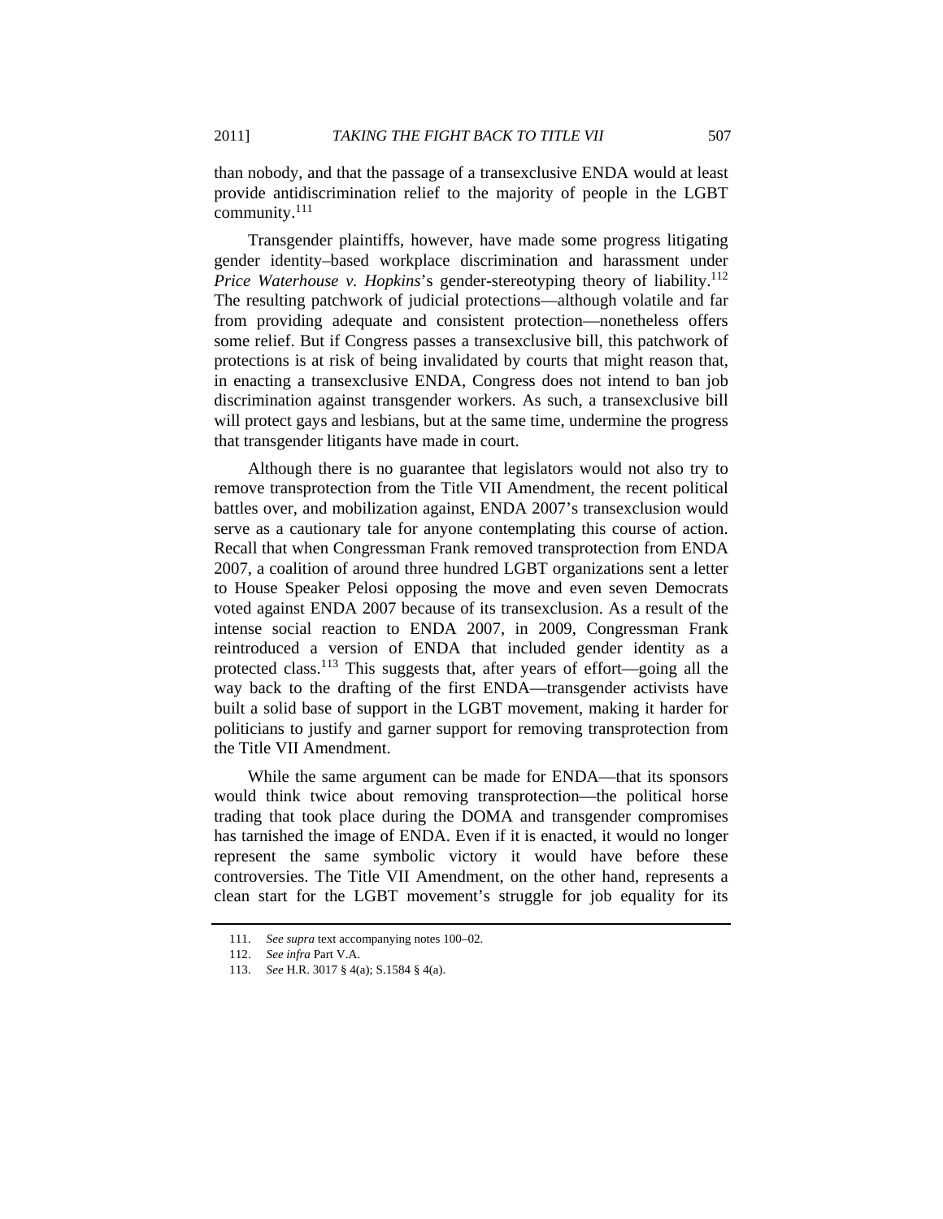than nobody, and that the passage of a transexclusive ENDA would at least provide antidiscrimination relief to the majority of people in the LGBT community.[111]

Transgender plaintiffs, however, have made some progress litigating gender identity–based workplace discrimination and harassment under *Price Waterhouse v. Hopkins*'s gender-stereotyping theory of liability.[112] The resulting patchwork of judicial protections—although volatile and far from providing adequate and consistent protection—nonetheless offers some relief. But if Congress passes a transexclusive bill, this patchwork of protections is at risk of being invalidated by courts that might reason that, in enacting a transexclusive ENDA, Congress does not intend to ban job discrimination against transgender workers. As such, a transexclusive bill will protect gays and lesbians, but at the same time, undermine the progress that transgender litigants have made in court.

Although there is no guarantee that legislators would not also try to remove transprotection from the Title VII Amendment, the recent political battles over, and mobilization against, ENDA 2007's transexclusion would serve as a cautionary tale for anyone contemplating this course of action. Recall that when Congressman Frank removed transprotection from ENDA 2007, a coalition of around three hundred LGBT organizations sent a letter to House Speaker Pelosi opposing the move and even seven Democrats voted against ENDA 2007 because of its transexclusion. As a result of the intense social reaction to ENDA 2007, in 2009, Congressman Frank reintroduced a version of ENDA that included gender identity as a protected class.[113] This suggests that, after years of effort—going all the way back to the drafting of the first ENDA—transgender activists have built a solid base of support in the LGBT movement, making it harder for politicians to justify and garner support for removing transprotection from the Title VII Amendment.

While the same argument can be made for ENDA—that its sponsors would think twice about removing transprotection—the political horse trading that took place during the DOMA and transgender compromises has tarnished the image of ENDA. Even if it is enacted, it would no longer represent the same symbolic victory it would have before these controversies. The Title VII Amendment, on the other hand, represents a clean start for the LGBT movement's struggle for job equality for its

---

111. *See supra* text accompanying notes 100–02.

112. *See infra* Part V.A.

113. *See* H.R. 3017 § 4(a); S.1584 § 4(a).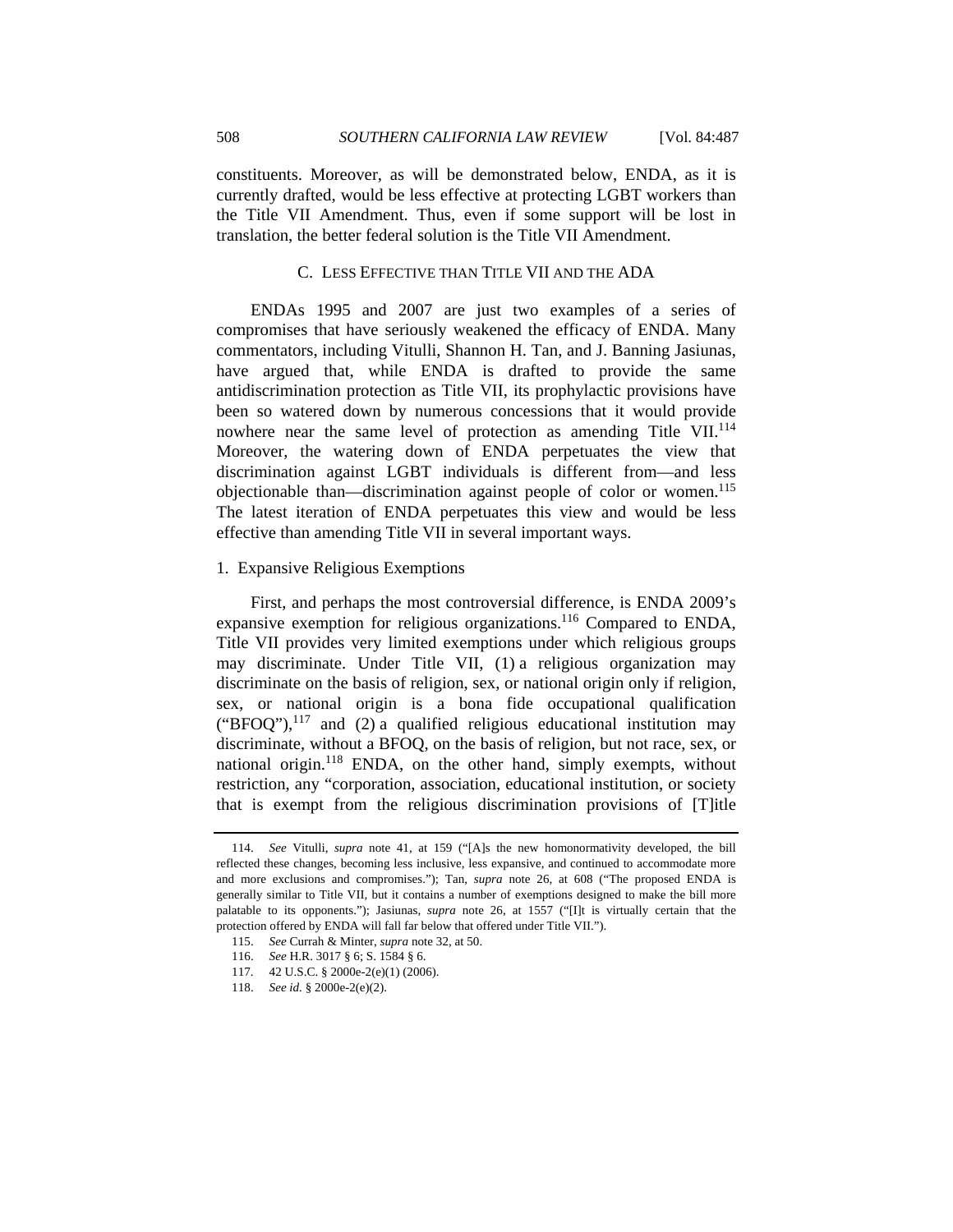constituents. Moreover, as will be demonstrated below, ENDA, as it is currently drafted, would be less effective at protecting LGBT workers than the Title VII Amendment. Thus, even if some support will be lost in translation, the better federal solution is the Title VII Amendment.

### C. LESS EFFECTIVE THAN TITLE VII AND THE ADA

ENDAs 1995 and 2007 are just two examples of a series of compromises that have seriously weakened the efficacy of ENDA. Many commentators, including Vitulli, Shannon H. Tan, and J. Banning Jasiunas, have argued that, while ENDA is drafted to provide the same antidiscrimination protection as Title VII, its prophylactic provisions have been so watered down by numerous concessions that it would provide nowhere near the same level of protection as amending Title VII.[114] Moreover, the watering down of ENDA perpetuates the view that discrimination against LGBT individuals is different from—and less objectionable than—discrimination against people of color or women.[115] The latest iteration of ENDA perpetuates this view and would be less effective than amending Title VII in several important ways.

#### 1. Expansive Religious Exemptions

First, and perhaps the most controversial difference, is ENDA 2009's expansive exemption for religious organizations.[116] Compared to ENDA, Title VII provides very limited exemptions under which religious groups may discriminate. Under Title VII, (1) a religious organization may discriminate on the basis of religion, sex, or national origin only if religion, sex, or national origin is a bona fide occupational qualification ("BFOQ"),[117] and (2) a qualified religious educational institution may discriminate, without a BFOQ, on the basis of religion, but not race, sex, or national origin.[118] ENDA, on the other hand, simply exempts, without restriction, any "corporation, association, educational institution, or society that is exempt from the religious discrimination provisions of [T]itle

---

114. *See* Vitulli, *supra* note 41, at 159 ("[A]s the new homonormativity developed, the bill reflected these changes, becoming less inclusive, less expansive, and continued to accommodate more and more exclusions and compromises."); Tan, *supra* note 26, at 608 ("The proposed ENDA is generally similar to Title VII, but it contains a number of exemptions designed to make the bill more palatable to its opponents."); Jasiunas, *supra* note 26, at 1557 ("[I]t is virtually certain that the protection offered by ENDA will fall far below that offered under Title VII.").

115. *See* Currah & Minter, *supra* note 32, at 50.

116. *See* H.R. 3017 § 6; S. 1584 § 6.

117. 42 U.S.C. § 2000e-2(e)(1) (2006).

118. *See id.* § 2000e-2(e)(2).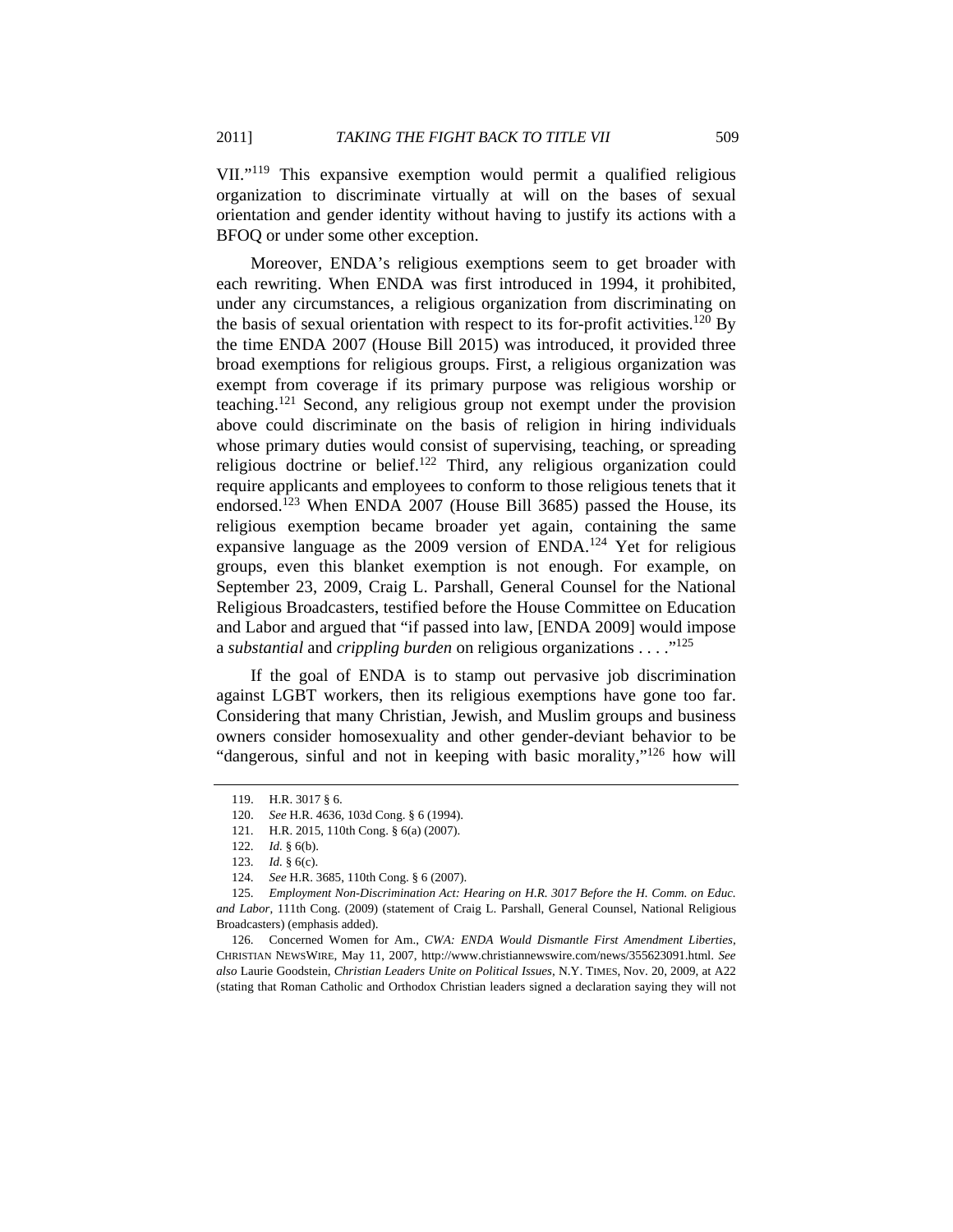VII."[119] This expansive exemption would permit a qualified religious organization to discriminate virtually at will on the bases of sexual orientation and gender identity without having to justify its actions with a BFOQ or under some other exception.

Moreover, ENDA's religious exemptions seem to get broader with each rewriting. When ENDA was first introduced in 1994, it prohibited, under any circumstances, a religious organization from discriminating on the basis of sexual orientation with respect to its for-profit activities.[120] By the time ENDA 2007 (House Bill 2015) was introduced, it provided three broad exemptions for religious groups. First, a religious organization was exempt from coverage if its primary purpose was religious worship or teaching.[121] Second, any religious group not exempt under the provision above could discriminate on the basis of religion in hiring individuals whose primary duties would consist of supervising, teaching, or spreading religious doctrine or belief.[122] Third, any religious organization could require applicants and employees to conform to those religious tenets that it endorsed.[123] When ENDA 2007 (House Bill 3685) passed the House, its religious exemption became broader yet again, containing the same expansive language as the 2009 version of ENDA.[124] Yet for religious groups, even this blanket exemption is not enough. For example, on September 23, 2009, Craig L. Parshall, General Counsel for the National Religious Broadcasters, testified before the House Committee on Education and Labor and argued that "if passed into law, [ENDA 2009] would impose a *substantial* and *crippling burden* on religious organizations . . . ."[125]

If the goal of ENDA is to stamp out pervasive job discrimination against LGBT workers, then its religious exemptions have gone too far. Considering that many Christian, Jewish, and Muslim groups and business owners consider homosexuality and other gender-deviant behavior to be "dangerous, sinful and not in keeping with basic morality,"[126] how will

---

119. H.R. 3017 § 6.

120. *See* H.R. 4636, 103d Cong. § 6 (1994).

121. H.R. 2015, 110th Cong. § 6(a) (2007).

122. *Id.* § 6(b).

123. *Id.* § 6(c).

124. *See* H.R. 3685, 110th Cong. § 6 (2007).

125. *Employment Non-Discrimination Act: Hearing on H.R. 3017 Before the H. Comm. on Educ. and Labor*, 111th Cong. (2009) (statement of Craig L. Parshall, General Counsel, National Religious Broadcasters) (emphasis added).

126. Concerned Women for Am., *CWA: ENDA Would Dismantle First Amendment Liberties*, CHRISTIAN NEWSWIRE, May 11, 2007, http://www.christiannewswire.com/news/355623091.html. *See also* Laurie Goodstein, *Christian Leaders Unite on Political Issues*, N.Y. TIMES, Nov. 20, 2009, at A22 (stating that Roman Catholic and Orthodox Christian leaders signed a declaration saying they will not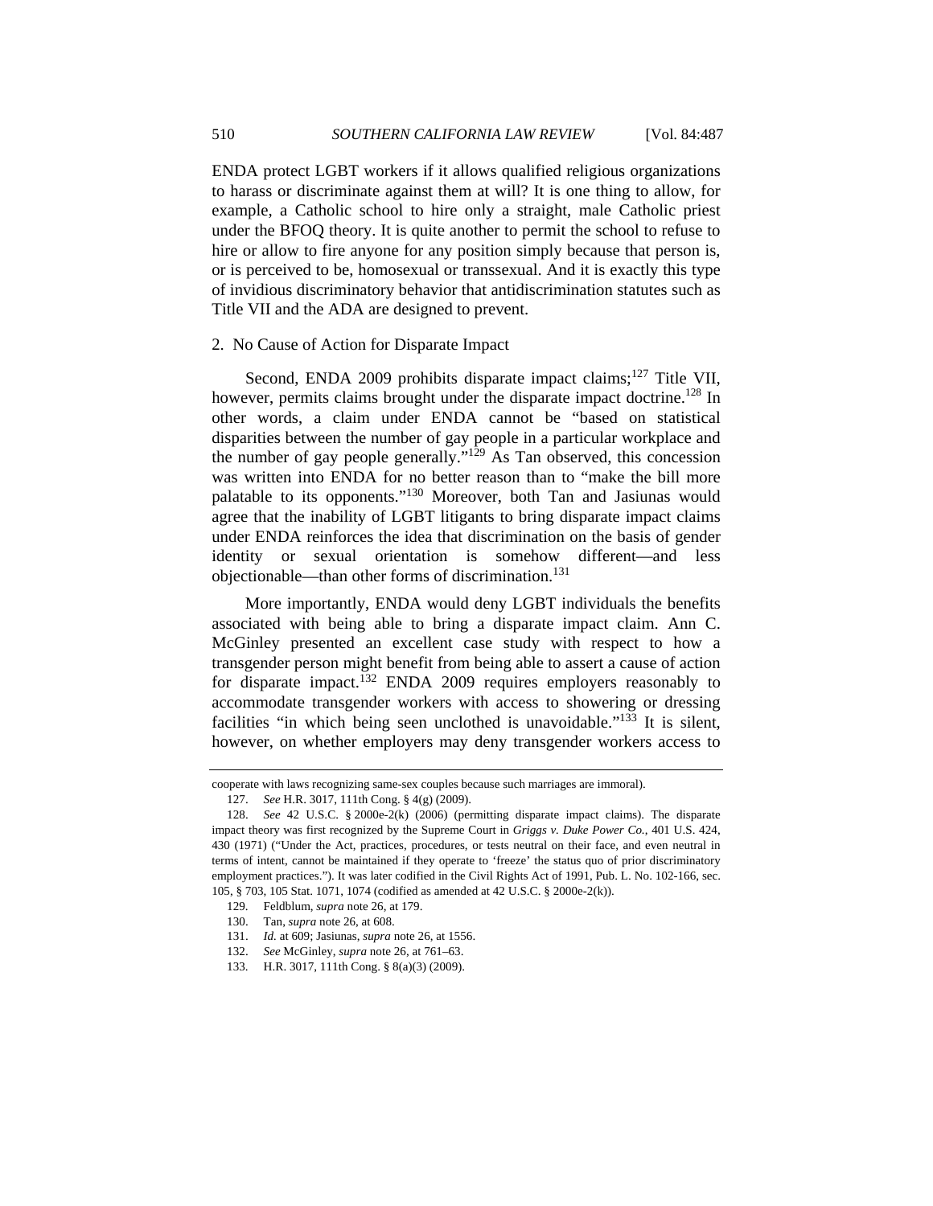ENDA protect LGBT workers if it allows qualified religious organizations to harass or discriminate against them at will? It is one thing to allow, for example, a Catholic school to hire only a straight, male Catholic priest under the BFOQ theory. It is quite another to permit the school to refuse to hire or allow to fire anyone for any position simply because that person is, or is perceived to be, homosexual or transsexual. And it is exactly this type of invidious discriminatory behavior that antidiscrimination statutes such as Title VII and the ADA are designed to prevent.

### 2. No Cause of Action for Disparate Impact

Second, ENDA 2009 prohibits disparate impact claims;[127] Title VII, however, permits claims brought under the disparate impact doctrine.[128] In other words, a claim under ENDA cannot be "based on statistical disparities between the number of gay people in a particular workplace and the number of gay people generally."[129] As Tan observed, this concession was written into ENDA for no better reason than to "make the bill more palatable to its opponents."[130] Moreover, both Tan and Jasiunas would agree that the inability of LGBT litigants to bring disparate impact claims under ENDA reinforces the idea that discrimination on the basis of gender identity or sexual orientation is somehow different—and less objectionable—than other forms of discrimination.[131]

More importantly, ENDA would deny LGBT individuals the benefits associated with being able to bring a disparate impact claim. Ann C. McGinley presented an excellent case study with respect to how a transgender person might benefit from being able to assert a cause of action for disparate impact.[132] ENDA 2009 requires employers reasonably to accommodate transgender workers with access to showering or dressing facilities "in which being seen unclothed is unavoidable."[133] It is silent, however, on whether employers may deny transgender workers access to

---

cooperate with laws recognizing same-sex couples because such marriages are immoral).

127. *See* H.R. 3017, 111th Cong. § 4(g) (2009).

128. *See* 42 U.S.C. § 2000e-2(k) (2006) (permitting disparate impact claims). The disparate impact theory was first recognized by the Supreme Court in *Griggs v. Duke Power Co.*, 401 U.S. 424, 430 (1971) ("Under the Act, practices, procedures, or tests neutral on their face, and even neutral in terms of intent, cannot be maintained if they operate to 'freeze' the status quo of prior discriminatory employment practices."). It was later codified in the Civil Rights Act of 1991, Pub. L. No. 102-166, sec. 105, § 703, 105 Stat. 1071, 1074 (codified as amended at 42 U.S.C. § 2000e-2(k)).

129. Feldblum, *supra* note 26, at 179.

130. Tan, *supra* note 26, at 608.

131. *Id.* at 609; Jasiunas, *supra* note 26, at 1556.

132. *See* McGinley, *supra* note 26, at 761–63.

133. H.R. 3017, 111th Cong. § 8(a)(3) (2009).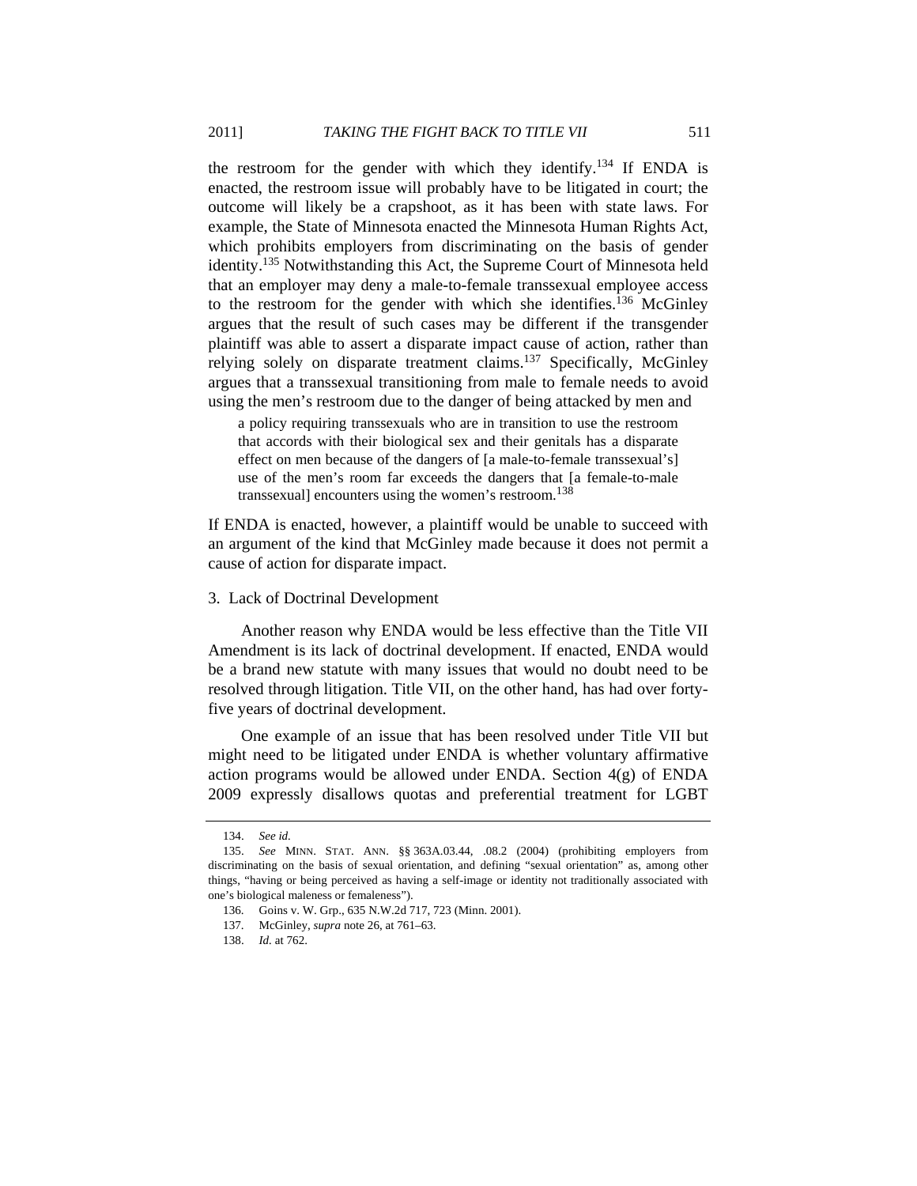the restroom for the gender with which they identify.[134] If ENDA is enacted, the restroom issue will probably have to be litigated in court; the outcome will likely be a crapshoot, as it has been with state laws. For example, the State of Minnesota enacted the Minnesota Human Rights Act, which prohibits employers from discriminating on the basis of gender identity.[135] Notwithstanding this Act, the Supreme Court of Minnesota held that an employer may deny a male-to-female transsexual employee access to the restroom for the gender with which she identifies.[136] McGinley argues that the result of such cases may be different if the transgender plaintiff was able to assert a disparate impact cause of action, rather than relying solely on disparate treatment claims.[137] Specifically, McGinley argues that a transsexual transitioning from male to female needs to avoid using the men's restroom due to the danger of being attacked by men and

> a policy requiring transsexuals who are in transition to use the restroom that accords with their biological sex and their genitals has a disparate effect on men because of the dangers of [a male-to-female transsexual's] use of the men's room far exceeds the dangers that [a female-to-male transsexual] encounters using the women's restroom.[138]

If ENDA is enacted, however, a plaintiff would be unable to succeed with an argument of the kind that McGinley made because it does not permit a cause of action for disparate impact.

### 3. Lack of Doctrinal Development

Another reason why ENDA would be less effective than the Title VII Amendment is its lack of doctrinal development. If enacted, ENDA would be a brand new statute with many issues that would no doubt need to be resolved through litigation. Title VII, on the other hand, has had over forty-five years of doctrinal development.

One example of an issue that has been resolved under Title VII but might need to be litigated under ENDA is whether voluntary affirmative action programs would be allowed under ENDA. Section 4(g) of ENDA 2009 expressly disallows quotas and preferential treatment for LGBT

---

134. *See id.*

135. *See* MINN. STAT. ANN. §§ 363A.03.44, .08.2 (2004) (prohibiting employers from discriminating on the basis of sexual orientation, and defining "sexual orientation" as, among other things, "having or being perceived as having a self-image or identity not traditionally associated with one's biological maleness or femaleness").

136. Goins v. W. Grp., 635 N.W.2d 717, 723 (Minn. 2001).

137. McGinley, *supra* note 26, at 761–63.

138. *Id.* at 762.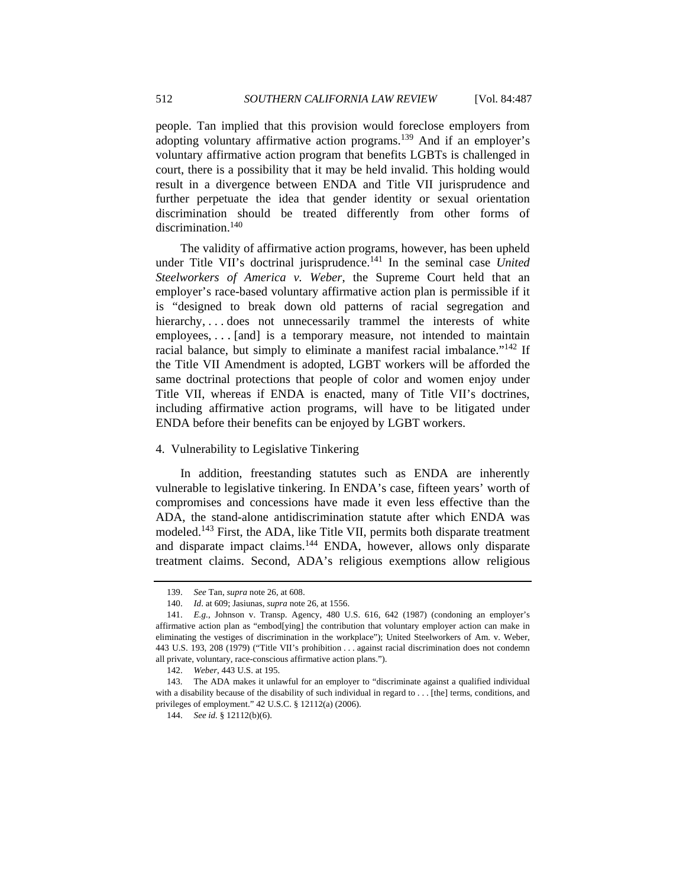people. Tan implied that this provision would foreclose employers from adopting voluntary affirmative action programs.[139] And if an employer's voluntary affirmative action program that benefits LGBTs is challenged in court, there is a possibility that it may be held invalid. This holding would result in a divergence between ENDA and Title VII jurisprudence and further perpetuate the idea that gender identity or sexual orientation discrimination should be treated differently from other forms of discrimination.[140]

The validity of affirmative action programs, however, has been upheld under Title VII's doctrinal jurisprudence.[141] In the seminal case *United Steelworkers of America v. Weber*, the Supreme Court held that an employer's race-based voluntary affirmative action plan is permissible if it is "designed to break down old patterns of racial segregation and hierarchy, . . . does not unnecessarily trammel the interests of white employees, . . . [and] is a temporary measure, not intended to maintain racial balance, but simply to eliminate a manifest racial imbalance."[142] If the Title VII Amendment is adopted, LGBT workers will be afforded the same doctrinal protections that people of color and women enjoy under Title VII, whereas if ENDA is enacted, many of Title VII's doctrines, including affirmative action programs, will have to be litigated under ENDA before their benefits can be enjoyed by LGBT workers.

4. Vulnerability to Legislative Tinkering

In addition, freestanding statutes such as ENDA are inherently vulnerable to legislative tinkering. In ENDA's case, fifteen years' worth of compromises and concessions have made it even less effective than the ADA, the stand-alone antidiscrimination statute after which ENDA was modeled.[143] First, the ADA, like Title VII, permits both disparate treatment and disparate impact claims.[144] ENDA, however, allows only disparate treatment claims. Second, ADA's religious exemptions allow religious

---

139. *See* Tan, *supra* note 26, at 608.

140. *Id*. at 609; Jasiunas, *supra* note 26, at 1556.

141. *E.g.*, Johnson v. Transp. Agency, 480 U.S. 616, 642 (1987) (condoning an employer's affirmative action plan as "embod[ying] the contribution that voluntary employer action can make in eliminating the vestiges of discrimination in the workplace"); United Steelworkers of Am. v. Weber, 443 U.S. 193, 208 (1979) ("Title VII's prohibition . . . against racial discrimination does not condemn all private, voluntary, race-conscious affirmative action plans.").

142. *Weber*, 443 U.S. at 195.

143. The ADA makes it unlawful for an employer to "discriminate against a qualified individual with a disability because of the disability of such individual in regard to . . . [the] terms, conditions, and privileges of employment." 42 U.S.C. § 12112(a) (2006).

144. *See id.* § 12112(b)(6).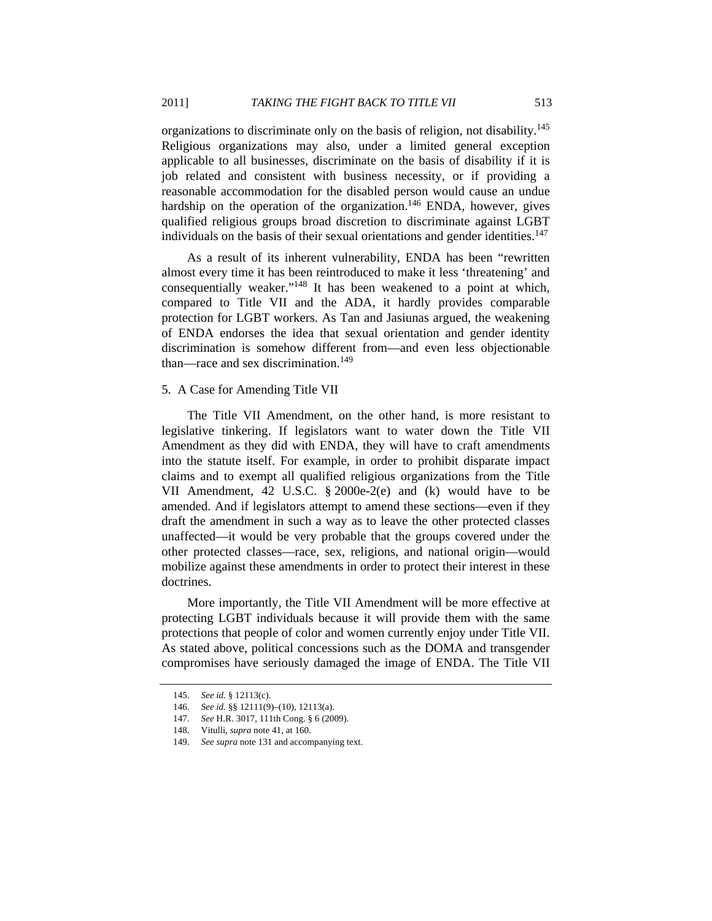organizations to discriminate only on the basis of religion, not disability.[145] Religious organizations may also, under a limited general exception applicable to all businesses, discriminate on the basis of disability if it is job related and consistent with business necessity, or if providing a reasonable accommodation for the disabled person would cause an undue hardship on the operation of the organization.[146] ENDA, however, gives qualified religious groups broad discretion to discriminate against LGBT individuals on the basis of their sexual orientations and gender identities.[147]

As a result of its inherent vulnerability, ENDA has been "rewritten almost every time it has been reintroduced to make it less 'threatening' and consequentially weaker."[148] It has been weakened to a point at which, compared to Title VII and the ADA, it hardly provides comparable protection for LGBT workers. As Tan and Jasiunas argued, the weakening of ENDA endorses the idea that sexual orientation and gender identity discrimination is somehow different from—and even less objectionable than—race and sex discrimination.[149]

### 5. A Case for Amending Title VII

The Title VII Amendment, on the other hand, is more resistant to legislative tinkering. If legislators want to water down the Title VII Amendment as they did with ENDA, they will have to craft amendments into the statute itself. For example, in order to prohibit disparate impact claims and to exempt all qualified religious organizations from the Title VII Amendment, 42 U.S.C. § 2000e-2(e) and (k) would have to be amended. And if legislators attempt to amend these sections—even if they draft the amendment in such a way as to leave the other protected classes unaffected—it would be very probable that the groups covered under the other protected classes—race, sex, religions, and national origin—would mobilize against these amendments in order to protect their interest in these doctrines.

More importantly, the Title VII Amendment will be more effective at protecting LGBT individuals because it will provide them with the same protections that people of color and women currently enjoy under Title VII. As stated above, political concessions such as the DOMA and transgender compromises have seriously damaged the image of ENDA. The Title VII

---

145. *See id.* § 12113(c).

146. *See id.* §§ 12111(9)–(10), 12113(a).

147. *See* H.R. 3017, 111th Cong. § 6 (2009).

148. Vitulli, *supra* note 41, at 160.

149. *See supra* note 131 and accompanying text.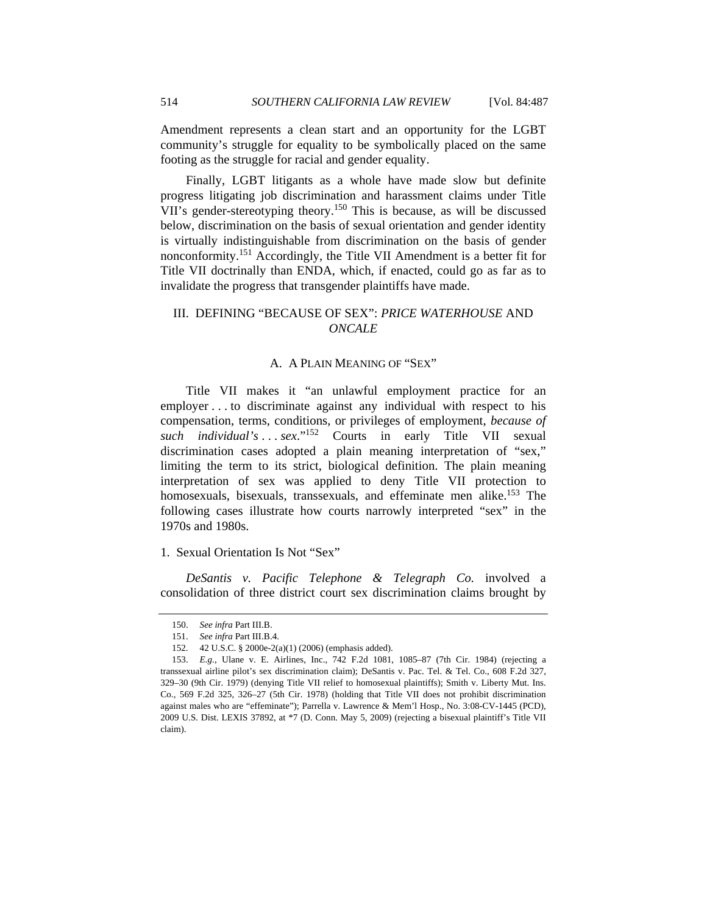Amendment represents a clean start and an opportunity for the LGBT community's struggle for equality to be symbolically placed on the same footing as the struggle for racial and gender equality.

Finally, LGBT litigants as a whole have made slow but definite progress litigating job discrimination and harassment claims under Title VII's gender-stereotyping theory.[150] This is because, as will be discussed below, discrimination on the basis of sexual orientation and gender identity is virtually indistinguishable from discrimination on the basis of gender nonconformity.[151] Accordingly, the Title VII Amendment is a better fit for Title VII doctrinally than ENDA, which, if enacted, could go as far as to invalidate the progress that transgender plaintiffs have made.

## III. DEFINING "BECAUSE OF SEX": *PRICE WATERHOUSE* AND *ONCALE*

### A. A PLAIN MEANING OF "SEX"

Title VII makes it "an unlawful employment practice for an employer . . . to discriminate against any individual with respect to his compensation, terms, conditions, or privileges of employment, *because of such individual's . . . sex*."[152] Courts in early Title VII sexual discrimination cases adopted a plain meaning interpretation of "sex," limiting the term to its strict, biological definition. The plain meaning interpretation of sex was applied to deny Title VII protection to homosexuals, bisexuals, transsexuals, and effeminate men alike.[153] The following cases illustrate how courts narrowly interpreted "sex" in the 1970s and 1980s.

#### 1. Sexual Orientation Is Not "Sex"

*DeSantis v. Pacific Telephone & Telegraph Co.* involved a consolidation of three district court sex discrimination claims brought by

---

150. *See infra* Part III.B.

151. *See infra* Part III.B.4.

152. 42 U.S.C. § 2000e-2(a)(1) (2006) (emphasis added).

153. *E.g.*, Ulane v. E. Airlines, Inc., 742 F.2d 1081, 1085–87 (7th Cir. 1984) (rejecting a transsexual airline pilot's sex discrimination claim); DeSantis v. Pac. Tel. & Tel. Co., 608 F.2d 327, 329–30 (9th Cir. 1979) (denying Title VII relief to homosexual plaintiffs); Smith v. Liberty Mut. Ins. Co., 569 F.2d 325, 326–27 (5th Cir. 1978) (holding that Title VII does not prohibit discrimination against males who are "effeminate"); Parrella v. Lawrence & Mem'l Hosp., No. 3:08-CV-1445 (PCD), 2009 U.S. Dist. LEXIS 37892, at *7 (D. Conn. May 5, 2009) (rejecting a bisexual plaintiff's Title VII claim).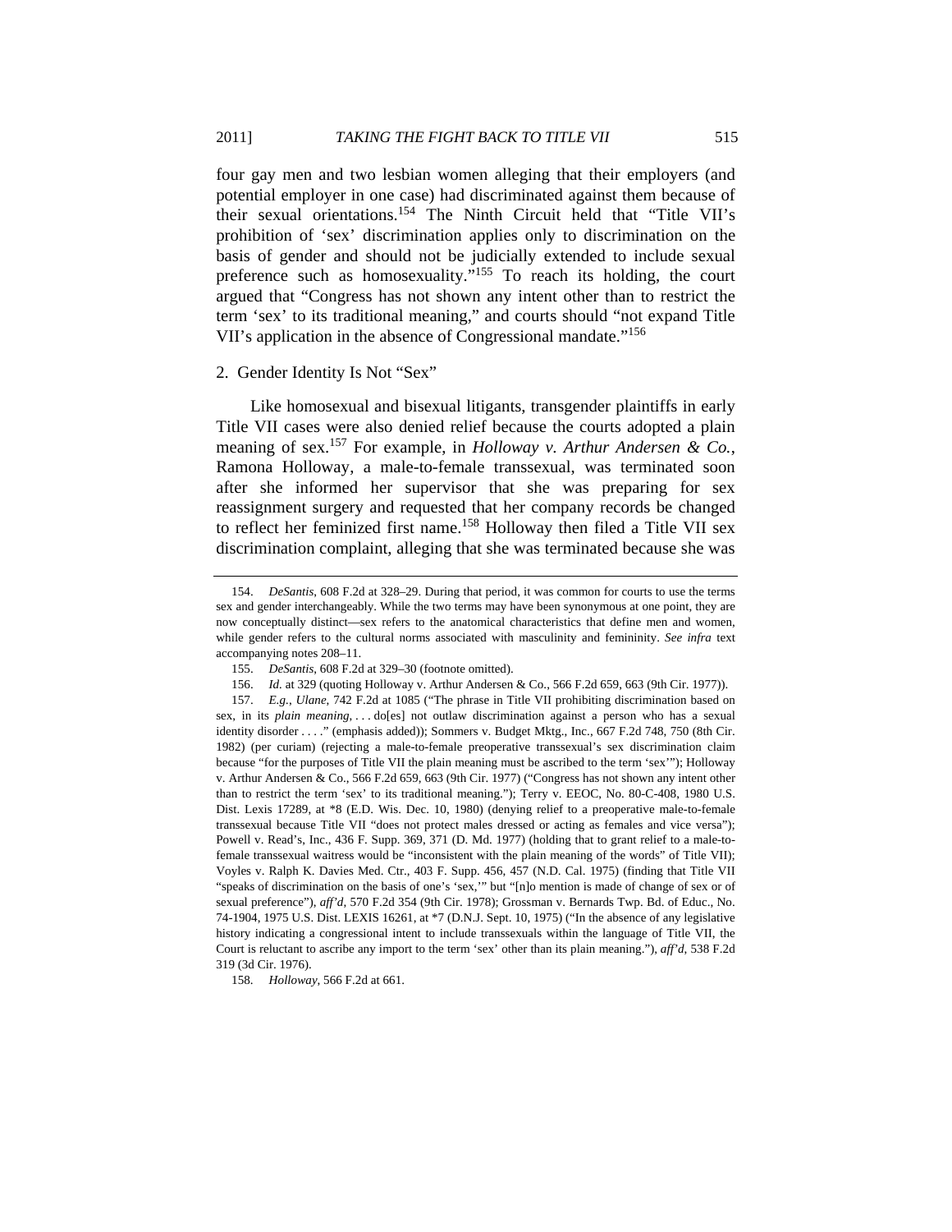four gay men and two lesbian women alleging that their employers (and potential employer in one case) had discriminated against them because of their sexual orientations.[154] The Ninth Circuit held that "Title VII's prohibition of 'sex' discrimination applies only to discrimination on the basis of gender and should not be judicially extended to include sexual preference such as homosexuality."[155] To reach its holding, the court argued that "Congress has not shown any intent other than to restrict the term 'sex' to its traditional meaning," and courts should "not expand Title VII's application in the absence of Congressional mandate."[156]

### 2. Gender Identity Is Not "Sex"

Like homosexual and bisexual litigants, transgender plaintiffs in early Title VII cases were also denied relief because the courts adopted a plain meaning of sex.[157] For example, in *Holloway v. Arthur Andersen & Co.*, Ramona Holloway, a male-to-female transsexual, was terminated soon after she informed her supervisor that she was preparing for sex reassignment surgery and requested that her company records be changed to reflect her feminized first name.[158] Holloway then filed a Title VII sex discrimination complaint, alleging that she was terminated because she was

---

154. *DeSantis*, 608 F.2d at 328–29. During that period, it was common for courts to use the terms sex and gender interchangeably. While the two terms may have been synonymous at one point, they are now conceptually distinct—sex refers to the anatomical characteristics that define men and women, while gender refers to the cultural norms associated with masculinity and femininity. *See infra* text accompanying notes 208–11.

155. *DeSantis*, 608 F.2d at 329–30 (footnote omitted).

156. *Id.* at 329 (quoting Holloway v. Arthur Andersen & Co., 566 F.2d 659, 663 (9th Cir. 1977)).

157. *E.g.*, *Ulane*, 742 F.2d at 1085 ("The phrase in Title VII prohibiting discrimination based on sex, in its *plain meaning*, . . . do[es] not outlaw discrimination against a person who has a sexual identity disorder . . . ." (emphasis added)); Sommers v. Budget Mktg., Inc., 667 F.2d 748, 750 (8th Cir. 1982) (per curiam) (rejecting a male-to-female preoperative transsexual's sex discrimination claim because "for the purposes of Title VII the plain meaning must be ascribed to the term 'sex'"); Holloway v. Arthur Andersen & Co., 566 F.2d 659, 663 (9th Cir. 1977) ("Congress has not shown any intent other than to restrict the term 'sex' to its traditional meaning."); Terry v. EEOC, No. 80-C-408, 1980 U.S. Dist. Lexis 17289, at *8 (E.D. Wis. Dec. 10, 1980) (denying relief to a preoperative male-to-female transsexual because Title VII "does not protect males dressed or acting as females and vice versa"); Powell v. Read's, Inc., 436 F. Supp. 369, 371 (D. Md. 1977) (holding that to grant relief to a male-to-female transsexual waitress would be "inconsistent with the plain meaning of the words" of Title VII); Voyles v. Ralph K. Davies Med. Ctr., 403 F. Supp. 456, 457 (N.D. Cal. 1975) (finding that Title VII "speaks of discrimination on the basis of one's 'sex,'" but "[n]o mention is made of change of sex or of sexual preference"), *aff'd*, 570 F.2d 354 (9th Cir. 1978); Grossman v. Bernards Twp. Bd. of Educ., No. 74-1904, 1975 U.S. Dist. LEXIS 16261, at *7 (D.N.J. Sept. 10, 1975) ("In the absence of any legislative history indicating a congressional intent to include transsexuals within the language of Title VII, the Court is reluctant to ascribe any import to the term 'sex' other than its plain meaning."), *aff'd*, 538 F.2d 319 (3d Cir. 1976).

158. *Holloway*, 566 F.2d at 661.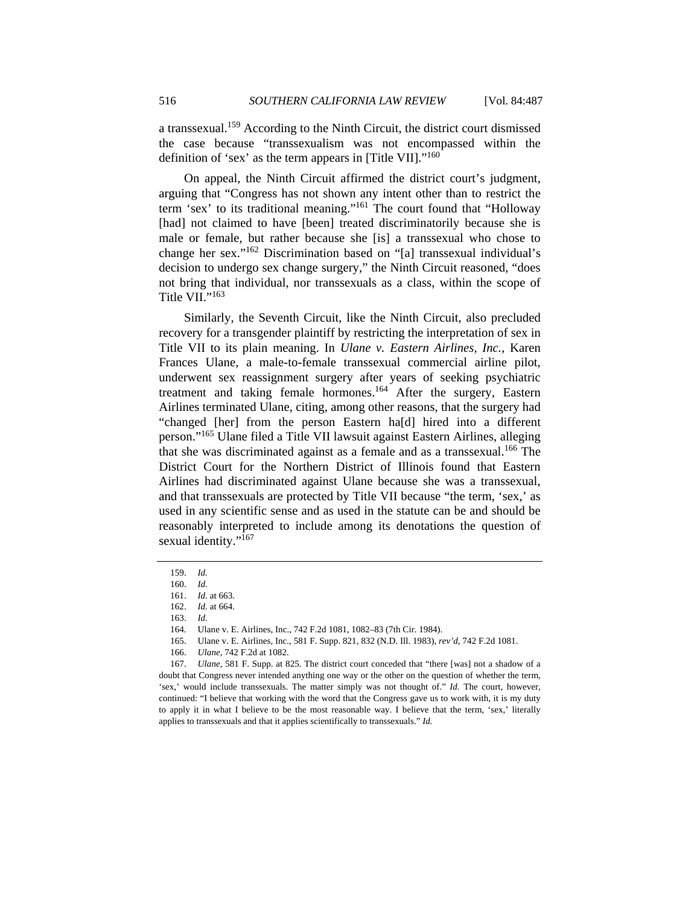a transsexual.[159] According to the Ninth Circuit, the district court dismissed the case because "transsexualism was not encompassed within the definition of 'sex' as the term appears in [Title VII]."[160]

On appeal, the Ninth Circuit affirmed the district court's judgment, arguing that "Congress has not shown any intent other than to restrict the term 'sex' to its traditional meaning."[161] The court found that "Holloway [had] not claimed to have [been] treated discriminatorily because she is male or female, but rather because she [is] a transsexual who chose to change her sex."[162] Discrimination based on "[a] transsexual individual's decision to undergo sex change surgery," the Ninth Circuit reasoned, "does not bring that individual, nor transsexuals as a class, within the scope of Title VII."[163]

Similarly, the Seventh Circuit, like the Ninth Circuit, also precluded recovery for a transgender plaintiff by restricting the interpretation of sex in Title VII to its plain meaning. In *Ulane v. Eastern Airlines, Inc.*, Karen Frances Ulane, a male-to-female transsexual commercial airline pilot, underwent sex reassignment surgery after years of seeking psychiatric treatment and taking female hormones.[164] After the surgery, Eastern Airlines terminated Ulane, citing, among other reasons, that the surgery had "changed [her] from the person Eastern ha[d] hired into a different person."[165] Ulane filed a Title VII lawsuit against Eastern Airlines, alleging that she was discriminated against as a female and as a transsexual.[166] The District Court for the Northern District of Illinois found that Eastern Airlines had discriminated against Ulane because she was a transsexual, and that transsexuals are protected by Title VII because "the term, 'sex,' as used in any scientific sense and as used in the statute can be and should be reasonably interpreted to include among its denotations the question of sexual identity."[167]

---

159. *Id.*

160. *Id.*

161. *Id.* at 663.

162. *Id.* at 664.

163. *Id.*

164. Ulane v. E. Airlines, Inc., 742 F.2d 1081, 1082–83 (7th Cir. 1984).

165. Ulane v. E. Airlines, Inc., 581 F. Supp. 821, 832 (N.D. Ill. 1983), *rev'd*, 742 F.2d 1081.

166. *Ulane*, 742 F.2d at 1082.

167. *Ulane*, 581 F. Supp. at 825. The district court conceded that "there [was] not a shadow of a doubt that Congress never intended anything one way or the other on the question of whether the term, 'sex,' would include transsexuals. The matter simply was not thought of." *Id.* The court, however, continued: "I believe that working with the word that the Congress gave us to work with, it is my duty to apply it in what I believe to be the most reasonable way. I believe that the term, 'sex,' literally applies to transsexuals and that it applies scientifically to transsexuals." *Id.*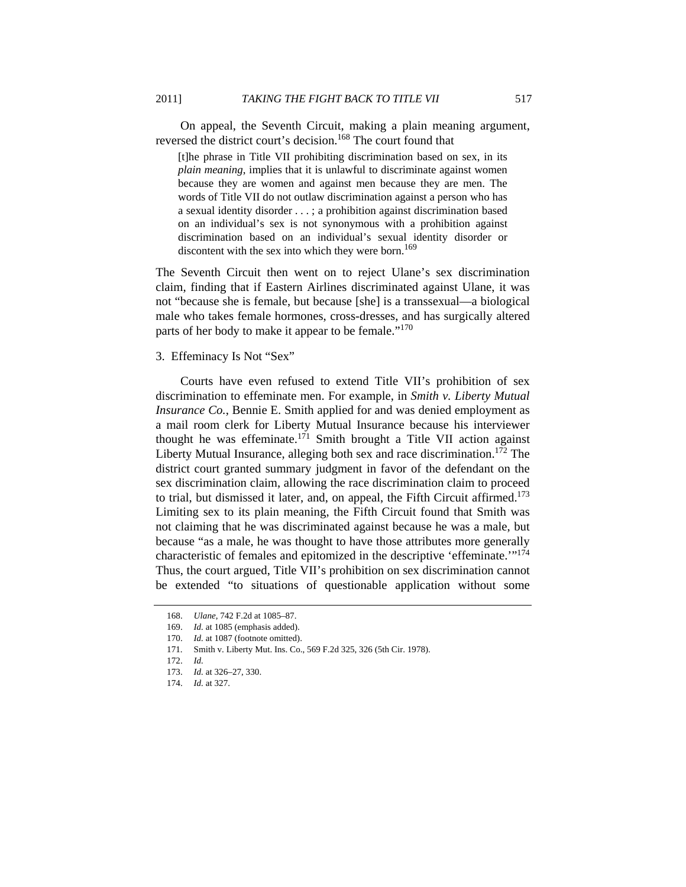On appeal, the Seventh Circuit, making a plain meaning argument, reversed the district court's decision.[168] The court found that

> [t]he phrase in Title VII prohibiting discrimination based on sex, in its *plain meaning*, implies that it is unlawful to discriminate against women because they are women and against men because they are men. The words of Title VII do not outlaw discrimination against a person who has a sexual identity disorder . . . ; a prohibition against discrimination based on an individual's sex is not synonymous with a prohibition against discrimination based on an individual's sexual identity disorder or discontent with the sex into which they were born.[169]

The Seventh Circuit then went on to reject Ulane's sex discrimination claim, finding that if Eastern Airlines discriminated against Ulane, it was not "because she is female, but because [she] is a transsexual—a biological male who takes female hormones, cross-dresses, and has surgically altered parts of her body to make it appear to be female."[170]

### 3. Effeminacy Is Not "Sex"

Courts have even refused to extend Title VII's prohibition of sex discrimination to effeminate men. For example, in *Smith v. Liberty Mutual Insurance Co.*, Bennie E. Smith applied for and was denied employment as a mail room clerk for Liberty Mutual Insurance because his interviewer thought he was effeminate.[171] Smith brought a Title VII action against Liberty Mutual Insurance, alleging both sex and race discrimination.[172] The district court granted summary judgment in favor of the defendant on the sex discrimination claim, allowing the race discrimination claim to proceed to trial, but dismissed it later, and, on appeal, the Fifth Circuit affirmed.[173] Limiting sex to its plain meaning, the Fifth Circuit found that Smith was not claiming that he was discriminated against because he was a male, but because "as a male, he was thought to have those attributes more generally characteristic of females and epitomized in the descriptive 'effeminate.'"[174] Thus, the court argued, Title VII's prohibition on sex discrimination cannot be extended "to situations of questionable application without some

---

168. *Ulane*, 742 F.2d at 1085–87.

169. *Id.* at 1085 (emphasis added).

170. *Id.* at 1087 (footnote omitted).

171. Smith v. Liberty Mut. Ins. Co., 569 F.2d 325, 326 (5th Cir. 1978).

172. *Id.*

173. *Id.* at 326–27, 330.

174. *Id.* at 327.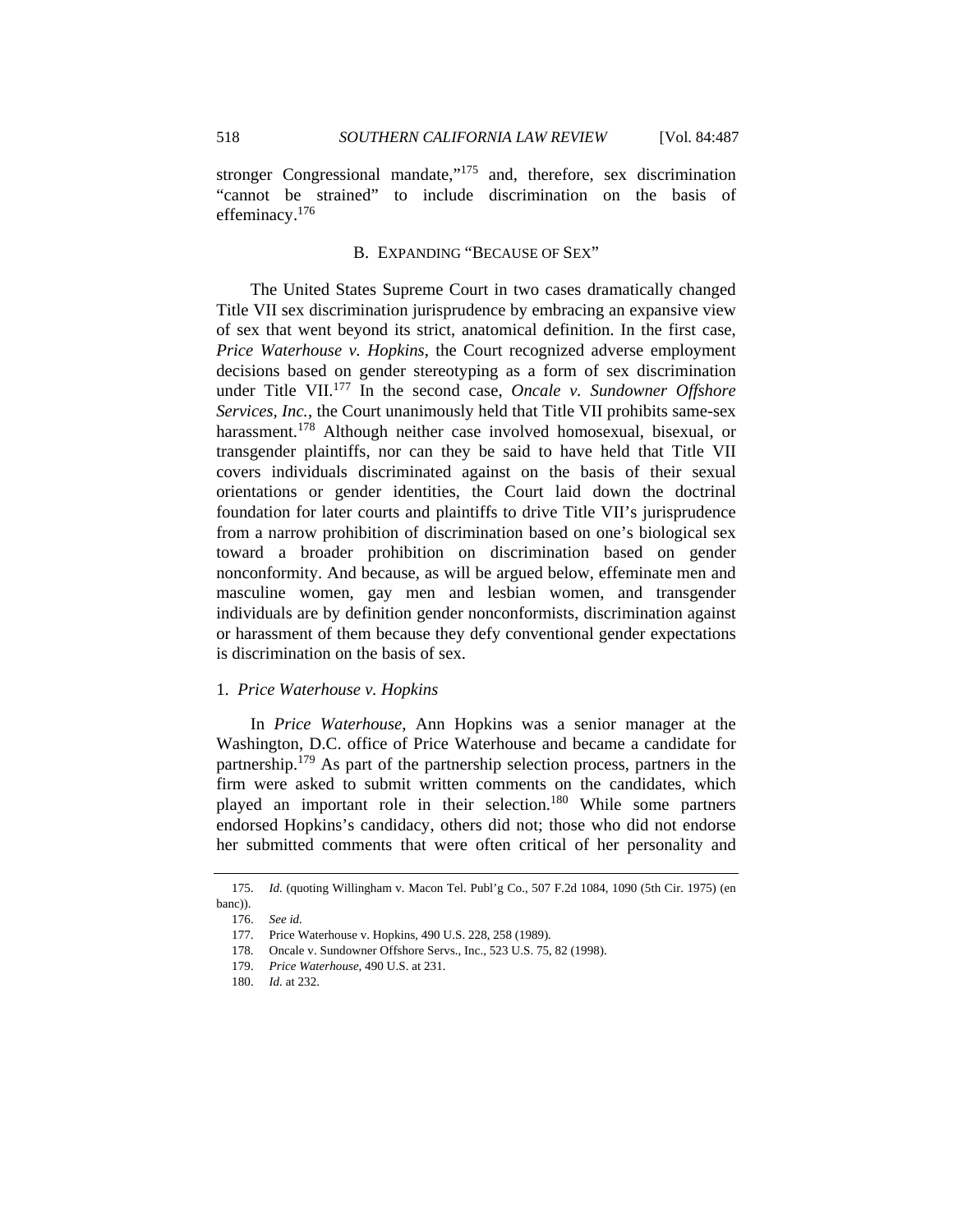stronger Congressional mandate,"[175] and, therefore, sex discrimination "cannot be strained" to include discrimination on the basis of effeminacy.[176]

## B. EXPANDING "BECAUSE OF SEX"

The United States Supreme Court in two cases dramatically changed Title VII sex discrimination jurisprudence by embracing an expansive view of sex that went beyond its strict, anatomical definition. In the first case, *Price Waterhouse v. Hopkins*, the Court recognized adverse employment decisions based on gender stereotyping as a form of sex discrimination under Title VII.[177] In the second case, *Oncale v. Sundowner Offshore Services, Inc.*, the Court unanimously held that Title VII prohibits same-sex harassment.[178] Although neither case involved homosexual, bisexual, or transgender plaintiffs, nor can they be said to have held that Title VII covers individuals discriminated against on the basis of their sexual orientations or gender identities, the Court laid down the doctrinal foundation for later courts and plaintiffs to drive Title VII's jurisprudence from a narrow prohibition of discrimination based on one's biological sex toward a broader prohibition on discrimination based on gender nonconformity. And because, as will be argued below, effeminate men and masculine women, gay men and lesbian women, and transgender individuals are by definition gender nonconformists, discrimination against or harassment of them because they defy conventional gender expectations is discrimination on the basis of sex.

### 1. *Price Waterhouse v. Hopkins*

In *Price Waterhouse*, Ann Hopkins was a senior manager at the Washington, D.C. office of Price Waterhouse and became a candidate for partnership.[179] As part of the partnership selection process, partners in the firm were asked to submit written comments on the candidates, which played an important role in their selection.[180] While some partners endorsed Hopkins's candidacy, others did not; those who did not endorse her submitted comments that were often critical of her personality and

---

175. *Id.* (quoting Willingham v. Macon Tel. Publ'g Co., 507 F.2d 1084, 1090 (5th Cir. 1975) (en banc)).

176. *See id.*

177. Price Waterhouse v. Hopkins, 490 U.S. 228, 258 (1989).

178. Oncale v. Sundowner Offshore Servs., Inc., 523 U.S. 75, 82 (1998).

179. *Price Waterhouse*, 490 U.S. at 231.

180. *Id.* at 232.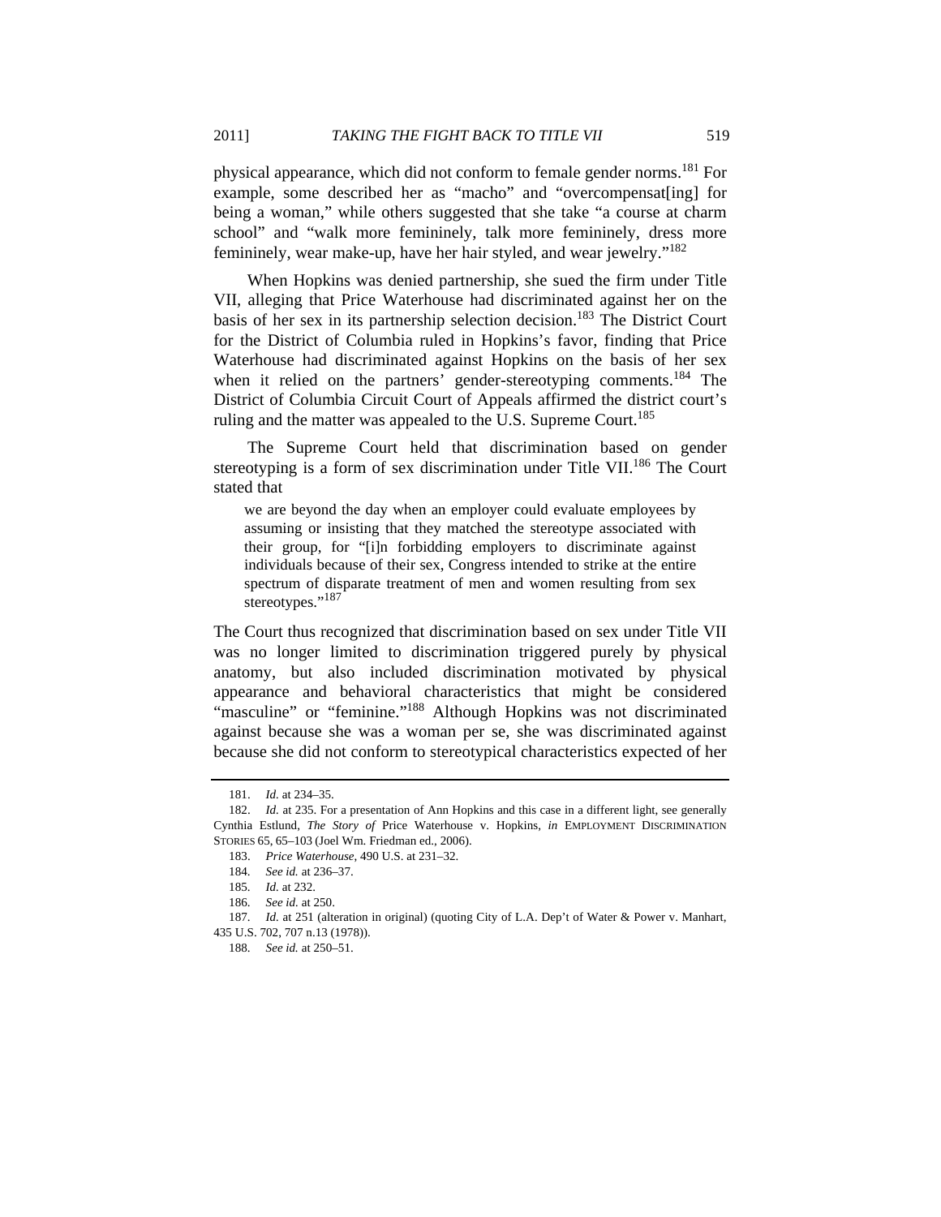physical appearance, which did not conform to female gender norms.[181] For example, some described her as "macho" and "overcompensat[ing] for being a woman," while others suggested that she take "a course at charm school" and "walk more femininely, talk more femininely, dress more femininely, wear make-up, have her hair styled, and wear jewelry."[182]

When Hopkins was denied partnership, she sued the firm under Title VII, alleging that Price Waterhouse had discriminated against her on the basis of her sex in its partnership selection decision.[183] The District Court for the District of Columbia ruled in Hopkins's favor, finding that Price Waterhouse had discriminated against Hopkins on the basis of her sex when it relied on the partners' gender-stereotyping comments.[184] The District of Columbia Circuit Court of Appeals affirmed the district court's ruling and the matter was appealed to the U.S. Supreme Court.[185]

The Supreme Court held that discrimination based on gender stereotyping is a form of sex discrimination under Title VII.[186] The Court stated that

> we are beyond the day when an employer could evaluate employees by assuming or insisting that they matched the stereotype associated with their group, for "[i]n forbidding employers to discriminate against individuals because of their sex, Congress intended to strike at the entire spectrum of disparate treatment of men and women resulting from sex stereotypes."[187]

The Court thus recognized that discrimination based on sex under Title VII was no longer limited to discrimination triggered purely by physical anatomy, but also included discrimination motivated by physical appearance and behavioral characteristics that might be considered "masculine" or "feminine."[188] Although Hopkins was not discriminated against because she was a woman per se, she was discriminated against because she did not conform to stereotypical characteristics expected of her

---

181. *Id.* at 234–35.

182. *Id.* at 235. For a presentation of Ann Hopkins and this case in a different light, see generally Cynthia Estlund, *The Story of* Price Waterhouse v. Hopkins, *in* EMPLOYMENT DISCRIMINATION STORIES 65, 65–103 (Joel Wm. Friedman ed., 2006).

183. *Price Waterhouse*, 490 U.S. at 231–32.

184. *See id.* at 236–37.

185. *Id.* at 232.

186. *See id.* at 250.

187. *Id.* at 251 (alteration in original) (quoting City of L.A. Dep't of Water & Power v. Manhart, 435 U.S. 702, 707 n.13 (1978)).

188. *See id.* at 250–51.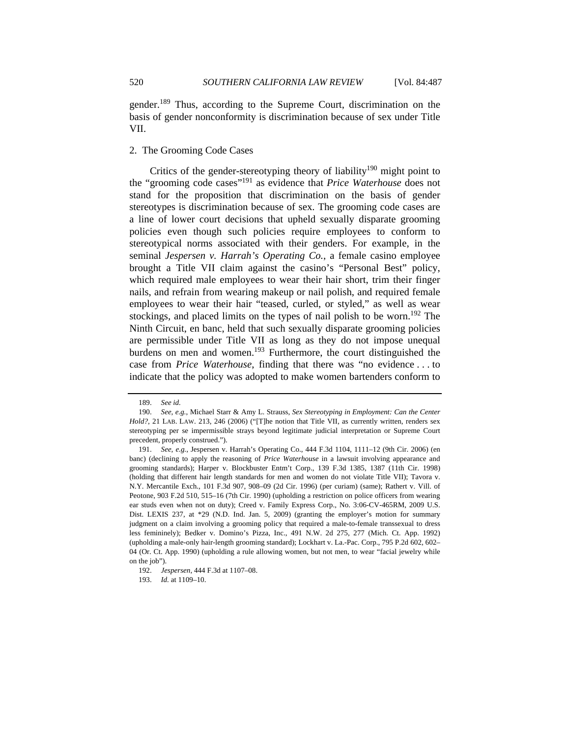gender.[189] Thus, according to the Supreme Court, discrimination on the basis of gender nonconformity is discrimination because of sex under Title VII.

### 2. The Grooming Code Cases

Critics of the gender-stereotyping theory of liability[190] might point to the "grooming code cases"[191] as evidence that *Price Waterhouse* does not stand for the proposition that discrimination on the basis of gender stereotypes is discrimination because of sex. The grooming code cases are a line of lower court decisions that upheld sexually disparate grooming policies even though such policies require employees to conform to stereotypical norms associated with their genders. For example, in the seminal *Jespersen v. Harrah's Operating Co.*, a female casino employee brought a Title VII claim against the casino's "Personal Best" policy, which required male employees to wear their hair short, trim their finger nails, and refrain from wearing makeup or nail polish, and required female employees to wear their hair "teased, curled, or styled," as well as wear stockings, and placed limits on the types of nail polish to be worn.[192] The Ninth Circuit, en banc, held that such sexually disparate grooming policies are permissible under Title VII as long as they do not impose unequal burdens on men and women.[193] Furthermore, the court distinguished the case from *Price Waterhouse*, finding that there was "no evidence . . . to indicate that the policy was adopted to make women bartenders conform to

---

189. *See id.*

190. *See, e.g.*, Michael Starr & Amy L. Strauss, *Sex Stereotyping in Employment: Can the Center Hold?*, 21 LAB. LAW. 213, 246 (2006) ("[T]he notion that Title VII, as currently written, renders sex stereotyping per se impermissible strays beyond legitimate judicial interpretation or Supreme Court precedent, properly construed.").

191. *See, e.g.*, Jespersen v. Harrah's Operating Co., 444 F.3d 1104, 1111–12 (9th Cir. 2006) (en banc) (declining to apply the reasoning of *Price Waterhouse* in a lawsuit involving appearance and grooming standards); Harper v. Blockbuster Entm't Corp., 139 F.3d 1385, 1387 (11th Cir. 1998) (holding that different hair length standards for men and women do not violate Title VII); Tavora v. N.Y. Mercantile Exch., 101 F.3d 907, 908–09 (2d Cir. 1996) (per curiam) (same); Rathert v. Vill. of Peotone, 903 F.2d 510, 515–16 (7th Cir. 1990) (upholding a restriction on police officers from wearing ear studs even when not on duty); Creed v. Family Express Corp., No. 3:06-CV-465RM, 2009 U.S. Dist. LEXIS 237, at *29 (N.D. Ind. Jan. 5, 2009) (granting the employer's motion for summary judgment on a claim involving a grooming policy that required a male-to-female transsexual to dress less femininely); Bedker v. Domino's Pizza, Inc., 491 N.W. 2d 275, 277 (Mich. Ct. App. 1992) (upholding a male-only hair-length grooming standard); Lockhart v. La.-Pac. Corp., 795 P.2d 602, 602–04 (Or. Ct. App. 1990) (upholding a rule allowing women, but not men, to wear "facial jewelry while on the job").

192. *Jespersen*, 444 F.3d at 1107–08.

193. *Id.* at 1109–10.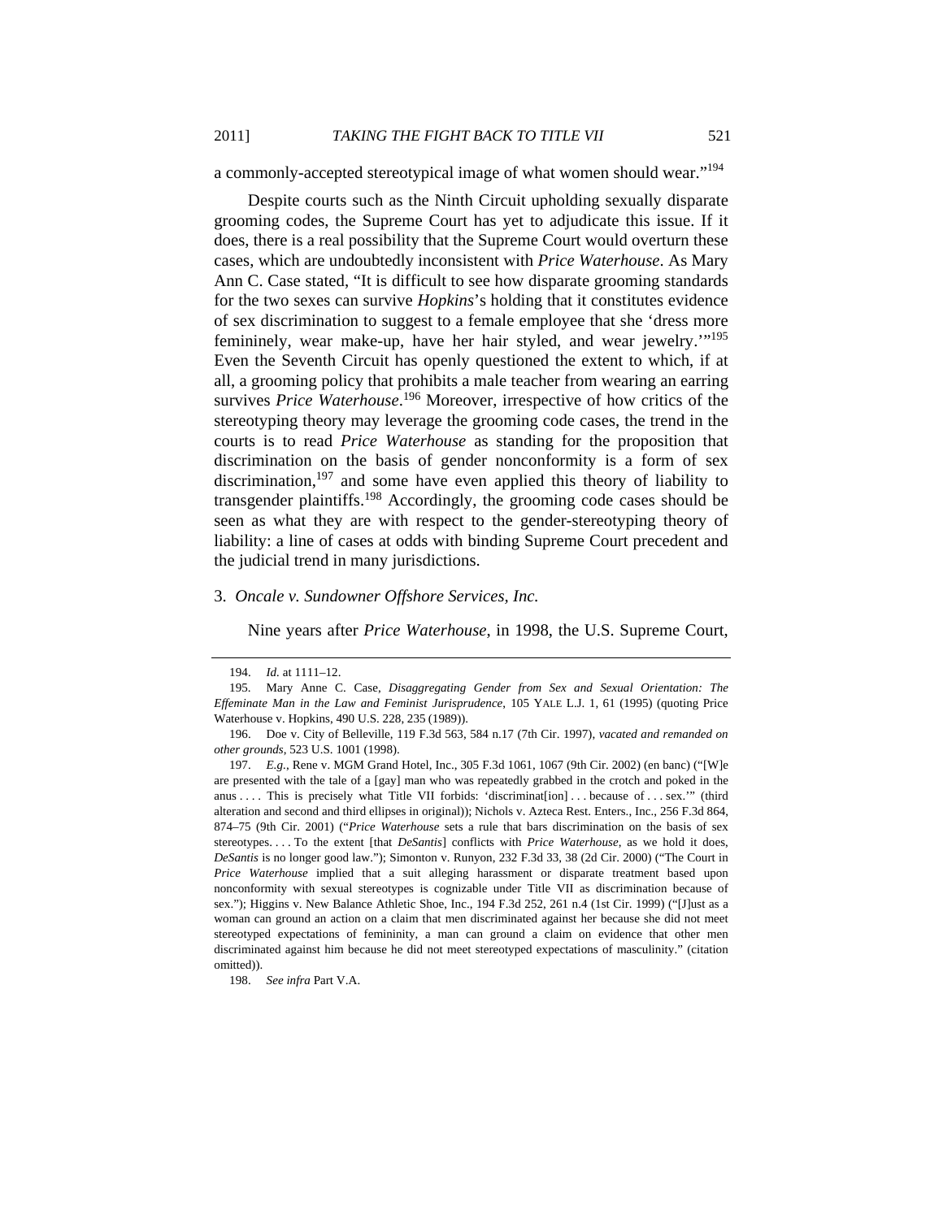a commonly-accepted stereotypical image of what women should wear."[194]

Despite courts such as the Ninth Circuit upholding sexually disparate grooming codes, the Supreme Court has yet to adjudicate this issue. If it does, there is a real possibility that the Supreme Court would overturn these cases, which are undoubtedly inconsistent with *Price Waterhouse*. As Mary Ann C. Case stated, "It is difficult to see how disparate grooming standards for the two sexes can survive *Hopkins*'s holding that it constitutes evidence of sex discrimination to suggest to a female employee that she 'dress more femininely, wear make-up, have her hair styled, and wear jewelry.'"[195] Even the Seventh Circuit has openly questioned the extent to which, if at all, a grooming policy that prohibits a male teacher from wearing an earring survives *Price Waterhouse*.[196] Moreover, irrespective of how critics of the stereotyping theory may leverage the grooming code cases, the trend in the courts is to read *Price Waterhouse* as standing for the proposition that discrimination on the basis of gender nonconformity is a form of sex discrimination,[197] and some have even applied this theory of liability to transgender plaintiffs.[198] Accordingly, the grooming code cases should be seen as what they are with respect to the gender-stereotyping theory of liability: a line of cases at odds with binding Supreme Court precedent and the judicial trend in many jurisdictions.

### 3. *Oncale v. Sundowner Offshore Services, Inc.*

Nine years after *Price Waterhouse*, in 1998, the U.S. Supreme Court,

---

194. *Id.* at 1111–12.

195. Mary Anne C. Case, *Disaggregating Gender from Sex and Sexual Orientation: The Effeminate Man in the Law and Feminist Jurisprudence*, 105 YALE L.J. 1, 61 (1995) (quoting Price Waterhouse v. Hopkins, 490 U.S. 228, 235 (1989)).

196. Doe v. City of Belleville, 119 F.3d 563, 584 n.17 (7th Cir. 1997), *vacated and remanded on other grounds*, 523 U.S. 1001 (1998).

197. *E.g.*, Rene v. MGM Grand Hotel, Inc., 305 F.3d 1061, 1067 (9th Cir. 2002) (en banc) ("[W]e are presented with the tale of a [gay] man who was repeatedly grabbed in the crotch and poked in the anus . . . . This is precisely what Title VII forbids: 'discriminat[ion] . . . because of . . . sex.'" (third alteration and second and third ellipses in original)); Nichols v. Azteca Rest. Enters., Inc., 256 F.3d 864, 874–75 (9th Cir. 2001) ("*Price Waterhouse* sets a rule that bars discrimination on the basis of sex stereotypes. . . . To the extent [that *DeSantis*] conflicts with *Price Waterhouse*, as we hold it does, *DeSantis* is no longer good law."); Simonton v. Runyon, 232 F.3d 33, 38 (2d Cir. 2000) ("The Court in *Price Waterhouse* implied that a suit alleging harassment or disparate treatment based upon nonconformity with sexual stereotypes is cognizable under Title VII as discrimination because of sex."); Higgins v. New Balance Athletic Shoe, Inc., 194 F.3d 252, 261 n.4 (1st Cir. 1999) ("[J]ust as a woman can ground an action on a claim that men discriminated against her because she did not meet stereotyped expectations of femininity, a man can ground a claim on evidence that other men discriminated against him because he did not meet stereotyped expectations of masculinity." (citation omitted)).

198. *See infra* Part V.A.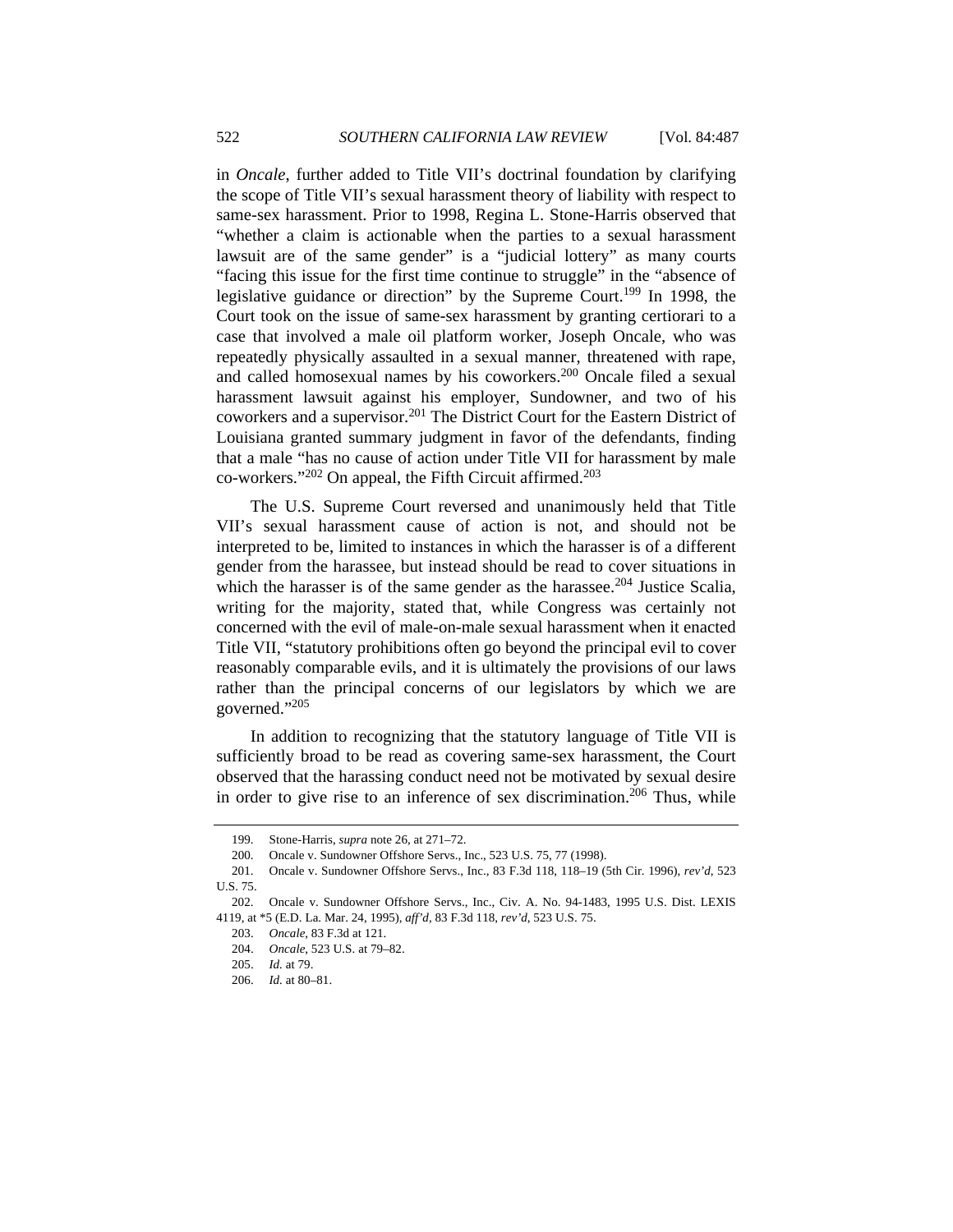in *Oncale*, further added to Title VII's doctrinal foundation by clarifying the scope of Title VII's sexual harassment theory of liability with respect to same-sex harassment. Prior to 1998, Regina L. Stone-Harris observed that "whether a claim is actionable when the parties to a sexual harassment lawsuit are of the same gender" is a "judicial lottery" as many courts "facing this issue for the first time continue to struggle" in the "absence of legislative guidance or direction" by the Supreme Court.[199] In 1998, the Court took on the issue of same-sex harassment by granting certiorari to a case that involved a male oil platform worker, Joseph Oncale, who was repeatedly physically assaulted in a sexual manner, threatened with rape, and called homosexual names by his coworkers.[200] Oncale filed a sexual harassment lawsuit against his employer, Sundowner, and two of his coworkers and a supervisor.[201] The District Court for the Eastern District of Louisiana granted summary judgment in favor of the defendants, finding that a male "has no cause of action under Title VII for harassment by male co-workers."[202] On appeal, the Fifth Circuit affirmed.[203]

The U.S. Supreme Court reversed and unanimously held that Title VII's sexual harassment cause of action is not, and should not be interpreted to be, limited to instances in which the harasser is of a different gender from the harassee, but instead should be read to cover situations in which the harasser is of the same gender as the harassee.[204] Justice Scalia, writing for the majority, stated that, while Congress was certainly not concerned with the evil of male-on-male sexual harassment when it enacted Title VII, "statutory prohibitions often go beyond the principal evil to cover reasonably comparable evils, and it is ultimately the provisions of our laws rather than the principal concerns of our legislators by which we are governed."[205]

In addition to recognizing that the statutory language of Title VII is sufficiently broad to be read as covering same-sex harassment, the Court observed that the harassing conduct need not be motivated by sexual desire in order to give rise to an inference of sex discrimination.[206] Thus, while

---

199. Stone-Harris, *supra* note 26, at 271–72.

200. Oncale v. Sundowner Offshore Servs., Inc., 523 U.S. 75, 77 (1998).

201. Oncale v. Sundowner Offshore Servs., Inc., 83 F.3d 118, 118–19 (5th Cir. 1996), *rev'd*, 523 U.S. 75.

202. Oncale v. Sundowner Offshore Servs., Inc., Civ. A. No. 94-1483, 1995 U.S. Dist. LEXIS 4119, at *5 (E.D. La. Mar. 24, 1995), *aff'd*, 83 F.3d 118, *rev'd*, 523 U.S. 75.

203. *Oncale*, 83 F.3d at 121.

204. *Oncale*, 523 U.S. at 79–82.

205. *Id.* at 79.

206. *Id.* at 80–81.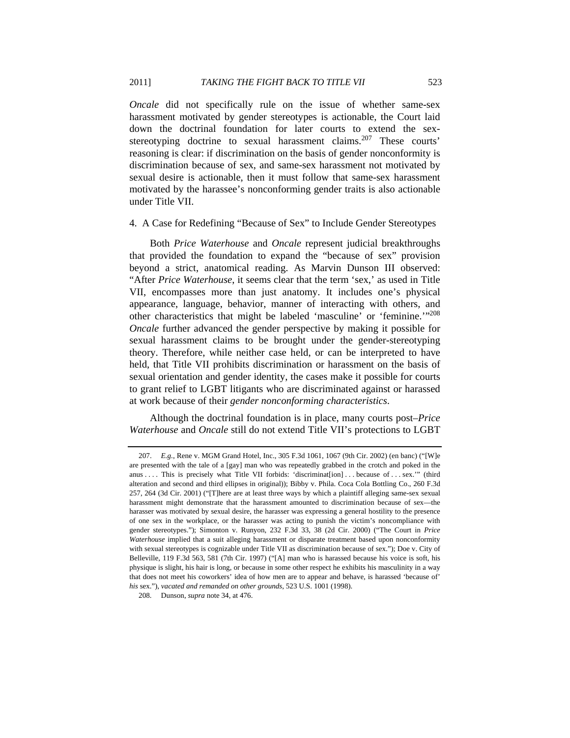*Oncale* did not specifically rule on the issue of whether same-sex harassment motivated by gender stereotypes is actionable, the Court laid down the doctrinal foundation for later courts to extend the sex-stereotyping doctrine to sexual harassment claims.[207] These courts' reasoning is clear: if discrimination on the basis of gender nonconformity is discrimination because of sex, and same-sex harassment not motivated by sexual desire is actionable, then it must follow that same-sex harassment motivated by the harassee's nonconforming gender traits is also actionable under Title VII.

4. A Case for Redefining "Because of Sex" to Include Gender Stereotypes

Both *Price Waterhouse* and *Oncale* represent judicial breakthroughs that provided the foundation to expand the "because of sex" provision beyond a strict, anatomical reading. As Marvin Dunson III observed: "After *Price Waterhouse*, it seems clear that the term 'sex,' as used in Title VII, encompasses more than just anatomy. It includes one's physical appearance, language, behavior, manner of interacting with others, and other characteristics that might be labeled 'masculine' or 'feminine.'"[208] *Oncale* further advanced the gender perspective by making it possible for sexual harassment claims to be brought under the gender-stereotyping theory. Therefore, while neither case held, or can be interpreted to have held, that Title VII prohibits discrimination or harassment on the basis of sexual orientation and gender identity, the cases make it possible for courts to grant relief to LGBT litigants who are discriminated against or harassed at work because of their *gender nonconforming characteristics*.

Although the doctrinal foundation is in place, many courts post–*Price Waterhouse* and *Oncale* still do not extend Title VII's protections to LGBT

---

207. *E.g.*, Rene v. MGM Grand Hotel, Inc., 305 F.3d 1061, 1067 (9th Cir. 2002) (en banc) ("[W]e are presented with the tale of a [gay] man who was repeatedly grabbed in the crotch and poked in the anus . . . . This is precisely what Title VII forbids: 'discriminat[ion] . . . because of . . . sex.'" (third alteration and second and third ellipses in original)); Bibby v. Phila. Coca Cola Bottling Co., 260 F.3d 257, 264 (3d Cir. 2001) ("[T]here are at least three ways by which a plaintiff alleging same-sex sexual harassment might demonstrate that the harassment amounted to discrimination because of sex—the harasser was motivated by sexual desire, the harasser was expressing a general hostility to the presence of one sex in the workplace, or the harasser was acting to punish the victim's noncompliance with gender stereotypes."); Simonton v. Runyon, 232 F.3d 33, 38 (2d Cir. 2000) ("The Court in *Price Waterhouse* implied that a suit alleging harassment or disparate treatment based upon nonconformity with sexual stereotypes is cognizable under Title VII as discrimination because of sex."); Doe v. City of Belleville, 119 F.3d 563, 581 (7th Cir. 1997) ("[A] man who is harassed because his voice is soft, his physique is slight, his hair is long, or because in some other respect he exhibits his masculinity in a way that does not meet his coworkers' idea of how men are to appear and behave, is harassed 'because of' *his* sex."), *vacated and remanded on other grounds*, 523 U.S. 1001 (1998).

208. Dunson, *supra* note 34, at 476.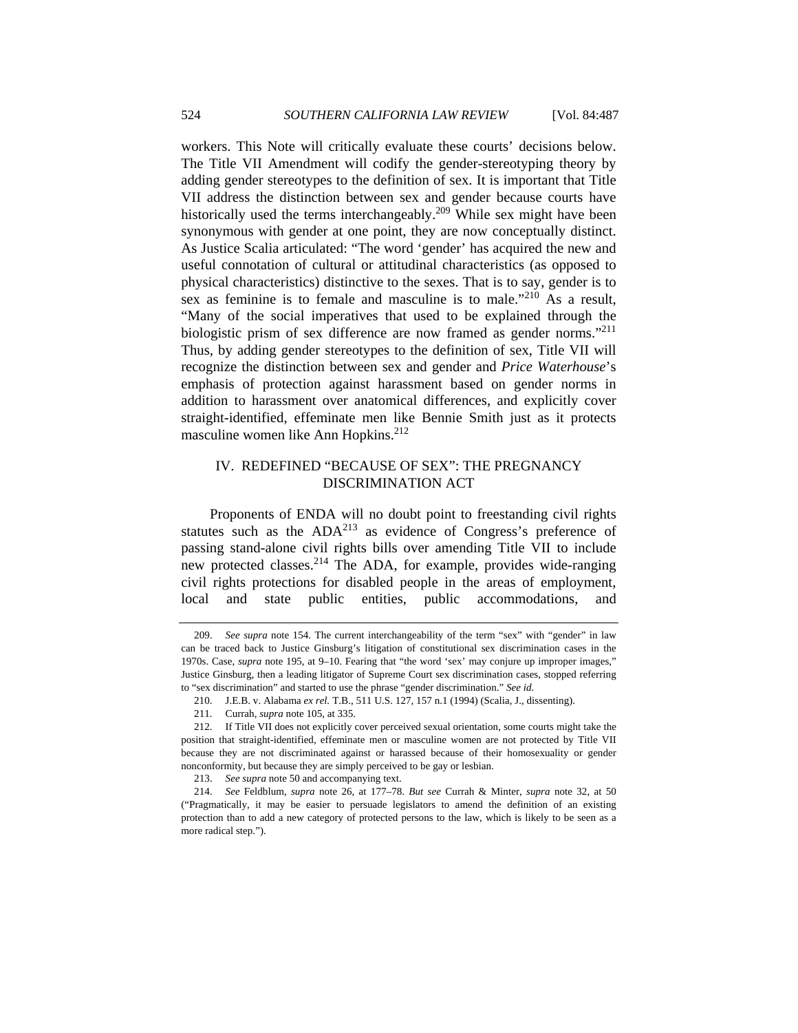workers. This Note will critically evaluate these courts' decisions below. The Title VII Amendment will codify the gender-stereotyping theory by adding gender stereotypes to the definition of sex. It is important that Title VII address the distinction between sex and gender because courts have historically used the terms interchangeably.[209] While sex might have been synonymous with gender at one point, they are now conceptually distinct. As Justice Scalia articulated: "The word 'gender' has acquired the new and useful connotation of cultural or attitudinal characteristics (as opposed to physical characteristics) distinctive to the sexes. That is to say, gender is to sex as feminine is to female and masculine is to male."[210] As a result, "Many of the social imperatives that used to be explained through the biologistic prism of sex difference are now framed as gender norms."[211] Thus, by adding gender stereotypes to the definition of sex, Title VII will recognize the distinction between sex and gender and *Price Waterhouse*'s emphasis of protection against harassment based on gender norms in addition to harassment over anatomical differences, and explicitly cover straight-identified, effeminate men like Bennie Smith just as it protects masculine women like Ann Hopkins.[212]

## IV. REDEFINED "BECAUSE OF SEX": THE PREGNANCY DISCRIMINATION ACT

Proponents of ENDA will no doubt point to freestanding civil rights statutes such as the ADA[213] as evidence of Congress's preference of passing stand-alone civil rights bills over amending Title VII to include new protected classes.[214] The ADA, for example, provides wide-ranging civil rights protections for disabled people in the areas of employment, local and state public entities, public accommodations, and

---

209. *See supra* note 154. The current interchangeability of the term "sex" with "gender" in law can be traced back to Justice Ginsburg's litigation of constitutional sex discrimination cases in the 1970s. Case, *supra* note 195, at 9–10. Fearing that "the word 'sex' may conjure up improper images," Justice Ginsburg, then a leading litigator of Supreme Court sex discrimination cases, stopped referring to "sex discrimination" and started to use the phrase "gender discrimination." *See id.*

210. J.E.B. v. Alabama *ex rel.* T.B., 511 U.S. 127, 157 n.1 (1994) (Scalia, J., dissenting).

211. Currah, *supra* note 105, at 335.

212. If Title VII does not explicitly cover perceived sexual orientation, some courts might take the position that straight-identified, effeminate men or masculine women are not protected by Title VII because they are not discriminated against or harassed because of their homosexuality or gender nonconformity, but because they are simply perceived to be gay or lesbian.

213. *See supra* note 50 and accompanying text.

214. *See* Feldblum, *supra* note 26, at 177–78. *But see* Currah & Minter, *supra* note 32, at 50 ("Pragmatically, it may be easier to persuade legislators to amend the definition of an existing protection than to add a new category of protected persons to the law, which is likely to be seen as a more radical step.").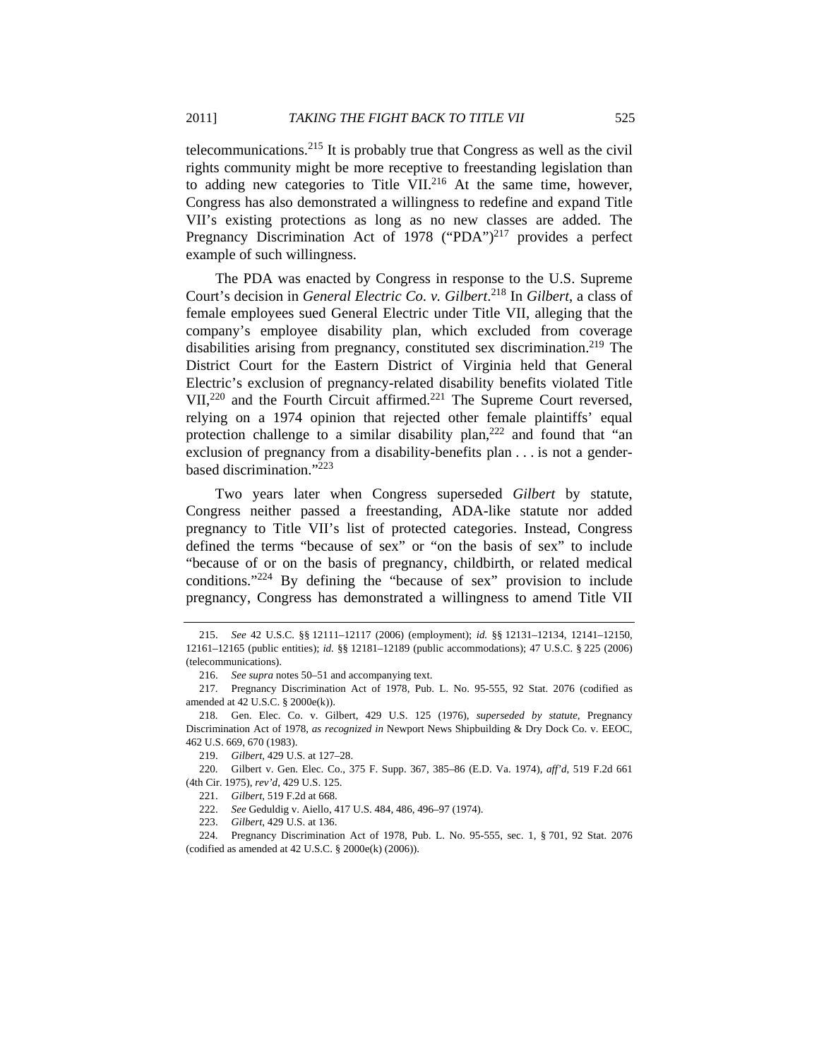telecommunications.[215] It is probably true that Congress as well as the civil rights community might be more receptive to freestanding legislation than to adding new categories to Title VII.[216] At the same time, however, Congress has also demonstrated a willingness to redefine and expand Title VII's existing protections as long as no new classes are added. The Pregnancy Discrimination Act of 1978 ("PDA")[217] provides a perfect example of such willingness.

The PDA was enacted by Congress in response to the U.S. Supreme Court's decision in *General Electric Co. v. Gilbert*.[218] In *Gilbert*, a class of female employees sued General Electric under Title VII, alleging that the company's employee disability plan, which excluded from coverage disabilities arising from pregnancy, constituted sex discrimination.[219] The District Court for the Eastern District of Virginia held that General Electric's exclusion of pregnancy-related disability benefits violated Title VII,[220] and the Fourth Circuit affirmed.[221] The Supreme Court reversed, relying on a 1974 opinion that rejected other female plaintiffs' equal protection challenge to a similar disability plan,[222] and found that "an exclusion of pregnancy from a disability-benefits plan . . . is not a gender-based discrimination."[223]

Two years later when Congress superseded *Gilbert* by statute, Congress neither passed a freestanding, ADA-like statute nor added pregnancy to Title VII's list of protected categories. Instead, Congress defined the terms "because of sex" or "on the basis of sex" to include "because of or on the basis of pregnancy, childbirth, or related medical conditions."[224] By defining the "because of sex" provision to include pregnancy, Congress has demonstrated a willingness to amend Title VII

---

215. *See* 42 U.S.C. §§ 12111–12117 (2006) (employment); *id.* §§ 12131–12134, 12141–12150, 12161–12165 (public entities); *id.* §§ 12181–12189 (public accommodations); 47 U.S.C. § 225 (2006) (telecommunications).

216. *See supra* notes 50–51 and accompanying text.

217. Pregnancy Discrimination Act of 1978, Pub. L. No. 95-555, 92 Stat. 2076 (codified as amended at 42 U.S.C. § 2000e(k)).

218. Gen. Elec. Co. v. Gilbert, 429 U.S. 125 (1976), *superseded by statute*, Pregnancy Discrimination Act of 1978, *as recognized in* Newport News Shipbuilding & Dry Dock Co. v. EEOC, 462 U.S. 669, 670 (1983).

219. *Gilbert*, 429 U.S. at 127–28.

220. Gilbert v. Gen. Elec. Co., 375 F. Supp. 367, 385–86 (E.D. Va. 1974), *aff'd*, 519 F.2d 661 (4th Cir. 1975), *rev'd*, 429 U.S. 125.

221. *Gilbert*, 519 F.2d at 668.

222. *See* Geduldig v. Aiello, 417 U.S. 484, 486, 496–97 (1974).

223. *Gilbert*, 429 U.S. at 136.

224. Pregnancy Discrimination Act of 1978, Pub. L. No. 95-555, sec. 1, § 701, 92 Stat. 2076 (codified as amended at 42 U.S.C. § 2000e(k) (2006)).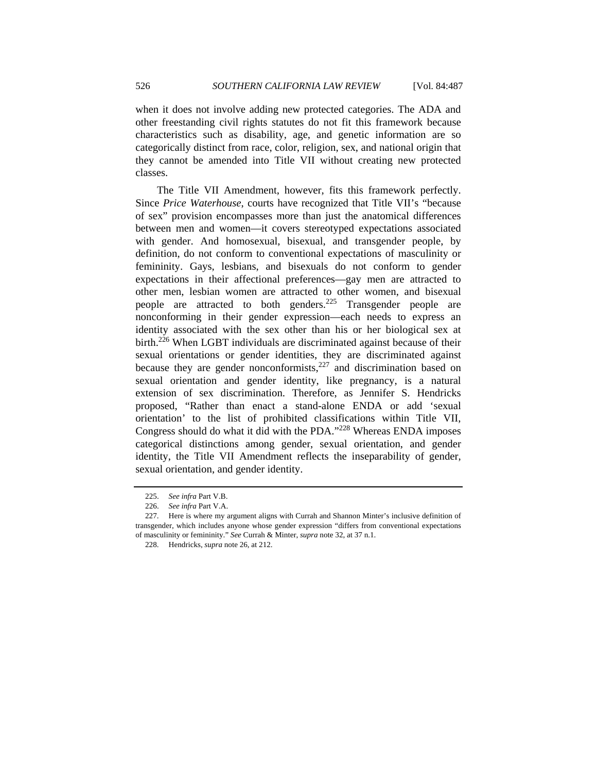when it does not involve adding new protected categories. The ADA and other freestanding civil rights statutes do not fit this framework because characteristics such as disability, age, and genetic information are so categorically distinct from race, color, religion, sex, and national origin that they cannot be amended into Title VII without creating new protected classes.

The Title VII Amendment, however, fits this framework perfectly. Since *Price Waterhouse*, courts have recognized that Title VII's "because of sex" provision encompasses more than just the anatomical differences between men and women—it covers stereotyped expectations associated with gender. And homosexual, bisexual, and transgender people, by definition, do not conform to conventional expectations of masculinity or femininity. Gays, lesbians, and bisexuals do not conform to gender expectations in their affectional preferences—gay men are attracted to other men, lesbian women are attracted to other women, and bisexual people are attracted to both genders.[225] Transgender people are nonconforming in their gender expression—each needs to express an identity associated with the sex other than his or her biological sex at birth.[226] When LGBT individuals are discriminated against because of their sexual orientations or gender identities, they are discriminated against because they are gender nonconformists,[227] and discrimination based on sexual orientation and gender identity, like pregnancy, is a natural extension of sex discrimination. Therefore, as Jennifer S. Hendricks proposed, "Rather than enact a stand-alone ENDA or add 'sexual orientation' to the list of prohibited classifications within Title VII, Congress should do what it did with the PDA."[228] Whereas ENDA imposes categorical distinctions among gender, sexual orientation, and gender identity, the Title VII Amendment reflects the inseparability of gender, sexual orientation, and gender identity.

---

225. *See infra* Part V.B.

226. *See infra* Part V.A.

227. Here is where my argument aligns with Currah and Shannon Minter's inclusive definition of transgender, which includes anyone whose gender expression "differs from conventional expectations of masculinity or femininity." *See* Currah & Minter, *supra* note 32, at 37 n.1.

228. Hendricks, *supra* note 26, at 212.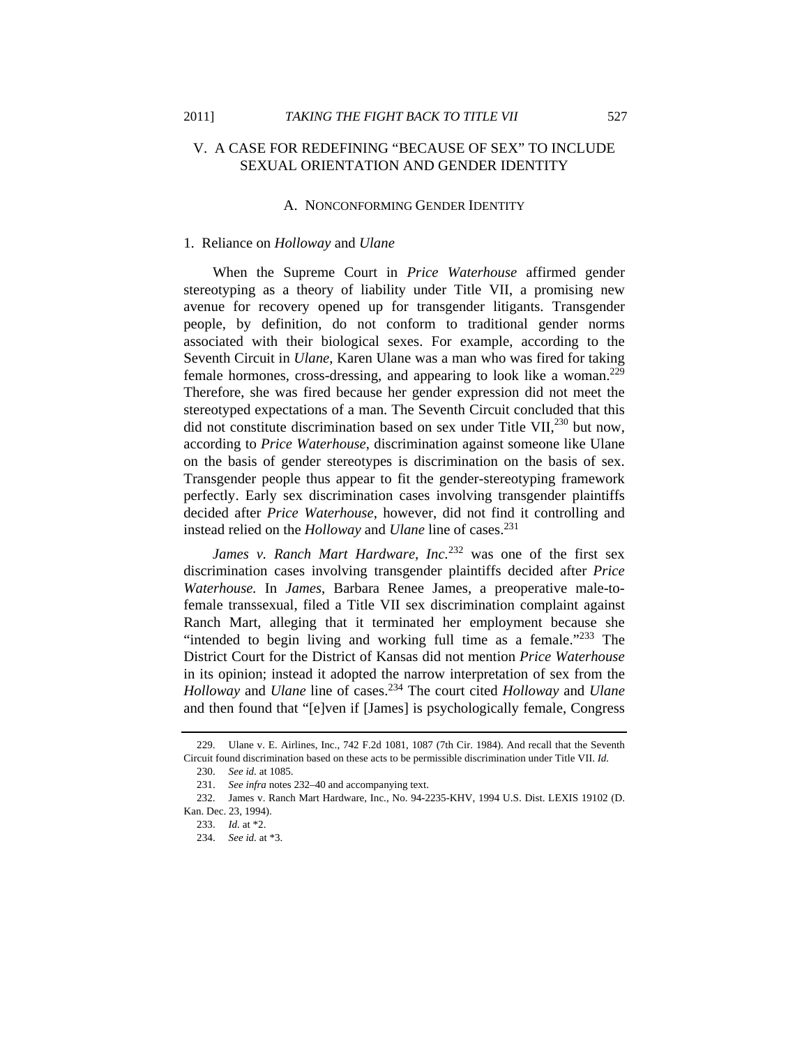## V. A CASE FOR REDEFINING "BECAUSE OF SEX" TO INCLUDE SEXUAL ORIENTATION AND GENDER IDENTITY

### A. NONCONFORMING GENDER IDENTITY

#### 1. Reliance on *Holloway* and *Ulane*

When the Supreme Court in *Price Waterhouse* affirmed gender stereotyping as a theory of liability under Title VII, a promising new avenue for recovery opened up for transgender litigants. Transgender people, by definition, do not conform to traditional gender norms associated with their biological sexes. For example, according to the Seventh Circuit in *Ulane*, Karen Ulane was a man who was fired for taking female hormones, cross-dressing, and appearing to look like a woman.[229] Therefore, she was fired because her gender expression did not meet the stereotyped expectations of a man. The Seventh Circuit concluded that this did not constitute discrimination based on sex under Title VII,[230] but now, according to *Price Waterhouse*, discrimination against someone like Ulane on the basis of gender stereotypes is discrimination on the basis of sex. Transgender people thus appear to fit the gender-stereotyping framework perfectly. Early sex discrimination cases involving transgender plaintiffs decided after *Price Waterhouse*, however, did not find it controlling and instead relied on the *Holloway* and *Ulane* line of cases.[231]

*James v. Ranch Mart Hardware, Inc.*[232] was one of the first sex discrimination cases involving transgender plaintiffs decided after *Price Waterhouse.* In *James*, Barbara Renee James, a preoperative male-to-female transsexual, filed a Title VII sex discrimination complaint against Ranch Mart, alleging that it terminated her employment because she "intended to begin living and working full time as a female."[233] The District Court for the District of Kansas did not mention *Price Waterhouse* in its opinion; instead it adopted the narrow interpretation of sex from the *Holloway* and *Ulane* line of cases.[234] The court cited *Holloway* and *Ulane* and then found that "[e]ven if [James] is psychologically female, Congress

---

229. Ulane v. E. Airlines, Inc., 742 F.2d 1081, 1087 (7th Cir. 1984). And recall that the Seventh Circuit found discrimination based on these acts to be permissible discrimination under Title VII. *Id.*

230. *See id.* at 1085.

231. *See infra* notes 232–40 and accompanying text.

232. James v. Ranch Mart Hardware, Inc., No. 94-2235-KHV, 1994 U.S. Dist. LEXIS 19102 (D. Kan. Dec. 23, 1994).

233. *Id.* at *2.

234. *See id.* at *3.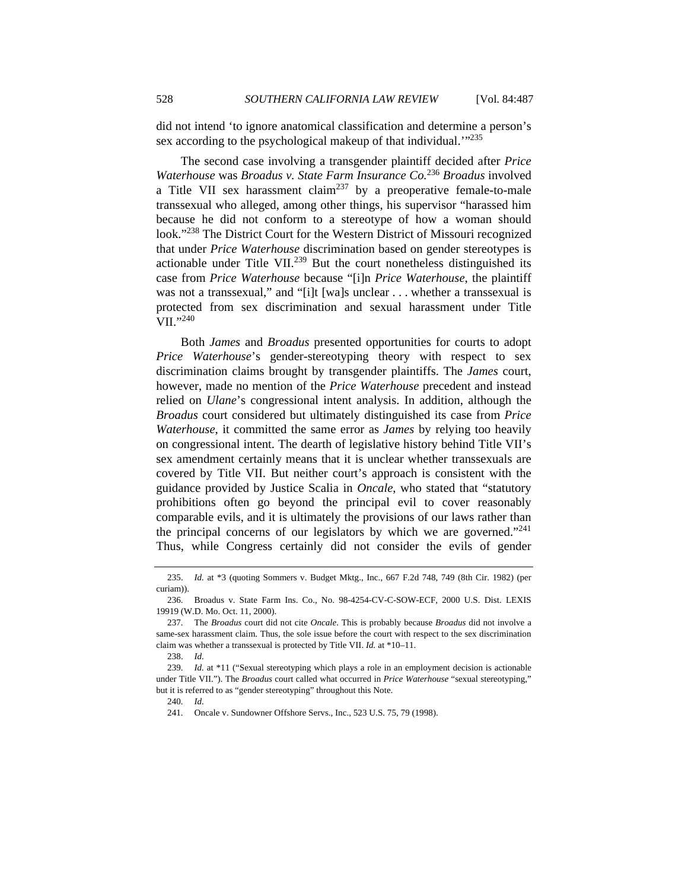did not intend 'to ignore anatomical classification and determine a person's sex according to the psychological makeup of that individual.'"[235]

The second case involving a transgender plaintiff decided after *Price Waterhouse* was *Broadus v. State Farm Insurance Co.*[236] *Broadus* involved a Title VII sex harassment claim[237] by a preoperative female-to-male transsexual who alleged, among other things, his supervisor "harassed him because he did not conform to a stereotype of how a woman should look."[238] The District Court for the Western District of Missouri recognized that under *Price Waterhouse* discrimination based on gender stereotypes is actionable under Title VII.[239] But the court nonetheless distinguished its case from *Price Waterhouse* because "[i]n *Price Waterhouse*, the plaintiff was not a transsexual," and "[i]t [wa]s unclear . . . whether a transsexual is protected from sex discrimination and sexual harassment under Title VII."[240]

Both *James* and *Broadus* presented opportunities for courts to adopt *Price Waterhouse*'s gender-stereotyping theory with respect to sex discrimination claims brought by transgender plaintiffs. The *James* court, however, made no mention of the *Price Waterhouse* precedent and instead relied on *Ulane*'s congressional intent analysis. In addition, although the *Broadus* court considered but ultimately distinguished its case from *Price Waterhouse*, it committed the same error as *James* by relying too heavily on congressional intent. The dearth of legislative history behind Title VII's sex amendment certainly means that it is unclear whether transsexuals are covered by Title VII. But neither court's approach is consistent with the guidance provided by Justice Scalia in *Oncale*, who stated that "statutory prohibitions often go beyond the principal evil to cover reasonably comparable evils, and it is ultimately the provisions of our laws rather than the principal concerns of our legislators by which we are governed."[241] Thus, while Congress certainly did not consider the evils of gender

---

235. *Id.* at *3 (quoting Sommers v. Budget Mktg., Inc., 667 F.2d 748, 749 (8th Cir. 1982) (per curiam)).

236. Broadus v. State Farm Ins. Co., No. 98-4254-CV-C-SOW-ECF, 2000 U.S. Dist. LEXIS 19919 (W.D. Mo. Oct. 11, 2000).

237. The *Broadus* court did not cite *Oncale*. This is probably because *Broadus* did not involve a same-sex harassment claim. Thus, the sole issue before the court with respect to the sex discrimination claim was whether a transsexual is protected by Title VII. *Id.* at *10–11.

238. *Id.*

239. *Id.* at *11 ("Sexual stereotyping which plays a role in an employment decision is actionable under Title VII."). The *Broadus* court called what occurred in *Price Waterhouse* "sexual stereotyping," but it is referred to as "gender stereotyping" throughout this Note.

240. *Id.*

241. Oncale v. Sundowner Offshore Servs., Inc., 523 U.S. 75, 79 (1998).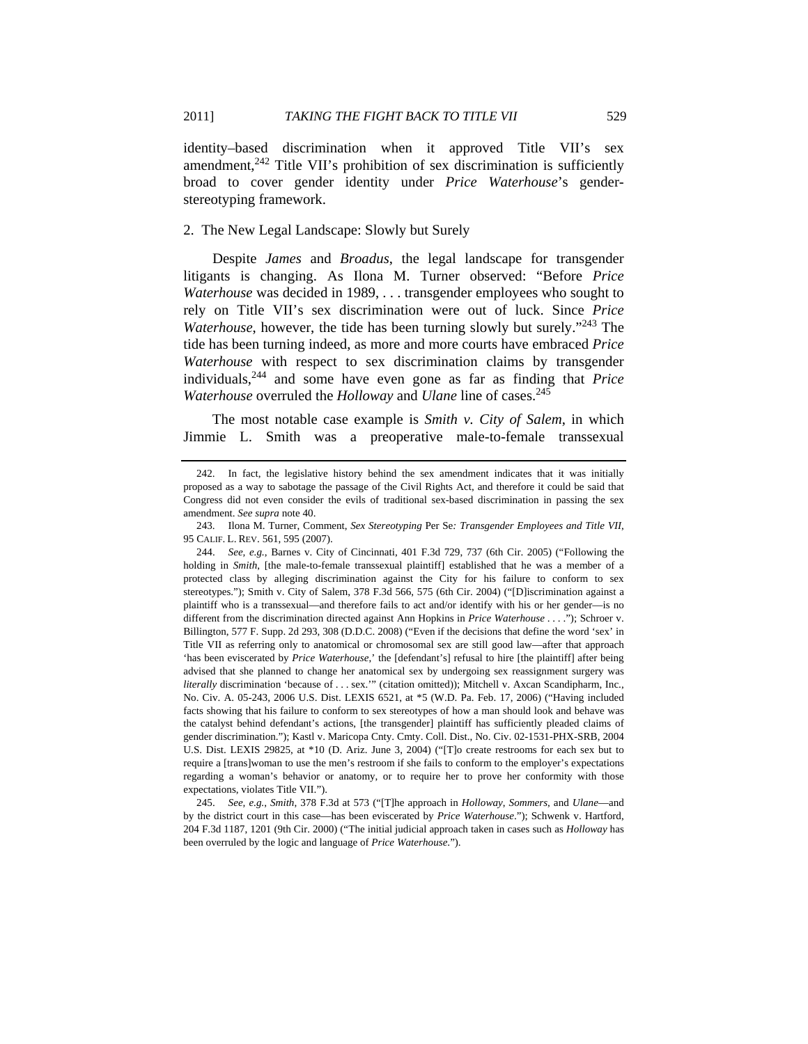identity–based discrimination when it approved Title VII's sex amendment,[242] Title VII's prohibition of sex discrimination is sufficiently broad to cover gender identity under *Price Waterhouse*'s gender-stereotyping framework.

2. The New Legal Landscape: Slowly but Surely

Despite *James* and *Broadus*, the legal landscape for transgender litigants is changing. As Ilona M. Turner observed: "Before *Price Waterhouse* was decided in 1989, . . . transgender employees who sought to rely on Title VII's sex discrimination were out of luck. Since *Price Waterhouse*, however, the tide has been turning slowly but surely."[243] The tide has been turning indeed, as more and more courts have embraced *Price Waterhouse* with respect to sex discrimination claims by transgender individuals,[244] and some have even gone as far as finding that *Price Waterhouse* overruled the *Holloway* and *Ulane* line of cases.[245]

The most notable case example is *Smith v. City of Salem*, in which Jimmie L. Smith was a preoperative male-to-female transsexual

---

242. In fact, the legislative history behind the sex amendment indicates that it was initially proposed as a way to sabotage the passage of the Civil Rights Act, and therefore it could be said that Congress did not even consider the evils of traditional sex-based discrimination in passing the sex amendment. *See supra* note 40.

243. Ilona M. Turner, Comment, *Sex Stereotyping* Per Se*: Transgender Employees and Title VII*, 95 CALIF. L. REV. 561, 595 (2007).

244. *See, e.g.*, Barnes v. City of Cincinnati, 401 F.3d 729, 737 (6th Cir. 2005) ("Following the holding in *Smith*, [the male-to-female transsexual plaintiff] established that he was a member of a protected class by alleging discrimination against the City for his failure to conform to sex stereotypes."); Smith v. City of Salem, 378 F.3d 566, 575 (6th Cir. 2004) ("[D]iscrimination against a plaintiff who is a transsexual—and therefore fails to act and/or identify with his or her gender—is no different from the discrimination directed against Ann Hopkins in *Price Waterhouse* . . . ."); Schroer v. Billington, 577 F. Supp. 2d 293, 308 (D.D.C. 2008) ("Even if the decisions that define the word 'sex' in Title VII as referring only to anatomical or chromosomal sex are still good law—after that approach 'has been eviscerated by *Price Waterhouse*,' the [defendant's] refusal to hire [the plaintiff] after being advised that she planned to change her anatomical sex by undergoing sex reassignment surgery was *literally* discrimination 'because of . . . sex.'" (citation omitted)); Mitchell v. Axcan Scandipharm, Inc., No. Civ. A. 05-243, 2006 U.S. Dist. LEXIS 6521, at *5 (W.D. Pa. Feb. 17, 2006) ("Having included facts showing that his failure to conform to sex stereotypes of how a man should look and behave was the catalyst behind defendant's actions, [the transgender] plaintiff has sufficiently pleaded claims of gender discrimination."); Kastl v. Maricopa Cnty. Cmty. Coll. Dist., No. Civ. 02-1531-PHX-SRB, 2004 U.S. Dist. LEXIS 29825, at *10 (D. Ariz. June 3, 2004) ("[T]o create restrooms for each sex but to require a [trans]woman to use the men's restroom if she fails to conform to the employer's expectations regarding a woman's behavior or anatomy, or to require her to prove her conformity with those expectations, violates Title VII.").

245. *See, e.g.*, *Smith*, 378 F.3d at 573 ("[T]he approach in *Holloway*, *Sommers*, and *Ulane*—and by the district court in this case—has been eviscerated by *Price Waterhouse*."); Schwenk v. Hartford, 204 F.3d 1187, 1201 (9th Cir. 2000) ("The initial judicial approach taken in cases such as *Holloway* has been overruled by the logic and language of *Price Waterhouse*.").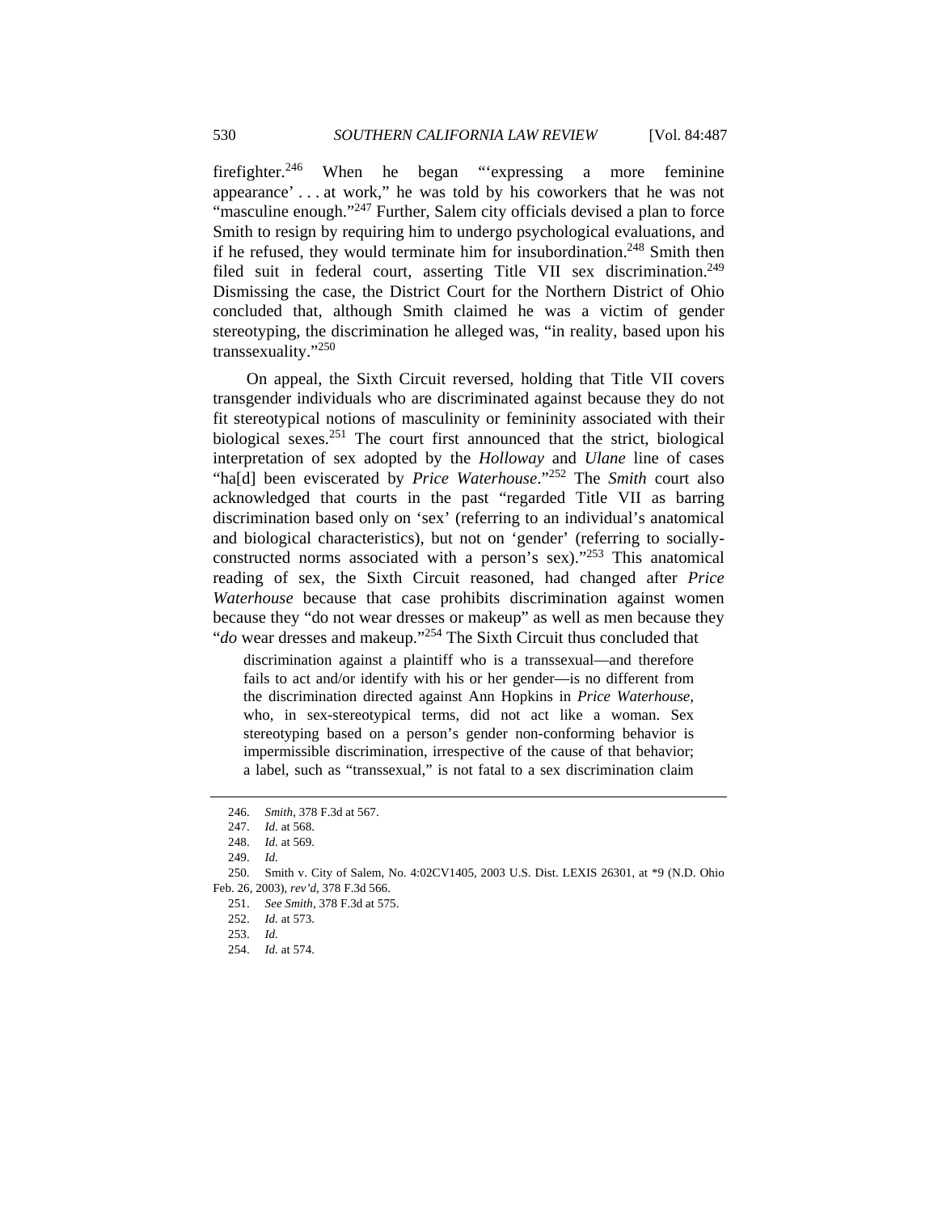firefighter.[246] When he began "'expressing a more feminine appearance' . . . at work," he was told by his coworkers that he was not "masculine enough."[247] Further, Salem city officials devised a plan to force Smith to resign by requiring him to undergo psychological evaluations, and if he refused, they would terminate him for insubordination.[248] Smith then filed suit in federal court, asserting Title VII sex discrimination.[249] Dismissing the case, the District Court for the Northern District of Ohio concluded that, although Smith claimed he was a victim of gender stereotyping, the discrimination he alleged was, "in reality, based upon his transsexuality."[250]

On appeal, the Sixth Circuit reversed, holding that Title VII covers transgender individuals who are discriminated against because they do not fit stereotypical notions of masculinity or femininity associated with their biological sexes.[251] The court first announced that the strict, biological interpretation of sex adopted by the *Holloway* and *Ulane* line of cases "ha[d] been eviscerated by *Price Waterhouse*."[252] The *Smith* court also acknowledged that courts in the past "regarded Title VII as barring discrimination based only on 'sex' (referring to an individual's anatomical and biological characteristics), but not on 'gender' (referring to socially-constructed norms associated with a person's sex)."[253] This anatomical reading of sex, the Sixth Circuit reasoned, had changed after *Price Waterhouse* because that case prohibits discrimination against women because they "do not wear dresses or makeup" as well as men because they "*do* wear dresses and makeup."[254] The Sixth Circuit thus concluded that

> discrimination against a plaintiff who is a transsexual—and therefore fails to act and/or identify with his or her gender—is no different from the discrimination directed against Ann Hopkins in *Price Waterhouse*, who, in sex-stereotypical terms, did not act like a woman. Sex stereotyping based on a person's gender non-conforming behavior is impermissible discrimination, irrespective of the cause of that behavior; a label, such as "transsexual," is not fatal to a sex discrimination claim

---

246. *Smith*, 378 F.3d at 567.

247. *Id.* at 568.

248. *Id.* at 569.

249. *Id.*

250. Smith v. City of Salem, No. 4:02CV1405, 2003 U.S. Dist. LEXIS 26301, at *9 (N.D. Ohio Feb. 26, 2003), *rev'd*, 378 F.3d 566.

251. *See Smith*, 378 F.3d at 575.

252. *Id.* at 573.

253. *Id.*

254. *Id.* at 574.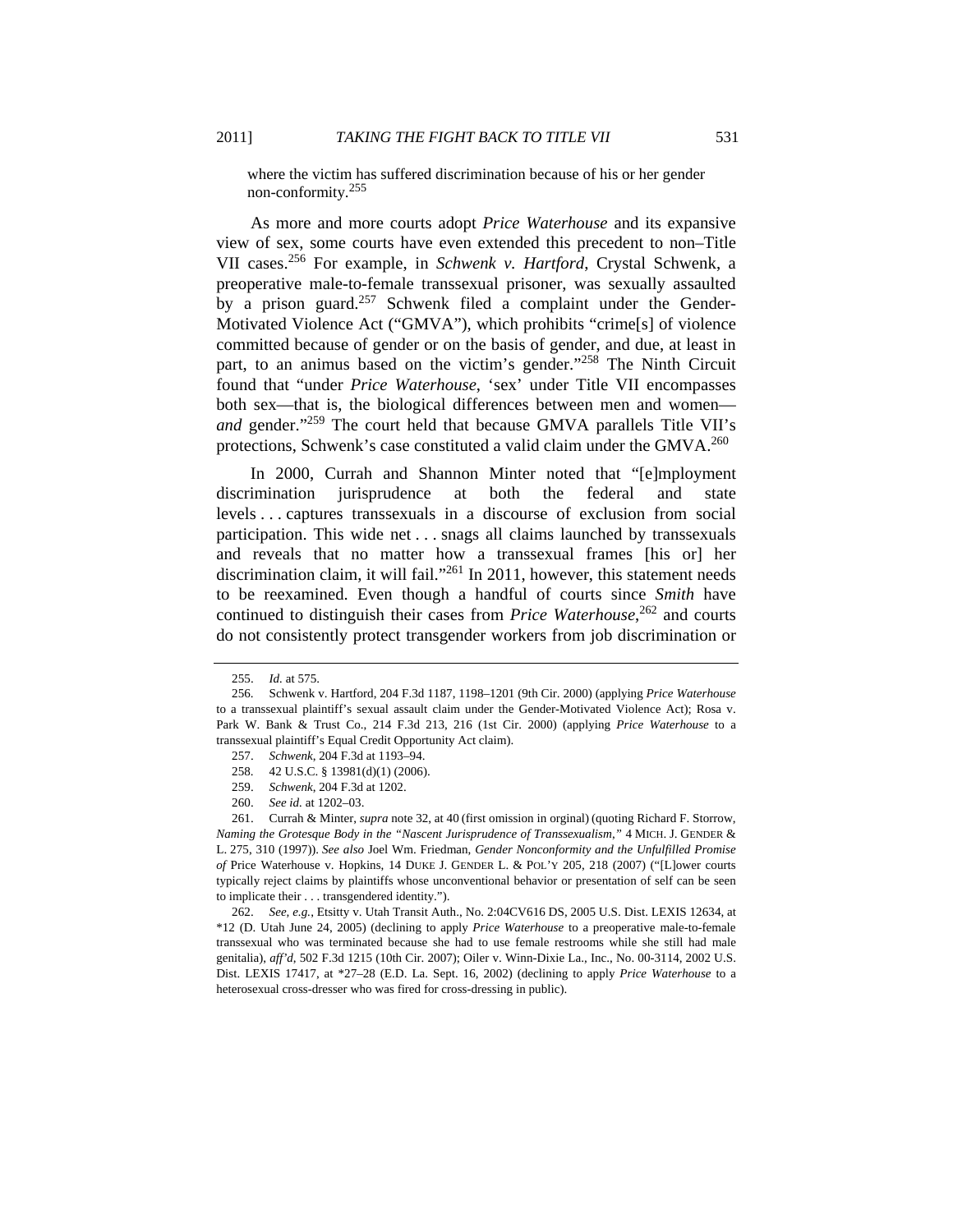where the victim has suffered discrimination because of his or her gender non-conformity.[255]

As more and more courts adopt *Price Waterhouse* and its expansive view of sex, some courts have even extended this precedent to non–Title VII cases.[256] For example, in *Schwenk v. Hartford*, Crystal Schwenk, a preoperative male-to-female transsexual prisoner, was sexually assaulted by a prison guard.[257] Schwenk filed a complaint under the Gender-Motivated Violence Act ("GMVA"), which prohibits "crime[s] of violence committed because of gender or on the basis of gender, and due, at least in part, to an animus based on the victim's gender."[258] The Ninth Circuit found that "under *Price Waterhouse*, 'sex' under Title VII encompasses both sex—that is, the biological differences between men and women—*and* gender."[259] The court held that because GMVA parallels Title VII's protections, Schwenk's case constituted a valid claim under the GMVA.[260]

In 2000, Currah and Shannon Minter noted that "[e]mployment discrimination jurisprudence at both the federal and state levels . . . captures transsexuals in a discourse of exclusion from social participation. This wide net . . . snags all claims launched by transsexuals and reveals that no matter how a transsexual frames [his or] her discrimination claim, it will fail."[261] In 2011, however, this statement needs to be reexamined. Even though a handful of courts since *Smith* have continued to distinguish their cases from *Price Waterhouse*,[262] and courts do not consistently protect transgender workers from job discrimination or

---

255. *Id.* at 575.

256. Schwenk v. Hartford, 204 F.3d 1187, 1198–1201 (9th Cir. 2000) (applying *Price Waterhouse* to a transsexual plaintiff's sexual assault claim under the Gender-Motivated Violence Act); Rosa v. Park W. Bank & Trust Co., 214 F.3d 213, 216 (1st Cir. 2000) (applying *Price Waterhouse* to a transsexual plaintiff's Equal Credit Opportunity Act claim).

257. *Schwenk*, 204 F.3d at 1193–94.

258. 42 U.S.C. § 13981(d)(1) (2006).

259. *Schwenk*, 204 F.3d at 1202.

260. *See id.* at 1202–03.

261. Currah & Minter, *supra* note 32, at 40 (first omission in orginal) (quoting Richard F. Storrow, *Naming the Grotesque Body in the "Nascent Jurisprudence of Transsexualism*,*"* 4 MICH. J. GENDER & L. 275, 310 (1997)). *See also* Joel Wm. Friedman, *Gender Nonconformity and the Unfulfilled Promise of* Price Waterhouse v. Hopkins, 14 DUKE J. GENDER L. & POL'Y 205, 218 (2007) ("[L]ower courts typically reject claims by plaintiffs whose unconventional behavior or presentation of self can be seen to implicate their . . . transgendered identity.").

262. *See, e.g.*, Etsitty v. Utah Transit Auth., No. 2:04CV616 DS, 2005 U.S. Dist. LEXIS 12634, at \*12 (D. Utah June 24, 2005) (declining to apply *Price Waterhouse* to a preoperative male-to-female transsexual who was terminated because she had to use female restrooms while she still had male genitalia), *aff'd*, 502 F.3d 1215 (10th Cir. 2007); Oiler v. Winn-Dixie La., Inc., No. 00-3114, 2002 U.S. Dist. LEXIS 17417, at \*27–28 (E.D. La. Sept. 16, 2002) (declining to apply *Price Waterhouse* to a heterosexual cross-dresser who was fired for cross-dressing in public).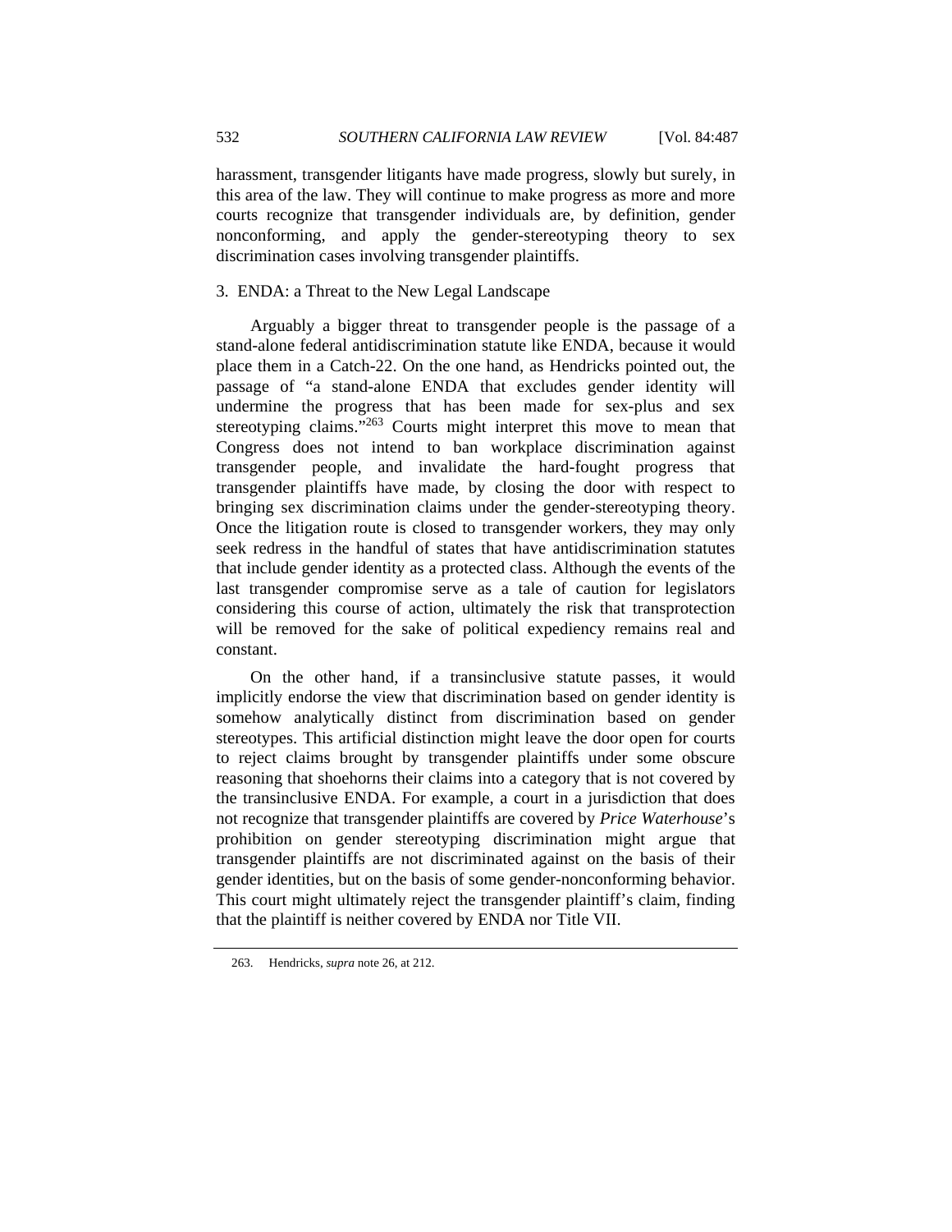harassment, transgender litigants have made progress, slowly but surely, in this area of the law. They will continue to make progress as more and more courts recognize that transgender individuals are, by definition, gender nonconforming, and apply the gender-stereotyping theory to sex discrimination cases involving transgender plaintiffs.

### 3. ENDA: a Threat to the New Legal Landscape

Arguably a bigger threat to transgender people is the passage of a stand-alone federal antidiscrimination statute like ENDA, because it would place them in a Catch-22. On the one hand, as Hendricks pointed out, the passage of "a stand-alone ENDA that excludes gender identity will undermine the progress that has been made for sex-plus and sex stereotyping claims."[263] Courts might interpret this move to mean that Congress does not intend to ban workplace discrimination against transgender people, and invalidate the hard-fought progress that transgender plaintiffs have made, by closing the door with respect to bringing sex discrimination claims under the gender-stereotyping theory. Once the litigation route is closed to transgender workers, they may only seek redress in the handful of states that have antidiscrimination statutes that include gender identity as a protected class. Although the events of the last transgender compromise serve as a tale of caution for legislators considering this course of action, ultimately the risk that transprotection will be removed for the sake of political expediency remains real and constant.

On the other hand, if a transinclusive statute passes, it would implicitly endorse the view that discrimination based on gender identity is somehow analytically distinct from discrimination based on gender stereotypes. This artificial distinction might leave the door open for courts to reject claims brought by transgender plaintiffs under some obscure reasoning that shoehorns their claims into a category that is not covered by the transinclusive ENDA. For example, a court in a jurisdiction that does not recognize that transgender plaintiffs are covered by *Price Waterhouse*'s prohibition on gender stereotyping discrimination might argue that transgender plaintiffs are not discriminated against on the basis of their gender identities, but on the basis of some gender-nonconforming behavior. This court might ultimately reject the transgender plaintiff's claim, finding that the plaintiff is neither covered by ENDA nor Title VII.

263. Hendricks, *supra* note 26, at 212.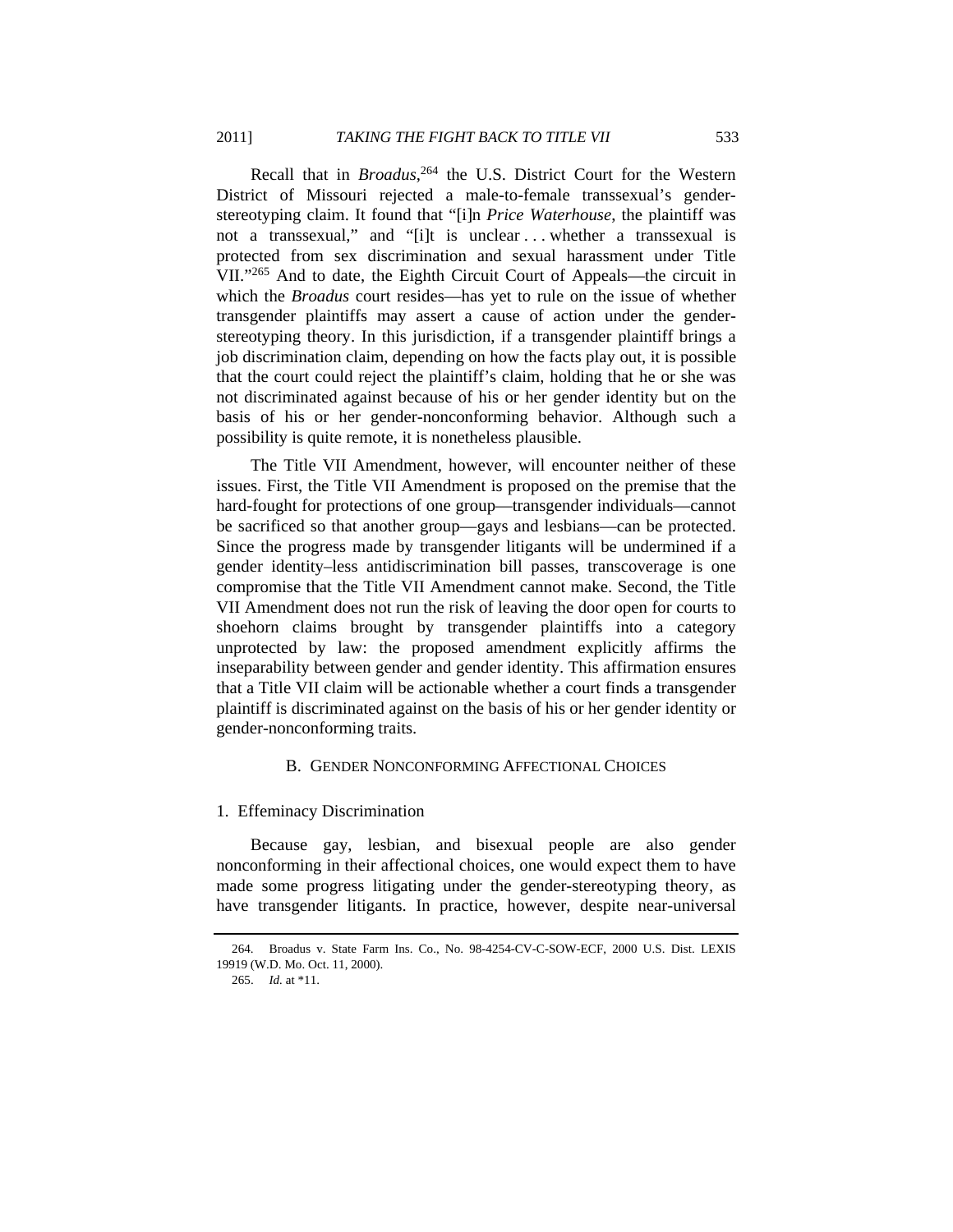Recall that in *Broadus*,[264] the U.S. District Court for the Western District of Missouri rejected a male-to-female transsexual's gender-stereotyping claim. It found that "[i]n *Price Waterhouse*, the plaintiff was not a transsexual," and "[i]t is unclear . . . whether a transsexual is protected from sex discrimination and sexual harassment under Title VII."[265] And to date, the Eighth Circuit Court of Appeals—the circuit in which the *Broadus* court resides—has yet to rule on the issue of whether transgender plaintiffs may assert a cause of action under the gender-stereotyping theory. In this jurisdiction, if a transgender plaintiff brings a job discrimination claim, depending on how the facts play out, it is possible that the court could reject the plaintiff's claim, holding that he or she was not discriminated against because of his or her gender identity but on the basis of his or her gender-nonconforming behavior. Although such a possibility is quite remote, it is nonetheless plausible.

The Title VII Amendment, however, will encounter neither of these issues. First, the Title VII Amendment is proposed on the premise that the hard-fought for protections of one group—transgender individuals—cannot be sacrificed so that another group—gays and lesbians—can be protected. Since the progress made by transgender litigants will be undermined if a gender identity–less antidiscrimination bill passes, transcoverage is one compromise that the Title VII Amendment cannot make. Second, the Title VII Amendment does not run the risk of leaving the door open for courts to shoehorn claims brought by transgender plaintiffs into a category unprotected by law: the proposed amendment explicitly affirms the inseparability between gender and gender identity. This affirmation ensures that a Title VII claim will be actionable whether a court finds a transgender plaintiff is discriminated against on the basis of his or her gender identity or gender-nonconforming traits.

### B. Gender Nonconforming Affectional Choices

#### 1. Effeminacy Discrimination

Because gay, lesbian, and bisexual people are also gender nonconforming in their affectional choices, one would expect them to have made some progress litigating under the gender-stereotyping theory, as have transgender litigants. In practice, however, despite near-universal

---

264. Broadus v. State Farm Ins. Co., No. 98-4254-CV-C-SOW-ECF, 2000 U.S. Dist. LEXIS 19919 (W.D. Mo. Oct. 11, 2000).

265. *Id.* at *11.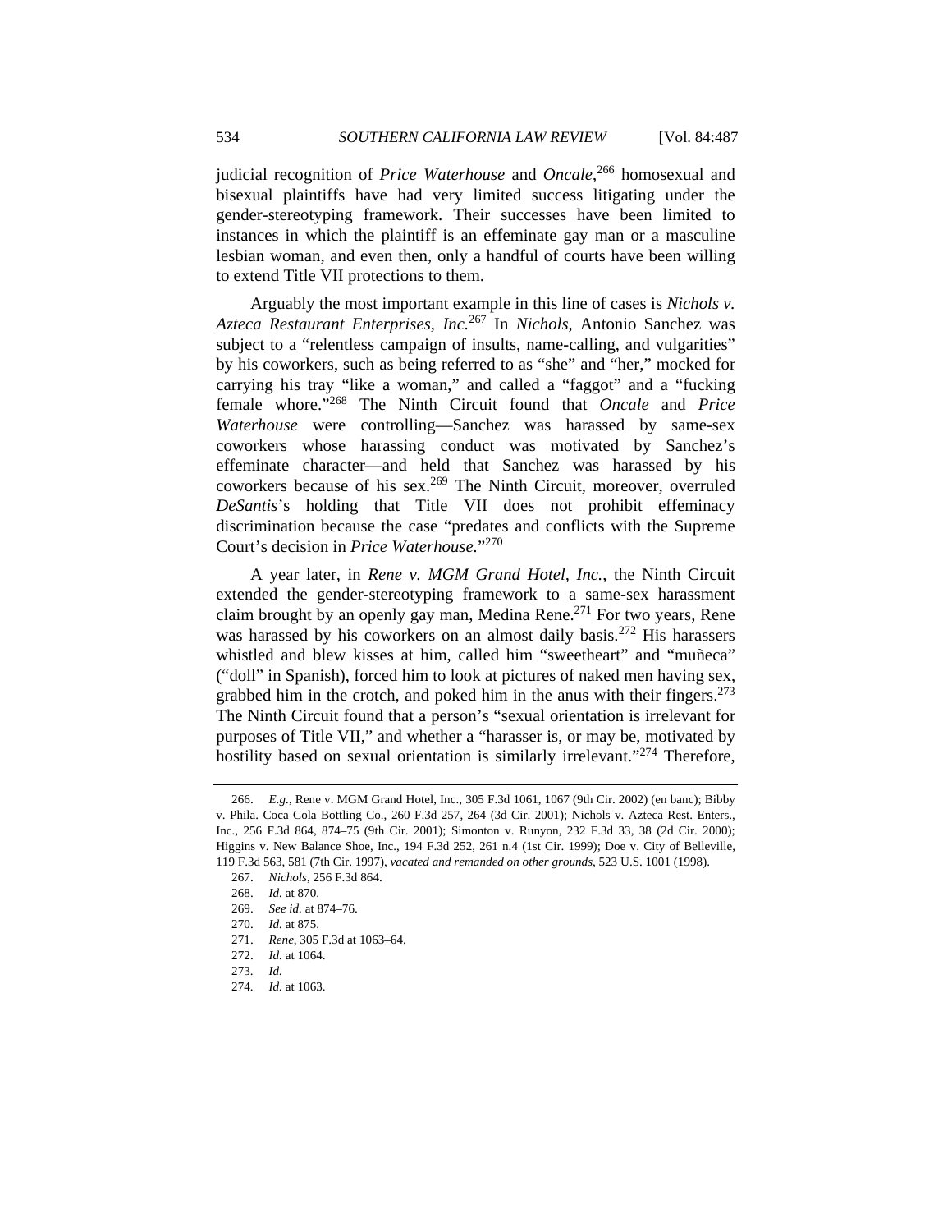judicial recognition of *Price Waterhouse* and *Oncale*,[266] homosexual and bisexual plaintiffs have had very limited success litigating under the gender-stereotyping framework. Their successes have been limited to instances in which the plaintiff is an effeminate gay man or a masculine lesbian woman, and even then, only a handful of courts have been willing to extend Title VII protections to them.

Arguably the most important example in this line of cases is *Nichols v. Azteca Restaurant Enterprises, Inc.*[267] In *Nichols*, Antonio Sanchez was subject to a "relentless campaign of insults, name-calling, and vulgarities" by his coworkers, such as being referred to as "she" and "her," mocked for carrying his tray "like a woman," and called a "faggot" and a "fucking female whore."[268] The Ninth Circuit found that *Oncale* and *Price Waterhouse* were controlling—Sanchez was harassed by same-sex coworkers whose harassing conduct was motivated by Sanchez's effeminate character—and held that Sanchez was harassed by his coworkers because of his sex.[269] The Ninth Circuit, moreover, overruled *DeSantis*'s holding that Title VII does not prohibit effeminacy discrimination because the case "predates and conflicts with the Supreme Court's decision in *Price Waterhouse*."[270]

A year later, in *Rene v. MGM Grand Hotel, Inc.*, the Ninth Circuit extended the gender-stereotyping framework to a same-sex harassment claim brought by an openly gay man, Medina Rene.[271] For two years, Rene was harassed by his coworkers on an almost daily basis.[272] His harassers whistled and blew kisses at him, called him "sweetheart" and "muñeca" ("doll" in Spanish), forced him to look at pictures of naked men having sex, grabbed him in the crotch, and poked him in the anus with their fingers.[273] The Ninth Circuit found that a person's "sexual orientation is irrelevant for purposes of Title VII," and whether a "harasser is, or may be, motivated by hostility based on sexual orientation is similarly irrelevant."[274] Therefore,

---

266. *E.g.*, Rene v. MGM Grand Hotel, Inc., 305 F.3d 1061, 1067 (9th Cir. 2002) (en banc); Bibby v. Phila. Coca Cola Bottling Co., 260 F.3d 257, 264 (3d Cir. 2001); Nichols v. Azteca Rest. Enters., Inc., 256 F.3d 864, 874–75 (9th Cir. 2001); Simonton v. Runyon, 232 F.3d 33, 38 (2d Cir. 2000); Higgins v. New Balance Shoe, Inc., 194 F.3d 252, 261 n.4 (1st Cir. 1999); Doe v. City of Belleville, 119 F.3d 563, 581 (7th Cir. 1997), *vacated and remanded on other grounds*, 523 U.S. 1001 (1998).

267. *Nichols*, 256 F.3d 864.

268. *Id.* at 870.

269. *See id.* at 874–76.

270. *Id.* at 875.

271. *Rene*, 305 F.3d at 1063–64.

272. *Id.* at 1064.

273. *Id.*

274. *Id.* at 1063.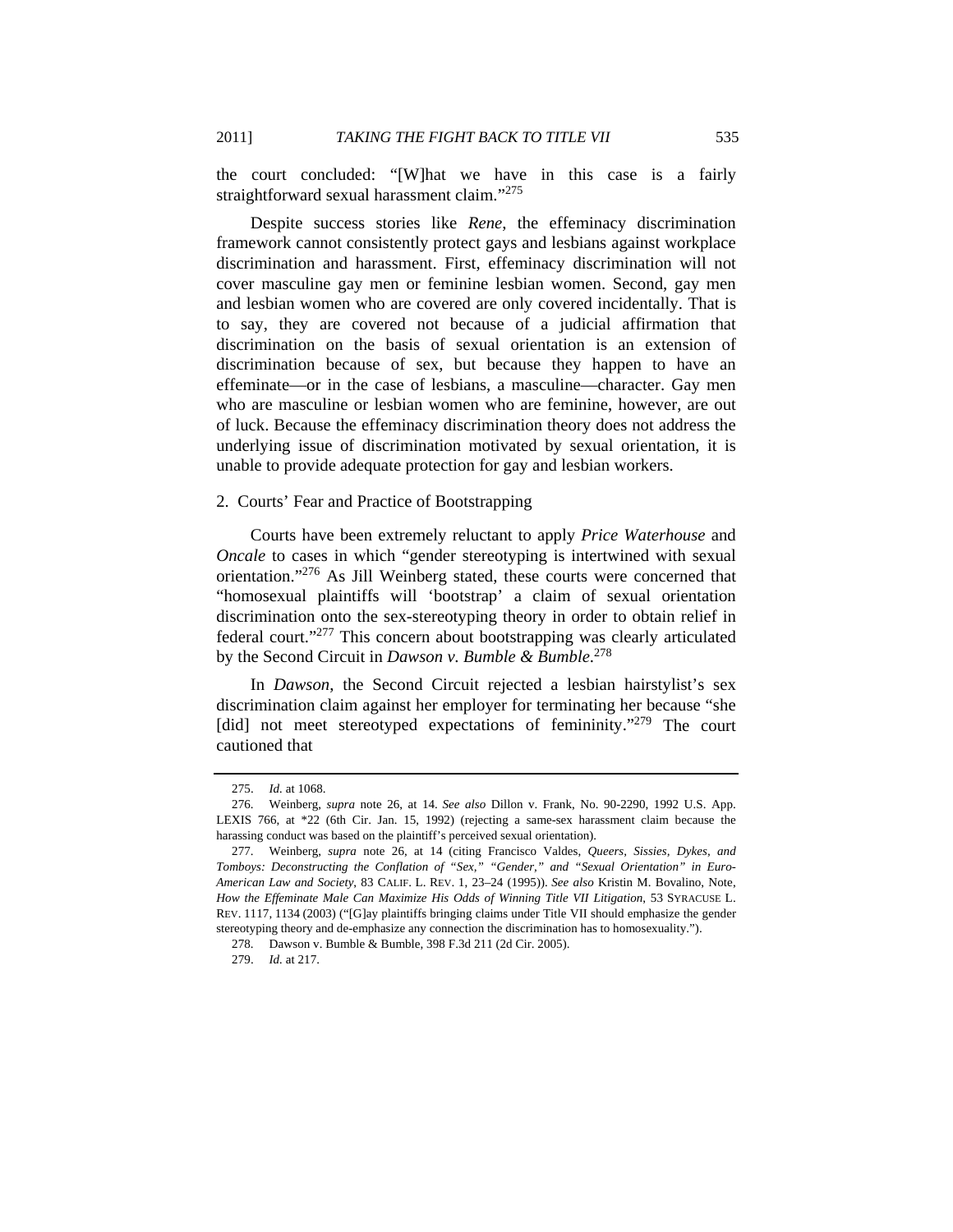the court concluded: "[W]hat we have in this case is a fairly straightforward sexual harassment claim."[275]

Despite success stories like *Rene*, the effeminacy discrimination framework cannot consistently protect gays and lesbians against workplace discrimination and harassment. First, effeminacy discrimination will not cover masculine gay men or feminine lesbian women. Second, gay men and lesbian women who are covered are only covered incidentally. That is to say, they are covered not because of a judicial affirmation that discrimination on the basis of sexual orientation is an extension of discrimination because of sex, but because they happen to have an effeminate—or in the case of lesbians, a masculine—character. Gay men who are masculine or lesbian women who are feminine, however, are out of luck. Because the effeminacy discrimination theory does not address the underlying issue of discrimination motivated by sexual orientation, it is unable to provide adequate protection for gay and lesbian workers.

### 2. Courts' Fear and Practice of Bootstrapping

Courts have been extremely reluctant to apply *Price Waterhouse* and *Oncale* to cases in which "gender stereotyping is intertwined with sexual orientation."[276] As Jill Weinberg stated, these courts were concerned that "homosexual plaintiffs will 'bootstrap' a claim of sexual orientation discrimination onto the sex-stereotyping theory in order to obtain relief in federal court."[277] This concern about bootstrapping was clearly articulated by the Second Circuit in *Dawson v. Bumble & Bumble*.[278]

In *Dawson*, the Second Circuit rejected a lesbian hairstylist's sex discrimination claim against her employer for terminating her because "she [did] not meet stereotyped expectations of femininity."[279] The court cautioned that

---

275. *Id.* at 1068.

276. Weinberg, *supra* note 26, at 14. *See also* Dillon v. Frank, No. 90-2290, 1992 U.S. App. LEXIS 766, at *22 (6th Cir. Jan. 15, 1992) (rejecting a same-sex harassment claim because the harassing conduct was based on the plaintiff's perceived sexual orientation).

277. Weinberg, *supra* note 26, at 14 (citing Francisco Valdes, *Queers, Sissies, Dykes, and Tomboys: Deconstructing the Conflation of "Sex," "Gender," and "Sexual Orientation" in Euro-American Law and Society*, 83 CALIF. L. REV. 1, 23–24 (1995)). *See also* Kristin M. Bovalino, Note, *How the Effeminate Male Can Maximize His Odds of Winning Title VII Litigation*, 53 SYRACUSE L. REV. 1117, 1134 (2003) ("[G]ay plaintiffs bringing claims under Title VII should emphasize the gender stereotyping theory and de-emphasize any connection the discrimination has to homosexuality.").

278. Dawson v. Bumble & Bumble, 398 F.3d 211 (2d Cir. 2005).

279. *Id.* at 217.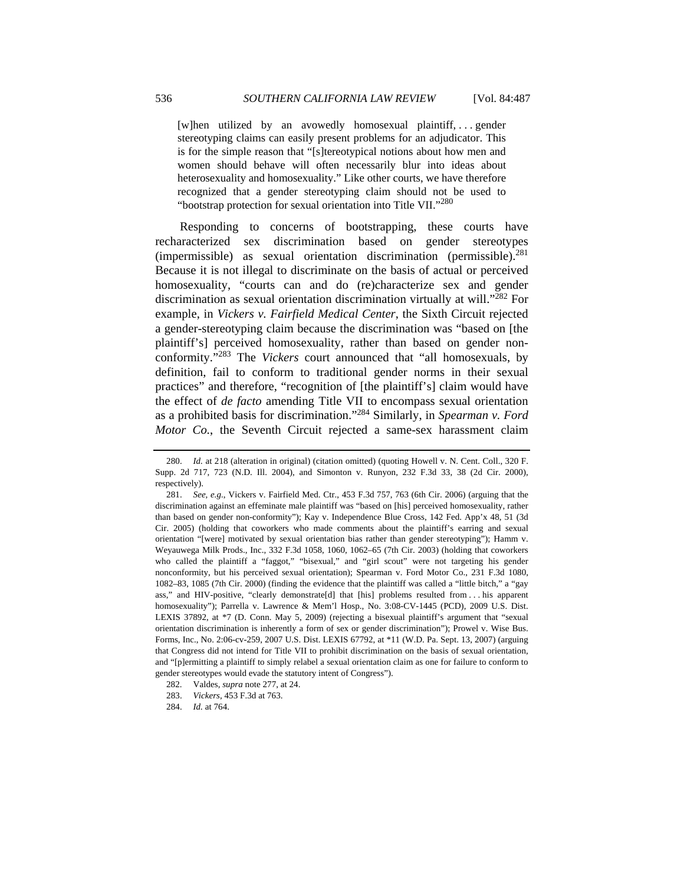> [w]hen utilized by an avowedly homosexual plaintiff, . . . gender stereotyping claims can easily present problems for an adjudicator. This is for the simple reason that "[s]tereotypical notions about how men and women should behave will often necessarily blur into ideas about heterosexuality and homosexuality." Like other courts, we have therefore recognized that a gender stereotyping claim should not be used to "bootstrap protection for sexual orientation into Title VII."[280]

Responding to concerns of bootstrapping, these courts have recharacterized sex discrimination based on gender stereotypes (impermissible) as sexual orientation discrimination (permissible).[281] Because it is not illegal to discriminate on the basis of actual or perceived homosexuality, "courts can and do (re)characterize sex and gender discrimination as sexual orientation discrimination virtually at will."[282] For example, in *Vickers v. Fairfield Medical Center*, the Sixth Circuit rejected a gender-stereotyping claim because the discrimination was "based on [the plaintiff's] perceived homosexuality, rather than based on gender non-conformity."[283] The *Vickers* court announced that "all homosexuals, by definition, fail to conform to traditional gender norms in their sexual practices" and therefore, "recognition of [the plaintiff's] claim would have the effect of *de facto* amending Title VII to encompass sexual orientation as a prohibited basis for discrimination."[284] Similarly, in *Spearman v. Ford Motor Co.*, the Seventh Circuit rejected a same-sex harassment claim

---

280. *Id.* at 218 (alteration in original) (citation omitted) (quoting Howell v. N. Cent. Coll., 320 F. Supp. 2d 717, 723 (N.D. Ill. 2004), and Simonton v. Runyon, 232 F.3d 33, 38 (2d Cir. 2000), respectively).

281. *See, e.g.*, Vickers v. Fairfield Med. Ctr., 453 F.3d 757, 763 (6th Cir. 2006) (arguing that the discrimination against an effeminate male plaintiff was "based on [his] perceived homosexuality, rather than based on gender non-conformity"); Kay v. Independence Blue Cross, 142 Fed. App'x 48, 51 (3d Cir. 2005) (holding that coworkers who made comments about the plaintiff's earring and sexual orientation "[were] motivated by sexual orientation bias rather than gender stereotyping"); Hamm v. Weyauwega Milk Prods., Inc., 332 F.3d 1058, 1060, 1062–65 (7th Cir. 2003) (holding that coworkers who called the plaintiff a "faggot," "bisexual," and "girl scout" were not targeting his gender nonconformity, but his perceived sexual orientation); Spearman v. Ford Motor Co., 231 F.3d 1080, 1082–83, 1085 (7th Cir. 2000) (finding the evidence that the plaintiff was called a "little bitch," a "gay ass," and HIV-positive, "clearly demonstrate[d] that [his] problems resulted from . . . his apparent homosexuality"); Parrella v. Lawrence & Mem'l Hosp., No. 3:08-CV-1445 (PCD), 2009 U.S. Dist. LEXIS 37892, at *7 (D. Conn. May 5, 2009) (rejecting a bisexual plaintiff's argument that "sexual orientation discrimination is inherently a form of sex or gender discrimination"); Prowel v. Wise Bus. Forms, Inc., No. 2:06-cv-259, 2007 U.S. Dist. LEXIS 67792, at *11 (W.D. Pa. Sept. 13, 2007) (arguing that Congress did not intend for Title VII to prohibit discrimination on the basis of sexual orientation, and "[p]ermitting a plaintiff to simply relabel a sexual orientation claim as one for failure to conform to gender stereotypes would evade the statutory intent of Congress").

282. Valdes, *supra* note 277, at 24.

283. *Vickers*, 453 F.3d at 763.

284. *Id.* at 764.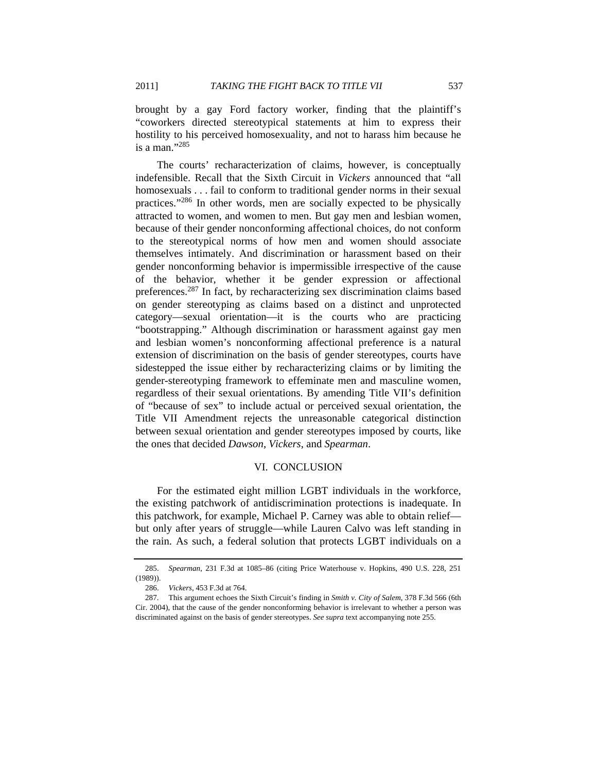brought by a gay Ford factory worker, finding that the plaintiff's "coworkers directed stereotypical statements at him to express their hostility to his perceived homosexuality, and not to harass him because he is a man."[285]

The courts' recharacterization of claims, however, is conceptually indefensible. Recall that the Sixth Circuit in *Vickers* announced that "all homosexuals . . . fail to conform to traditional gender norms in their sexual practices."[286] In other words, men are socially expected to be physically attracted to women, and women to men. But gay men and lesbian women, because of their gender nonconforming affectional choices, do not conform to the stereotypical norms of how men and women should associate themselves intimately. And discrimination or harassment based on their gender nonconforming behavior is impermissible irrespective of the cause of the behavior, whether it be gender expression or affectional preferences.[287] In fact, by recharacterizing sex discrimination claims based on gender stereotyping as claims based on a distinct and unprotected category—sexual orientation—it is the courts who are practicing "bootstrapping." Although discrimination or harassment against gay men and lesbian women's nonconforming affectional preference is a natural extension of discrimination on the basis of gender stereotypes, courts have sidestepped the issue either by recharacterizing claims or by limiting the gender-stereotyping framework to effeminate men and masculine women, regardless of their sexual orientations. By amending Title VII's definition of "because of sex" to include actual or perceived sexual orientation, the Title VII Amendment rejects the unreasonable categorical distinction between sexual orientation and gender stereotypes imposed by courts, like the ones that decided *Dawson*, *Vickers*, and *Spearman*.

## VI. CONCLUSION

For the estimated eight million LGBT individuals in the workforce, the existing patchwork of antidiscrimination protections is inadequate. In this patchwork, for example, Michael P. Carney was able to obtain relief—but only after years of struggle—while Lauren Calvo was left standing in the rain. As such, a federal solution that protects LGBT individuals on a

---

285. *Spearman*, 231 F.3d at 1085–86 (citing Price Waterhouse v. Hopkins, 490 U.S. 228, 251 (1989)).

286. *Vickers*, 453 F.3d at 764.

287. This argument echoes the Sixth Circuit's finding in *Smith v. City of Salem*, 378 F.3d 566 (6th Cir. 2004), that the cause of the gender nonconforming behavior is irrelevant to whether a person was discriminated against on the basis of gender stereotypes. *See supra* text accompanying note 255.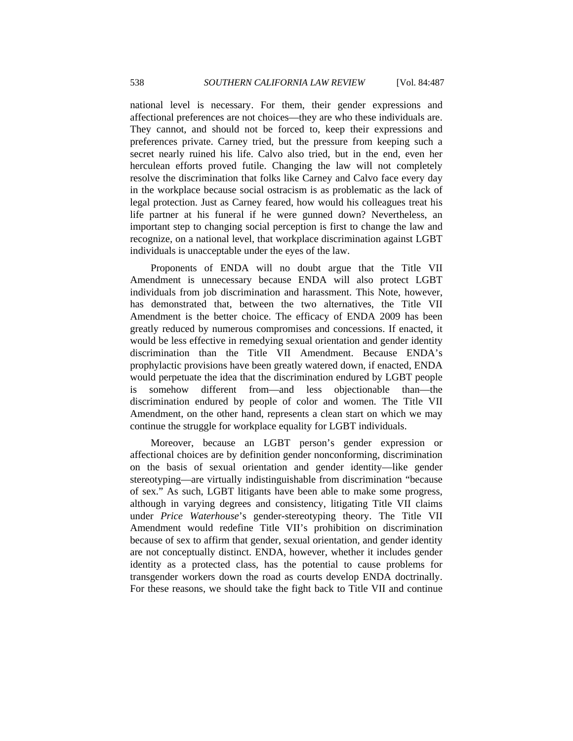national level is necessary. For them, their gender expressions and affectional preferences are not choices—they are who these individuals are. They cannot, and should not be forced to, keep their expressions and preferences private. Carney tried, but the pressure from keeping such a secret nearly ruined his life. Calvo also tried, but in the end, even her herculean efforts proved futile. Changing the law will not completely resolve the discrimination that folks like Carney and Calvo face every day in the workplace because social ostracism is as problematic as the lack of legal protection. Just as Carney feared, how would his colleagues treat his life partner at his funeral if he were gunned down? Nevertheless, an important step to changing social perception is first to change the law and recognize, on a national level, that workplace discrimination against LGBT individuals is unacceptable under the eyes of the law.

Proponents of ENDA will no doubt argue that the Title VII Amendment is unnecessary because ENDA will also protect LGBT individuals from job discrimination and harassment. This Note, however, has demonstrated that, between the two alternatives, the Title VII Amendment is the better choice. The efficacy of ENDA 2009 has been greatly reduced by numerous compromises and concessions. If enacted, it would be less effective in remedying sexual orientation and gender identity discrimination than the Title VII Amendment. Because ENDA's prophylactic provisions have been greatly watered down, if enacted, ENDA would perpetuate the idea that the discrimination endured by LGBT people is somehow different from—and less objectionable than—the discrimination endured by people of color and women. The Title VII Amendment, on the other hand, represents a clean start on which we may continue the struggle for workplace equality for LGBT individuals.

Moreover, because an LGBT person's gender expression or affectional choices are by definition gender nonconforming, discrimination on the basis of sexual orientation and gender identity—like gender stereotyping—are virtually indistinguishable from discrimination "because of sex." As such, LGBT litigants have been able to make some progress, although in varying degrees and consistency, litigating Title VII claims under *Price Waterhouse*'s gender-stereotyping theory. The Title VII Amendment would redefine Title VII's prohibition on discrimination because of sex to affirm that gender, sexual orientation, and gender identity are not conceptually distinct. ENDA, however, whether it includes gender identity as a protected class, has the potential to cause problems for transgender workers down the road as courts develop ENDA doctrinally. For these reasons, we should take the fight back to Title VII and continue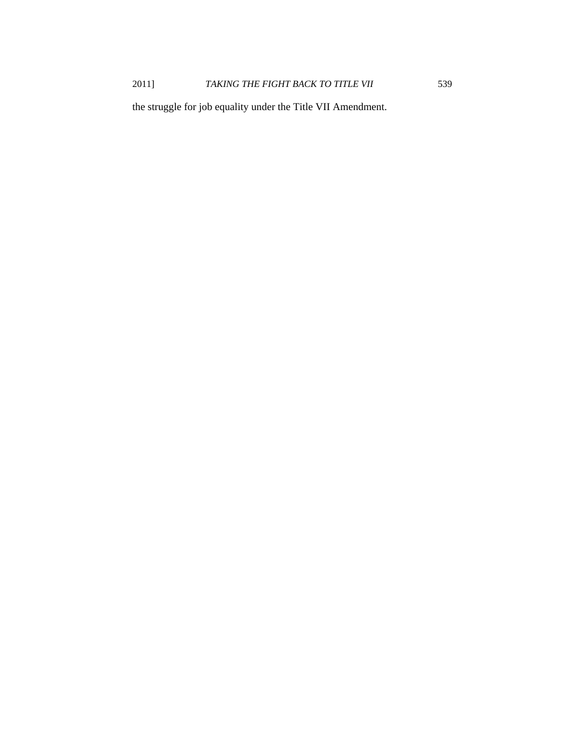the struggle for job equality under the Title VII Amendment.